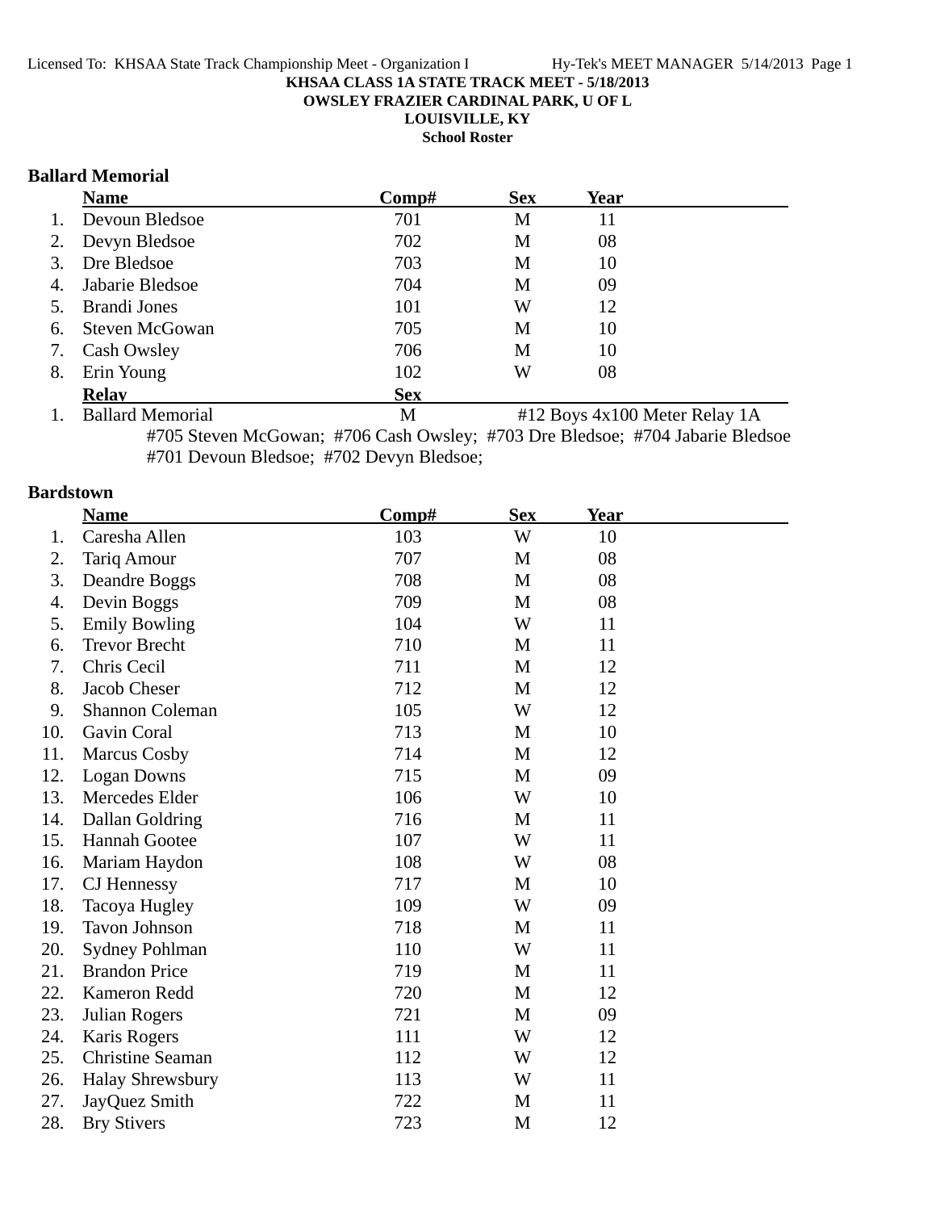**KHSAA CLASS 1A STATE TRACK MEET - 5/18/2013**

**OWSLEY FRAZIER CARDINAL PARK, U OF L**

**LOUISVILLE, KY**

**School Roster**

## Ballard Memorial

| | Name | Comp# | Sex | Year |
|---|---|---|---|---|
| 1. | Devoun Bledsoe | 701 | M | 11 |
| 2. | Devyn Bledsoe | 702 | M | 08 |
| 3. | Dre Bledsoe | 703 | M | 10 |
| 4. | Jabarie Bledsoe | 704 | M | 09 |
| 5. | Brandi Jones | 101 | W | 12 |
| 6. | Steven McGowan | 705 | M | 10 |
| 7. | Cash Owsley | 706 | M | 10 |
| 8. | Erin Young | 102 | W | 08 |

| | Relay | Sex | |
|---|---|---|---|
| 1. | Ballard Memorial | M | #12 Boys 4x100 Meter Relay 1A |

#705 Steven McGowan; #706 Cash Owsley; #703 Dre Bledsoe; #704 Jabarie Bledsoe
#701 Devoun Bledsoe; #702 Devyn Bledsoe;

## Bardstown

| | Name | Comp# | Sex | Year |
|---|---|---|---|---|
| 1. | Caresha Allen | 103 | W | 10 |
| 2. | Tariq Amour | 707 | M | 08 |
| 3. | Deandre Boggs | 708 | M | 08 |
| 4. | Devin Boggs | 709 | M | 08 |
| 5. | Emily Bowling | 104 | W | 11 |
| 6. | Trevor Brecht | 710 | M | 11 |
| 7. | Chris Cecil | 711 | M | 12 |
| 8. | Jacob Cheser | 712 | M | 12 |
| 9. | Shannon Coleman | 105 | W | 12 |
| 10. | Gavin Coral | 713 | M | 10 |
| 11. | Marcus Cosby | 714 | M | 12 |
| 12. | Logan Downs | 715 | M | 09 |
| 13. | Mercedes Elder | 106 | W | 10 |
| 14. | Dallan Goldring | 716 | M | 11 |
| 15. | Hannah Gootee | 107 | W | 11 |
| 16. | Mariam Haydon | 108 | W | 08 |
| 17. | CJ Hennessy | 717 | M | 10 |
| 18. | Tacoya Hugley | 109 | W | 09 |
| 19. | Tavon Johnson | 718 | M | 11 |
| 20. | Sydney Pohlman | 110 | W | 11 |
| 21. | Brandon Price | 719 | M | 11 |
| 22. | Kameron Redd | 720 | M | 12 |
| 23. | Julian Rogers | 721 | M | 09 |
| 24. | Karis Rogers | 111 | W | 12 |
| 25. | Christine Seaman | 112 | W | 12 |
| 26. | Halay Shrewsbury | 113 | W | 11 |
| 27. | JayQuez Smith | 722 | M | 11 |
| 28. | Bry Stivers | 723 | M | 12 |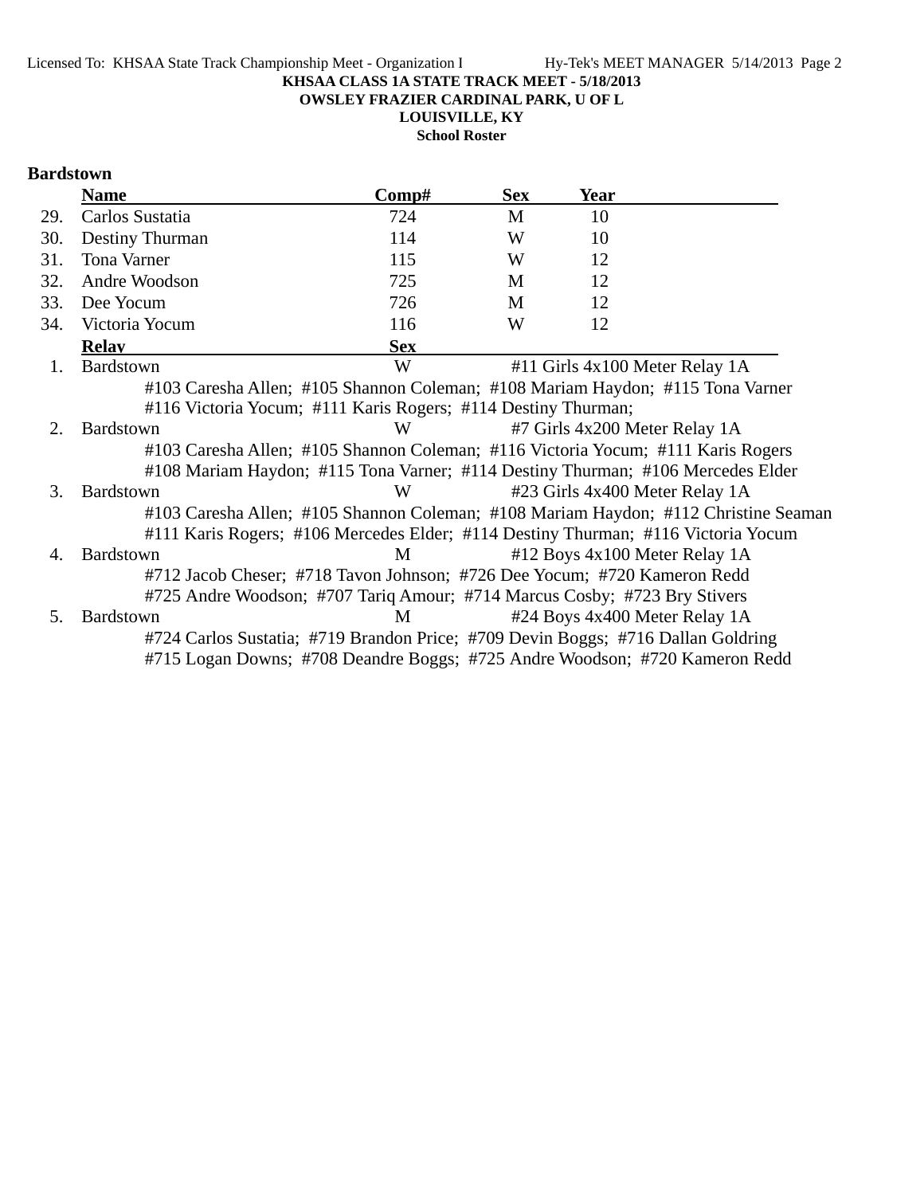KHSAA CLASS 1A STATE TRACK MEET - 5/18/2013
OWSLEY FRAZIER CARDINAL PARK, U OF L
LOUISVILLE, KY
School Roster

**Bardstown**

| | Name | Comp# | Sex | Year |
|---|---|---|---|---|
| 29. | Carlos Sustatia | 724 | M | 10 |
| 30. | Destiny Thurman | 114 | W | 10 |
| 31. | Tona Varner | 115 | W | 12 |
| 32. | Andre Woodson | 725 | M | 12 |
| 33. | Dee Yocum | 726 | M | 12 |
| 34. | Victoria Yocum | 116 | W | 12 |

| | Relay | Sex | Event |
|---|---|---|---|
| 1. | Bardstown | W | #11 Girls 4x100 Meter Relay 1A |
| | #103 Caresha Allen; #105 Shannon Coleman; #108 Mariam Haydon; #115 Tona Varner #116 Victoria Yocum; #111 Karis Rogers; #114 Destiny Thurman; | | |
| 2. | Bardstown | W | #7 Girls 4x200 Meter Relay 1A |
| | #103 Caresha Allen; #105 Shannon Coleman; #116 Victoria Yocum; #111 Karis Rogers #108 Mariam Haydon; #115 Tona Varner; #114 Destiny Thurman; #106 Mercedes Elder | | |
| 3. | Bardstown | W | #23 Girls 4x400 Meter Relay 1A |
| | #103 Caresha Allen; #105 Shannon Coleman; #108 Mariam Haydon; #112 Christine Seaman #111 Karis Rogers; #106 Mercedes Elder; #114 Destiny Thurman; #116 Victoria Yocum | | |
| 4. | Bardstown | M | #12 Boys 4x100 Meter Relay 1A |
| | #712 Jacob Cheser; #718 Tavon Johnson; #726 Dee Yocum; #720 Kameron Redd #725 Andre Woodson; #707 Tariq Amour; #714 Marcus Cosby; #723 Bry Stivers | | |
| 5. | Bardstown | M | #24 Boys 4x400 Meter Relay 1A |
| | #724 Carlos Sustatia; #719 Brandon Price; #709 Devin Boggs; #716 Dallan Goldring #715 Logan Downs; #708 Deandre Boggs; #725 Andre Woodson; #720 Kameron Redd | | |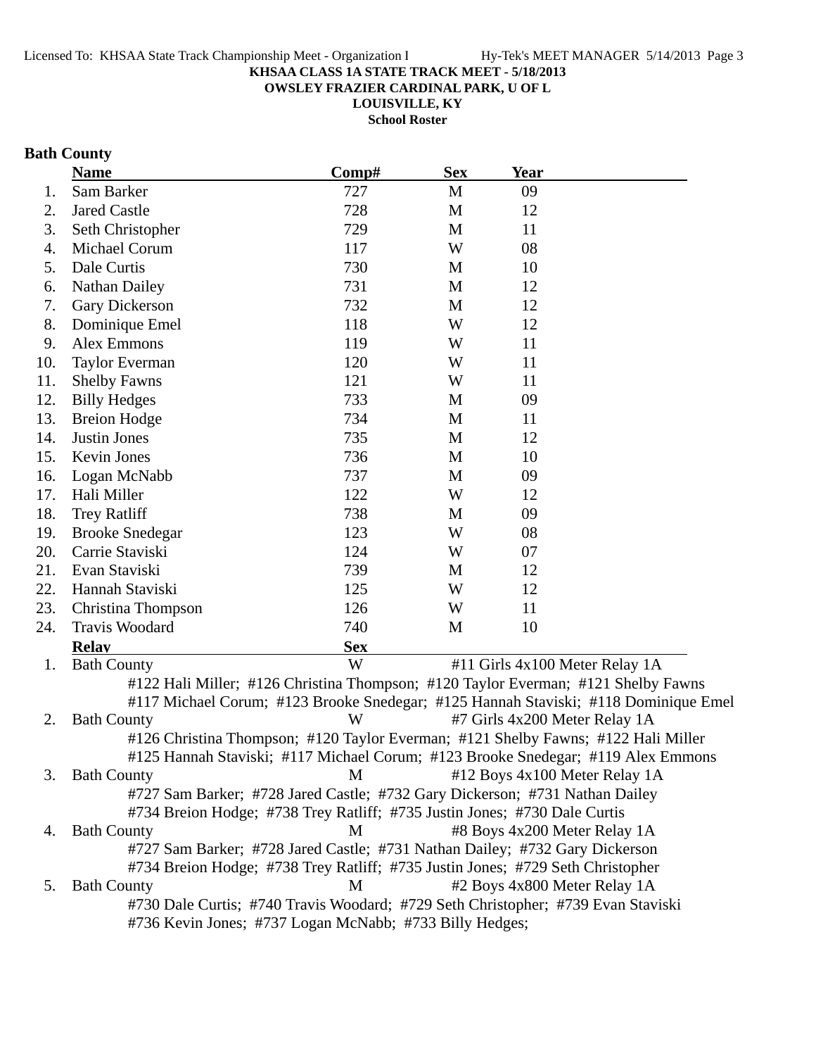**KHSAA CLASS 1A STATE TRACK MEET - 5/18/2013**
**OWSLEY FRAZIER CARDINAL PARK, U OF L**
**LOUISVILLE, KY**
**School Roster**

## Bath County

| | Name | Comp# | Sex | Year |
|---|---|---|---|---|
| 1. | Sam Barker | 727 | M | 09 |
| 2. | Jared Castle | 728 | M | 12 |
| 3. | Seth Christopher | 729 | M | 11 |
| 4. | Michael Corum | 117 | W | 08 |
| 5. | Dale Curtis | 730 | M | 10 |
| 6. | Nathan Dailey | 731 | M | 12 |
| 7. | Gary Dickerson | 732 | M | 12 |
| 8. | Dominique Emel | 118 | W | 12 |
| 9. | Alex Emmons | 119 | W | 11 |
| 10. | Taylor Everman | 120 | W | 11 |
| 11. | Shelby Fawns | 121 | W | 11 |
| 12. | Billy Hedges | 733 | M | 09 |
| 13. | Breion Hodge | 734 | M | 11 |
| 14. | Justin Jones | 735 | M | 12 |
| 15. | Kevin Jones | 736 | M | 10 |
| 16. | Logan McNabb | 737 | M | 09 |
| 17. | Hali Miller | 122 | W | 12 |
| 18. | Trey Ratliff | 738 | M | 09 |
| 19. | Brooke Snedegar | 123 | W | 08 |
| 20. | Carrie Staviski | 124 | W | 07 |
| 21. | Evan Staviski | 739 | M | 12 |
| 22. | Hannah Staviski | 125 | W | 12 |
| 23. | Christina Thompson | 126 | W | 11 |
| 24. | Travis Woodard | 740 | M | 10 |

| | Relay | Sex | Event |
|---|---|---|---|
| 1. | Bath County | W | #11 Girls 4x100 Meter Relay 1A |
| | #122 Hali Miller; #126 Christina Thompson; #120 Taylor Everman; #121 Shelby Fawns<br>#117 Michael Corum; #123 Brooke Snedegar; #125 Hannah Staviski; #118 Dominique Emel | | |
| 2. | Bath County | W | #7 Girls 4x200 Meter Relay 1A |
| | #126 Christina Thompson; #120 Taylor Everman; #121 Shelby Fawns; #122 Hali Miller<br>#125 Hannah Staviski; #117 Michael Corum; #123 Brooke Snedegar; #119 Alex Emmons | | |
| 3. | Bath County | M | #12 Boys 4x100 Meter Relay 1A |
| | #727 Sam Barker; #728 Jared Castle; #732 Gary Dickerson; #731 Nathan Dailey<br>#734 Breion Hodge; #738 Trey Ratliff; #735 Justin Jones; #730 Dale Curtis | | |
| 4. | Bath County | M | #8 Boys 4x200 Meter Relay 1A |
| | #727 Sam Barker; #728 Jared Castle; #731 Nathan Dailey; #732 Gary Dickerson<br>#734 Breion Hodge; #738 Trey Ratliff; #735 Justin Jones; #729 Seth Christopher | | |
| 5. | Bath County | M | #2 Boys 4x800 Meter Relay 1A |
| | #730 Dale Curtis; #740 Travis Woodard; #729 Seth Christopher; #739 Evan Staviski<br>#736 Kevin Jones; #737 Logan McNabb; #733 Billy Hedges; | | |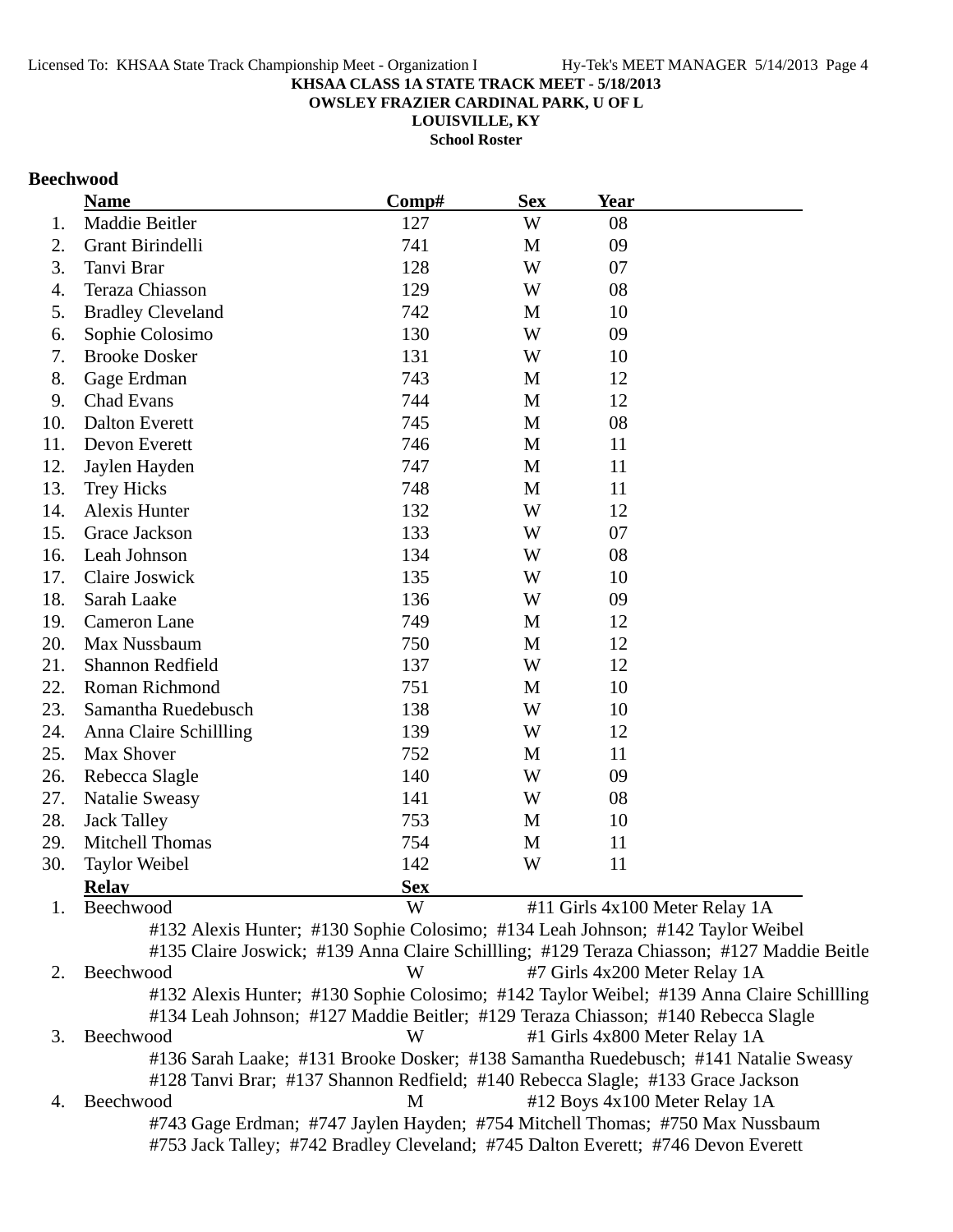**KHSAA CLASS 1A STATE TRACK MEET - 5/18/2013**
**OWSLEY FRAZIER CARDINAL PARK, U OF L**
**LOUISVILLE, KY**
**School Roster**

## Beechwood

| | Name | Comp# | Sex | Year |
|---|---|---|---|---|
| 1. | Maddie Beitler | 127 | W | 08 |
| 2. | Grant Birindelli | 741 | M | 09 |
| 3. | Tanvi Brar | 128 | W | 07 |
| 4. | Teraza Chiasson | 129 | W | 08 |
| 5. | Bradley Cleveland | 742 | M | 10 |
| 6. | Sophie Colosimo | 130 | W | 09 |
| 7. | Brooke Dosker | 131 | W | 10 |
| 8. | Gage Erdman | 743 | M | 12 |
| 9. | Chad Evans | 744 | M | 12 |
| 10. | Dalton Everett | 745 | M | 08 |
| 11. | Devon Everett | 746 | M | 11 |
| 12. | Jaylen Hayden | 747 | M | 11 |
| 13. | Trey Hicks | 748 | M | 11 |
| 14. | Alexis Hunter | 132 | W | 12 |
| 15. | Grace Jackson | 133 | W | 07 |
| 16. | Leah Johnson | 134 | W | 08 |
| 17. | Claire Joswick | 135 | W | 10 |
| 18. | Sarah Laake | 136 | W | 09 |
| 19. | Cameron Lane | 749 | M | 12 |
| 20. | Max Nussbaum | 750 | M | 12 |
| 21. | Shannon Redfield | 137 | W | 12 |
| 22. | Roman Richmond | 751 | M | 10 |
| 23. | Samantha Ruedebusch | 138 | W | 10 |
| 24. | Anna Claire Schillling | 139 | W | 12 |
| 25. | Max Shover | 752 | M | 11 |
| 26. | Rebecca Slagle | 140 | W | 09 |
| 27. | Natalie Sweasy | 141 | W | 08 |
| 28. | Jack Talley | 753 | M | 10 |
| 29. | Mitchell Thomas | 754 | M | 11 |
| 30. | Taylor Weibel | 142 | W | 11 |

| | Relay | Sex | Event |
|---|---|---|---|
| 1. | Beechwood | W | #11 Girls 4x100 Meter Relay 1A |
| 2. | Beechwood | W | #7 Girls 4x200 Meter Relay 1A |
| 3. | Beechwood | W | #1 Girls 4x800 Meter Relay 1A |
| 4. | Beechwood | M | #12 Boys 4x100 Meter Relay 1A |

1. Beechwood — W — #11 Girls 4x100 Meter Relay 1A
   #132 Alexis Hunter; #130 Sophie Colosimo; #134 Leah Johnson; #142 Taylor Weibel
   #135 Claire Joswick; #139 Anna Claire Schillling; #129 Teraza Chiasson; #127 Maddie Beitle

2. Beechwood — W — #7 Girls 4x200 Meter Relay 1A
   #132 Alexis Hunter; #130 Sophie Colosimo; #142 Taylor Weibel; #139 Anna Claire Schillling
   #134 Leah Johnson; #127 Maddie Beitler; #129 Teraza Chiasson; #140 Rebecca Slagle

3. Beechwood — W — #1 Girls 4x800 Meter Relay 1A
   #136 Sarah Laake; #131 Brooke Dosker; #138 Samantha Ruedebusch; #141 Natalie Sweasy
   #128 Tanvi Brar; #137 Shannon Redfield; #140 Rebecca Slagle; #133 Grace Jackson

4. Beechwood — M — #12 Boys 4x100 Meter Relay 1A
   #743 Gage Erdman; #747 Jaylen Hayden; #754 Mitchell Thomas; #750 Max Nussbaum
   #753 Jack Talley; #742 Bradley Cleveland; #745 Dalton Everett; #746 Devon Everett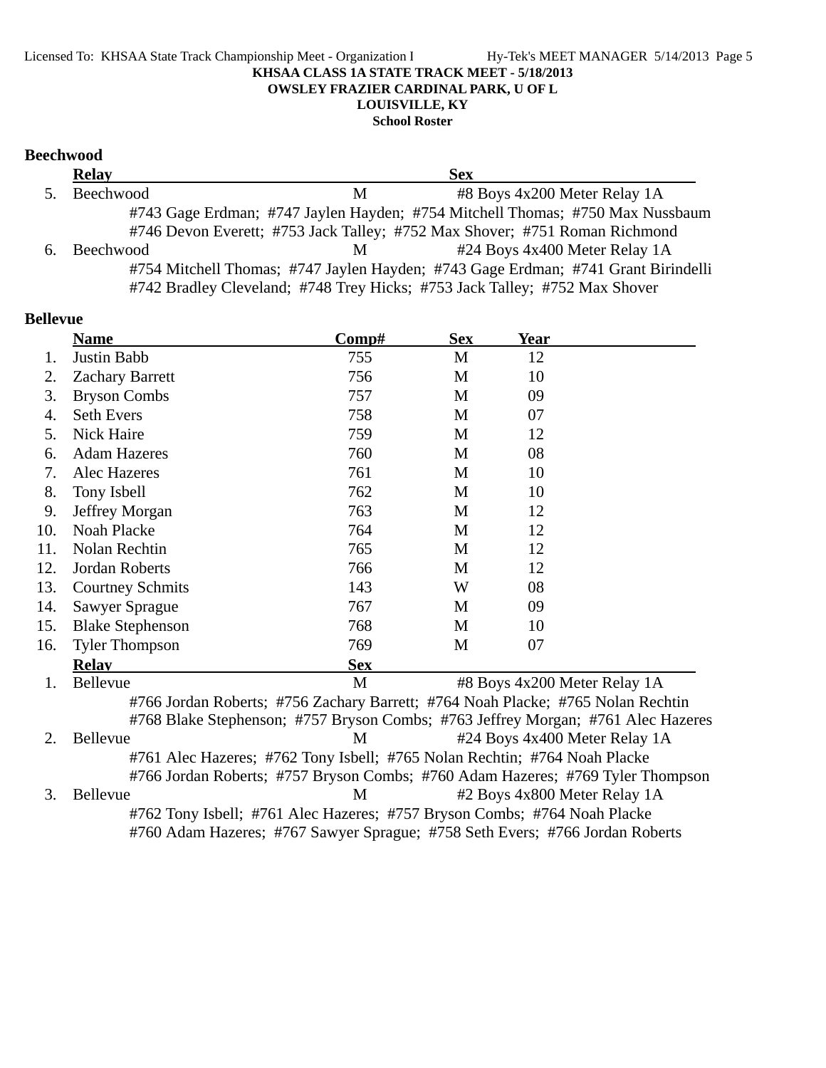**KHSAA CLASS 1A STATE TRACK MEET - 5/18/2013**
**OWSLEY FRAZIER CARDINAL PARK, U OF L**
**LOUISVILLE, KY**
**School Roster**

## Beechwood

| | Relay | Sex | |
|---|---|---|---|
| 5. | Beechwood | M | #8 Boys 4x200 Meter Relay 1A |
| | #743 Gage Erdman; #747 Jaylen Hayden; #754 Mitchell Thomas; #750 Max Nussbaum | | |
| | #746 Devon Everett; #753 Jack Talley; #752 Max Shover; #751 Roman Richmond | | |
| 6. | Beechwood | M | #24 Boys 4x400 Meter Relay 1A |
| | #754 Mitchell Thomas; #747 Jaylen Hayden; #743 Gage Erdman; #741 Grant Birindelli | | |
| | #742 Bradley Cleveland; #748 Trey Hicks; #753 Jack Talley; #752 Max Shover | | |

## Bellevue

| | Name | Comp# | Sex | Year |
|---|---|---|---|---|
| 1. | Justin Babb | 755 | M | 12 |
| 2. | Zachary Barrett | 756 | M | 10 |
| 3. | Bryson Combs | 757 | M | 09 |
| 4. | Seth Evers | 758 | M | 07 |
| 5. | Nick Haire | 759 | M | 12 |
| 6. | Adam Hazeres | 760 | M | 08 |
| 7. | Alec Hazeres | 761 | M | 10 |
| 8. | Tony Isbell | 762 | M | 10 |
| 9. | Jeffrey Morgan | 763 | M | 12 |
| 10. | Noah Placke | 764 | M | 12 |
| 11. | Nolan Rechtin | 765 | M | 12 |
| 12. | Jordan Roberts | 766 | M | 12 |
| 13. | Courtney Schmits | 143 | W | 08 |
| 14. | Sawyer Sprague | 767 | M | 09 |
| 15. | Blake Stephenson | 768 | M | 10 |
| 16. | Tyler Thompson | 769 | M | 07 |

| | Relay | Sex | |
|---|---|---|---|
| 1. | Bellevue | M | #8 Boys 4x200 Meter Relay 1A |
| | #766 Jordan Roberts; #756 Zachary Barrett; #764 Noah Placke; #765 Nolan Rechtin | | |
| | #768 Blake Stephenson; #757 Bryson Combs; #763 Jeffrey Morgan; #761 Alec Hazeres | | |
| 2. | Bellevue | M | #24 Boys 4x400 Meter Relay 1A |
| | #761 Alec Hazeres; #762 Tony Isbell; #765 Nolan Rechtin; #764 Noah Placke | | |
| | #766 Jordan Roberts; #757 Bryson Combs; #760 Adam Hazeres; #769 Tyler Thompson | | |
| 3. | Bellevue | M | #2 Boys 4x800 Meter Relay 1A |
| | #762 Tony Isbell; #761 Alec Hazeres; #757 Bryson Combs; #764 Noah Placke | | |
| | #760 Adam Hazeres; #767 Sawyer Sprague; #758 Seth Evers; #766 Jordan Roberts | | |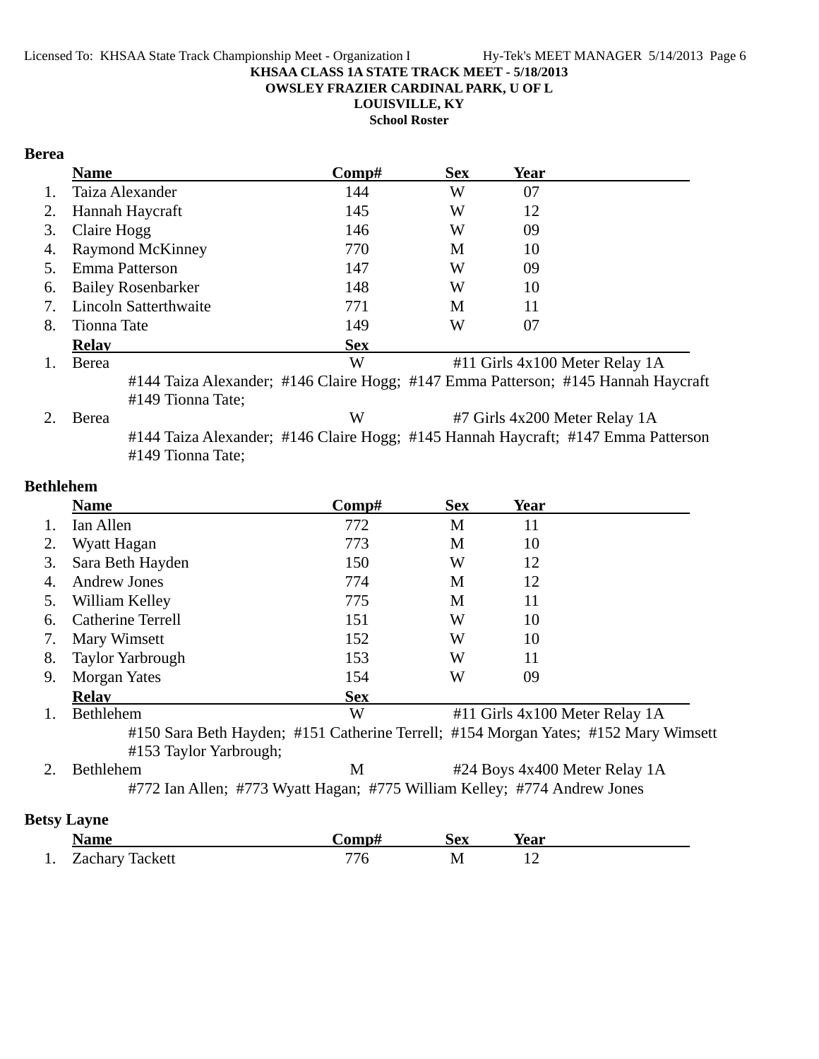**KHSAA CLASS 1A STATE TRACK MEET - 5/18/2013**

**OWSLEY FRAZIER CARDINAL PARK, U OF L**

**LOUISVILLE, KY**

**School Roster**

### Berea

| | Name | Comp# | Sex | Year |
|---|---|---|---|---|
| 1. | Taiza Alexander | 144 | W | 07 |
| 2. | Hannah Haycraft | 145 | W | 12 |
| 3. | Claire Hogg | 146 | W | 09 |
| 4. | Raymond McKinney | 770 | M | 10 |
| 5. | Emma Patterson | 147 | W | 09 |
| 6. | Bailey Rosenbarker | 148 | W | 10 |
| 7. | Lincoln Satterthwaite | 771 | M | 11 |
| 8. | Tionna Tate | 149 | W | 07 |

| | Relay | Sex | Event |
|---|---|---|---|
| 1. | Berea | W | #11 Girls 4x100 Meter Relay 1A |
| | #144 Taiza Alexander; #146 Claire Hogg; #147 Emma Patterson; #145 Hannah Haycraft #149 Tionna Tate; | | |
| 2. | Berea | W | #7 Girls 4x200 Meter Relay 1A |
| | #144 Taiza Alexander; #146 Claire Hogg; #145 Hannah Haycraft; #147 Emma Patterson #149 Tionna Tate; | | |

### Bethlehem

| | Name | Comp# | Sex | Year |
|---|---|---|---|---|
| 1. | Ian Allen | 772 | M | 11 |
| 2. | Wyatt Hagan | 773 | M | 10 |
| 3. | Sara Beth Hayden | 150 | W | 12 |
| 4. | Andrew Jones | 774 | M | 12 |
| 5. | William Kelley | 775 | M | 11 |
| 6. | Catherine Terrell | 151 | W | 10 |
| 7. | Mary Wimsett | 152 | W | 10 |
| 8. | Taylor Yarbrough | 153 | W | 11 |
| 9. | Morgan Yates | 154 | W | 09 |

| | Relay | Sex | Event |
|---|---|---|---|
| 1. | Bethlehem | W | #11 Girls 4x100 Meter Relay 1A |
| | #150 Sara Beth Hayden; #151 Catherine Terrell; #154 Morgan Yates; #152 Mary Wimsett #153 Taylor Yarbrough; | | |
| 2. | Bethlehem | M | #24 Boys 4x400 Meter Relay 1A |
| | #772 Ian Allen; #773 Wyatt Hagan; #775 William Kelley; #774 Andrew Jones | | |

### Betsy Layne

| | Name | Comp# | Sex | Year |
|---|---|---|---|---|
| 1. | Zachary Tackett | 776 | M | 12 |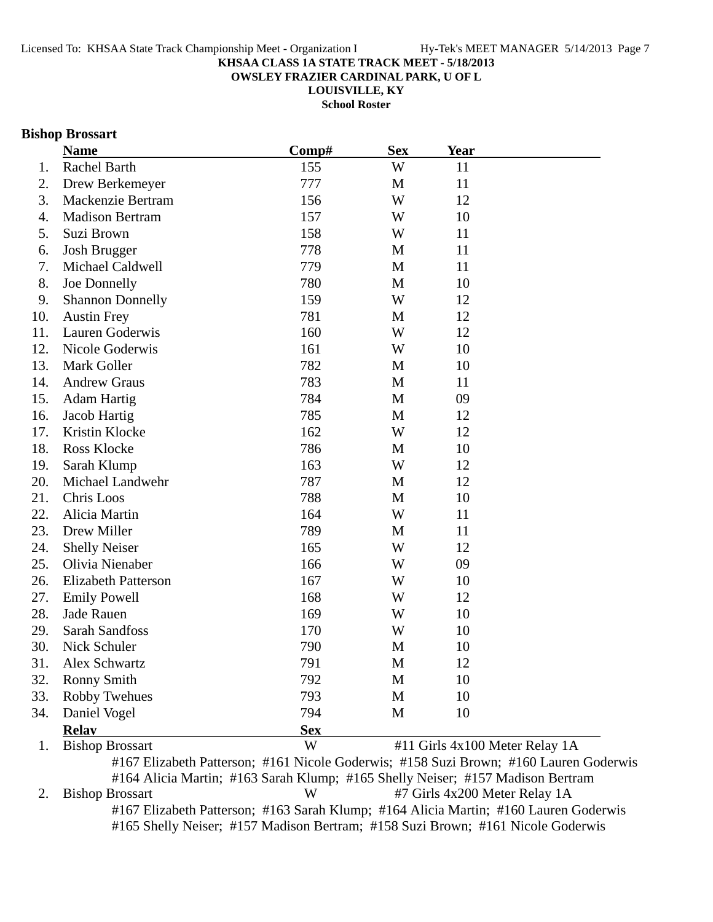**KHSAA CLASS 1A STATE TRACK MEET - 5/18/2013**
**OWSLEY FRAZIER CARDINAL PARK, U OF L**
**LOUISVILLE, KY**
**School Roster**

## Bishop Brossart

| | Name | Comp# | Sex | Year |
|---|---|---|---|---|
| 1. | Rachel Barth | 155 | W | 11 |
| 2. | Drew Berkemeyer | 777 | M | 11 |
| 3. | Mackenzie Bertram | 156 | W | 12 |
| 4. | Madison Bertram | 157 | W | 10 |
| 5. | Suzi Brown | 158 | W | 11 |
| 6. | Josh Brugger | 778 | M | 11 |
| 7. | Michael Caldwell | 779 | M | 11 |
| 8. | Joe Donnelly | 780 | M | 10 |
| 9. | Shannon Donnelly | 159 | W | 12 |
| 10. | Austin Frey | 781 | M | 12 |
| 11. | Lauren Goderwis | 160 | W | 12 |
| 12. | Nicole Goderwis | 161 | W | 10 |
| 13. | Mark Goller | 782 | M | 10 |
| 14. | Andrew Graus | 783 | M | 11 |
| 15. | Adam Hartig | 784 | M | 09 |
| 16. | Jacob Hartig | 785 | M | 12 |
| 17. | Kristin Klocke | 162 | W | 12 |
| 18. | Ross Klocke | 786 | M | 10 |
| 19. | Sarah Klump | 163 | W | 12 |
| 20. | Michael Landwehr | 787 | M | 12 |
| 21. | Chris Loos | 788 | M | 10 |
| 22. | Alicia Martin | 164 | W | 11 |
| 23. | Drew Miller | 789 | M | 11 |
| 24. | Shelly Neiser | 165 | W | 12 |
| 25. | Olivia Nienaber | 166 | W | 09 |
| 26. | Elizabeth Patterson | 167 | W | 10 |
| 27. | Emily Powell | 168 | W | 12 |
| 28. | Jade Rauen | 169 | W | 10 |
| 29. | Sarah Sandfoss | 170 | W | 10 |
| 30. | Nick Schuler | 790 | M | 10 |
| 31. | Alex Schwartz | 791 | M | 12 |
| 32. | Ronny Smith | 792 | M | 10 |
| 33. | Robby Twehues | 793 | M | 10 |
| 34. | Daniel Vogel | 794 | M | 10 |

| | Relay | Sex | Event |
|---|---|---|---|
| 1. | Bishop Brossart | W | #11 Girls 4x100 Meter Relay 1A |
| | #167 Elizabeth Patterson; #161 Nicole Goderwis; #158 Suzi Brown; #160 Lauren Goderwis; #164 Alicia Martin; #163 Sarah Klump; #165 Shelly Neiser; #157 Madison Bertram | | |
| 2. | Bishop Brossart | W | #7 Girls 4x200 Meter Relay 1A |
| | #167 Elizabeth Patterson; #163 Sarah Klump; #164 Alicia Martin; #160 Lauren Goderwis; #165 Shelly Neiser; #157 Madison Bertram; #158 Suzi Brown; #161 Nicole Goderwis | | |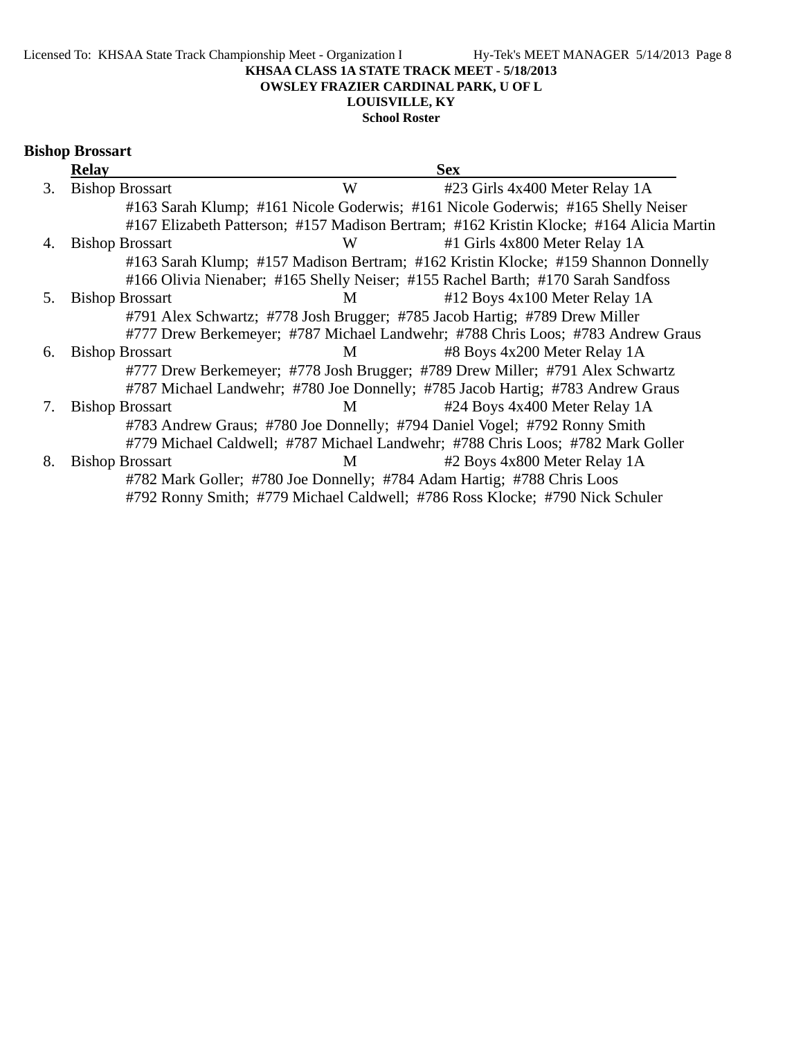KHSAA CLASS 1A STATE TRACK MEET - 5/18/2013

OWSLEY FRAZIER CARDINAL PARK, U OF L

LOUISVILLE, KY

School Roster

## Bishop Brossart

| | Relay | Sex | |
|---|---|---|---|
| 3. | Bishop Brossart | W | #23 Girls 4x400 Meter Relay 1A |
| | #163 Sarah Klump; #161 Nicole Goderwis; #161 Nicole Goderwis; #165 Shelly Neiser | | |
| | #167 Elizabeth Patterson; #157 Madison Bertram; #162 Kristin Klocke; #164 Alicia Martin | | |
| 4. | Bishop Brossart | W | #1 Girls 4x800 Meter Relay 1A |
| | #163 Sarah Klump; #157 Madison Bertram; #162 Kristin Klocke; #159 Shannon Donnelly | | |
| | #166 Olivia Nienaber; #165 Shelly Neiser; #155 Rachel Barth; #170 Sarah Sandfoss | | |
| 5. | Bishop Brossart | M | #12 Boys 4x100 Meter Relay 1A |
| | #791 Alex Schwartz; #778 Josh Brugger; #785 Jacob Hartig; #789 Drew Miller | | |
| | #777 Drew Berkemeyer; #787 Michael Landwehr; #788 Chris Loos; #783 Andrew Graus | | |
| 6. | Bishop Brossart | M | #8 Boys 4x200 Meter Relay 1A |
| | #777 Drew Berkemeyer; #778 Josh Brugger; #789 Drew Miller; #791 Alex Schwartz | | |
| | #787 Michael Landwehr; #780 Joe Donnelly; #785 Jacob Hartig; #783 Andrew Graus | | |
| 7. | Bishop Brossart | M | #24 Boys 4x400 Meter Relay 1A |
| | #783 Andrew Graus; #780 Joe Donnelly; #794 Daniel Vogel; #792 Ronny Smith | | |
| | #779 Michael Caldwell; #787 Michael Landwehr; #788 Chris Loos; #782 Mark Goller | | |
| 8. | Bishop Brossart | M | #2 Boys 4x800 Meter Relay 1A |
| | #782 Mark Goller; #780 Joe Donnelly; #784 Adam Hartig; #788 Chris Loos | | |
| | #792 Ronny Smith; #779 Michael Caldwell; #786 Ross Klocke; #790 Nick Schuler | | |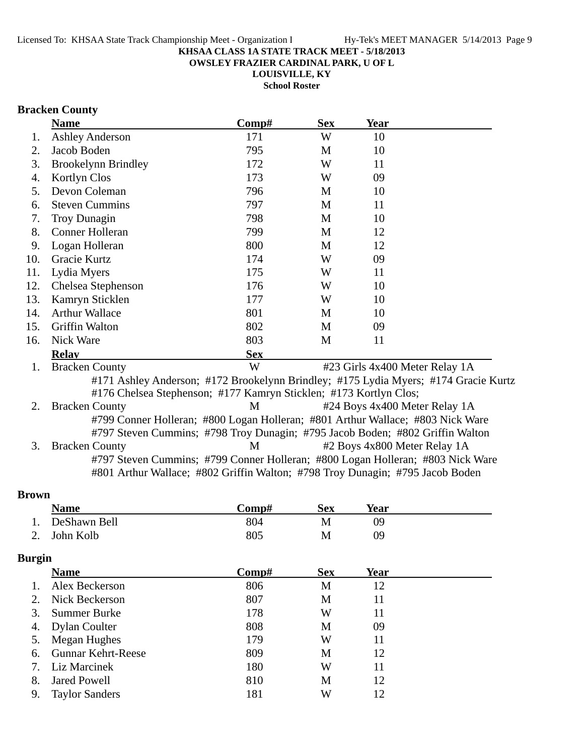**KHSAA CLASS 1A STATE TRACK MEET - 5/18/2013**
**OWSLEY FRAZIER CARDINAL PARK, U OF L**
**LOUISVILLE, KY**
**School Roster**

## Bracken County

| | Name | Comp# | Sex | Year |
|---|---|---|---|---|
| 1. | Ashley Anderson | 171 | W | 10 |
| 2. | Jacob Boden | 795 | M | 10 |
| 3. | Brookelynn Brindley | 172 | W | 11 |
| 4. | Kortlyn Clos | 173 | W | 09 |
| 5. | Devon Coleman | 796 | M | 10 |
| 6. | Steven Cummins | 797 | M | 11 |
| 7. | Troy Dunagin | 798 | M | 10 |
| 8. | Conner Holleran | 799 | M | 12 |
| 9. | Logan Holleran | 800 | M | 12 |
| 10. | Gracie Kurtz | 174 | W | 09 |
| 11. | Lydia Myers | 175 | W | 11 |
| 12. | Chelsea Stephenson | 176 | W | 10 |
| 13. | Kamryn Sticklen | 177 | W | 10 |
| 14. | Arthur Wallace | 801 | M | 10 |
| 15. | Griffin Walton | 802 | M | 09 |
| 16. | Nick Ware | 803 | M | 11 |

| | Relay | Sex | Event |
|---|---|---|---|
| 1. | Bracken County | W | #23 Girls 4x400 Meter Relay 1A |
| 2. | Bracken County | M | #24 Boys 4x400 Meter Relay 1A |
| 3. | Bracken County | M | #2 Boys 4x800 Meter Relay 1A |

1. Bracken County — W — #23 Girls 4x400 Meter Relay 1A
   #171 Ashley Anderson; #172 Brookelynn Brindley; #175 Lydia Myers; #174 Gracie Kurtz
   #176 Chelsea Stephenson; #177 Kamryn Sticklen; #173 Kortlyn Clos;
2. Bracken County — M — #24 Boys 4x400 Meter Relay 1A
   #799 Conner Holleran; #800 Logan Holleran; #801 Arthur Wallace; #803 Nick Ware
   #797 Steven Cummins; #798 Troy Dunagin; #795 Jacob Boden; #802 Griffin Walton
3. Bracken County — M — #2 Boys 4x800 Meter Relay 1A
   #797 Steven Cummins; #799 Conner Holleran; #800 Logan Holleran; #803 Nick Ware
   #801 Arthur Wallace; #802 Griffin Walton; #798 Troy Dunagin; #795 Jacob Boden

## Brown

| | Name | Comp# | Sex | Year |
|---|---|---|---|---|
| 1. | DeShawn Bell | 804 | M | 09 |
| 2. | John Kolb | 805 | M | 09 |

## Burgin

| | Name | Comp# | Sex | Year |
|---|---|---|---|---|
| 1. | Alex Beckerson | 806 | M | 12 |
| 2. | Nick Beckerson | 807 | M | 11 |
| 3. | Summer Burke | 178 | W | 11 |
| 4. | Dylan Coulter | 808 | M | 09 |
| 5. | Megan Hughes | 179 | W | 11 |
| 6. | Gunnar Kehrt-Reese | 809 | M | 12 |
| 7. | Liz Marcinek | 180 | W | 11 |
| 8. | Jared Powell | 810 | M | 12 |
| 9. | Taylor Sanders | 181 | W | 12 |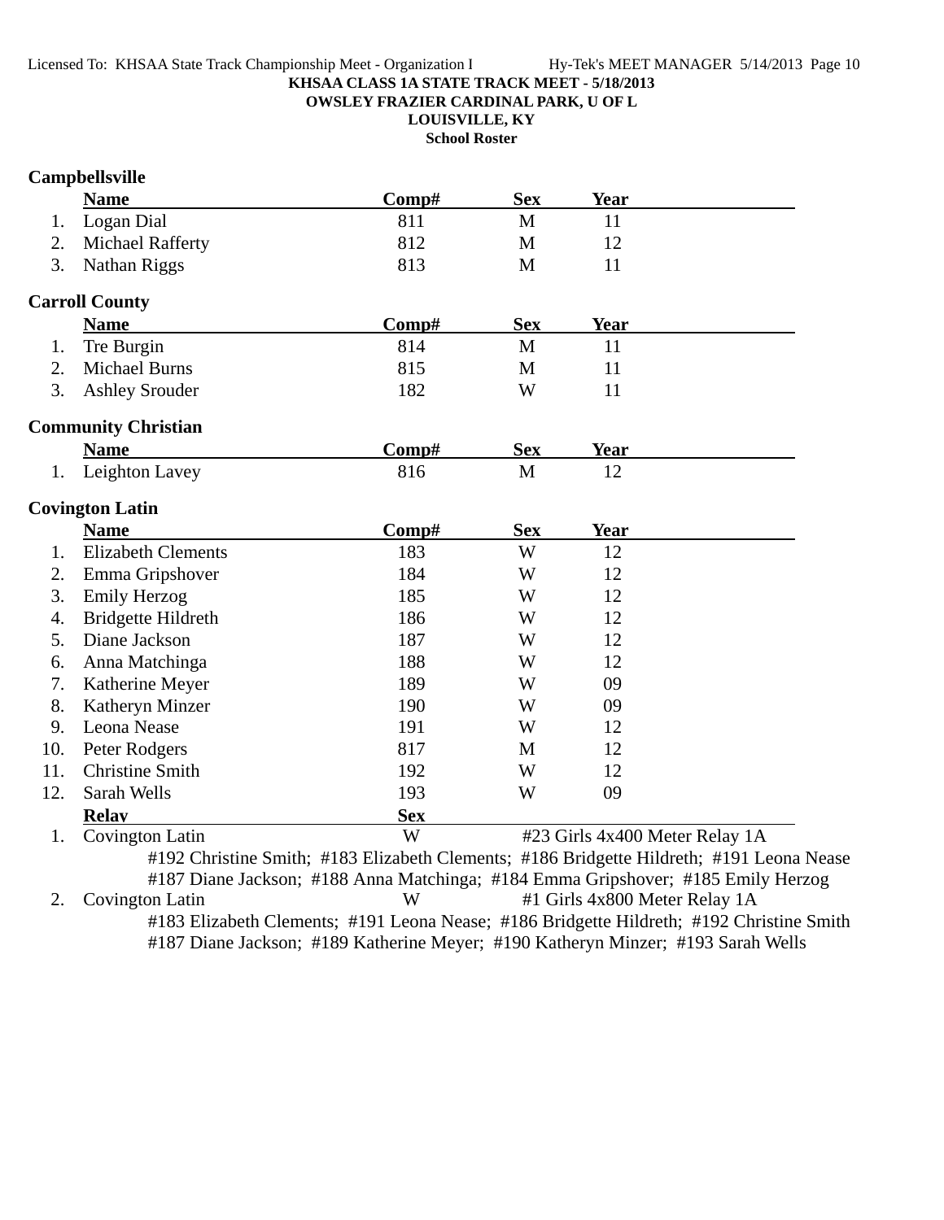**KHSAA CLASS 1A STATE TRACK MEET - 5/18/2013**

**OWSLEY FRAZIER CARDINAL PARK, U OF L**

**LOUISVILLE, KY**

**School Roster**

### Campbellsville

| | Name | Comp# | Sex | Year |
|---|---|---|---|---|
| 1. | Logan Dial | 811 | M | 11 |
| 2. | Michael Rafferty | 812 | M | 12 |
| 3. | Nathan Riggs | 813 | M | 11 |

### Carroll County

| | Name | Comp# | Sex | Year |
|---|---|---|---|---|
| 1. | Tre Burgin | 814 | M | 11 |
| 2. | Michael Burns | 815 | M | 11 |
| 3. | Ashley Srouder | 182 | W | 11 |

### Community Christian

| | Name | Comp# | Sex | Year |
|---|---|---|---|---|
| 1. | Leighton Lavey | 816 | M | 12 |

### Covington Latin

| | Name | Comp# | Sex | Year |
|---|---|---|---|---|
| 1. | Elizabeth Clements | 183 | W | 12 |
| 2. | Emma Gripshover | 184 | W | 12 |
| 3. | Emily Herzog | 185 | W | 12 |
| 4. | Bridgette Hildreth | 186 | W | 12 |
| 5. | Diane Jackson | 187 | W | 12 |
| 6. | Anna Matchinga | 188 | W | 12 |
| 7. | Katherine Meyer | 189 | W | 09 |
| 8. | Katheryn Minzer | 190 | W | 09 |
| 9. | Leona Nease | 191 | W | 12 |
| 10. | Peter Rodgers | 817 | M | 12 |
| 11. | Christine Smith | 192 | W | 12 |
| 12. | Sarah Wells | 193 | W | 09 |

| | Relay | Sex | |
|---|---|---|---|
| 1. | Covington Latin | W | #23 Girls 4x400 Meter Relay 1A |

#192 Christine Smith; #183 Elizabeth Clements; #186 Bridgette Hildreth; #191 Leona Nease
#187 Diane Jackson; #188 Anna Matchinga; #184 Emma Gripshover; #185 Emily Herzog

| | Relay | Sex | |
|---|---|---|---|
| 2. | Covington Latin | W | #1 Girls 4x800 Meter Relay 1A |

#183 Elizabeth Clements; #191 Leona Nease; #186 Bridgette Hildreth; #192 Christine Smith
#187 Diane Jackson; #189 Katherine Meyer; #190 Katheryn Minzer; #193 Sarah Wells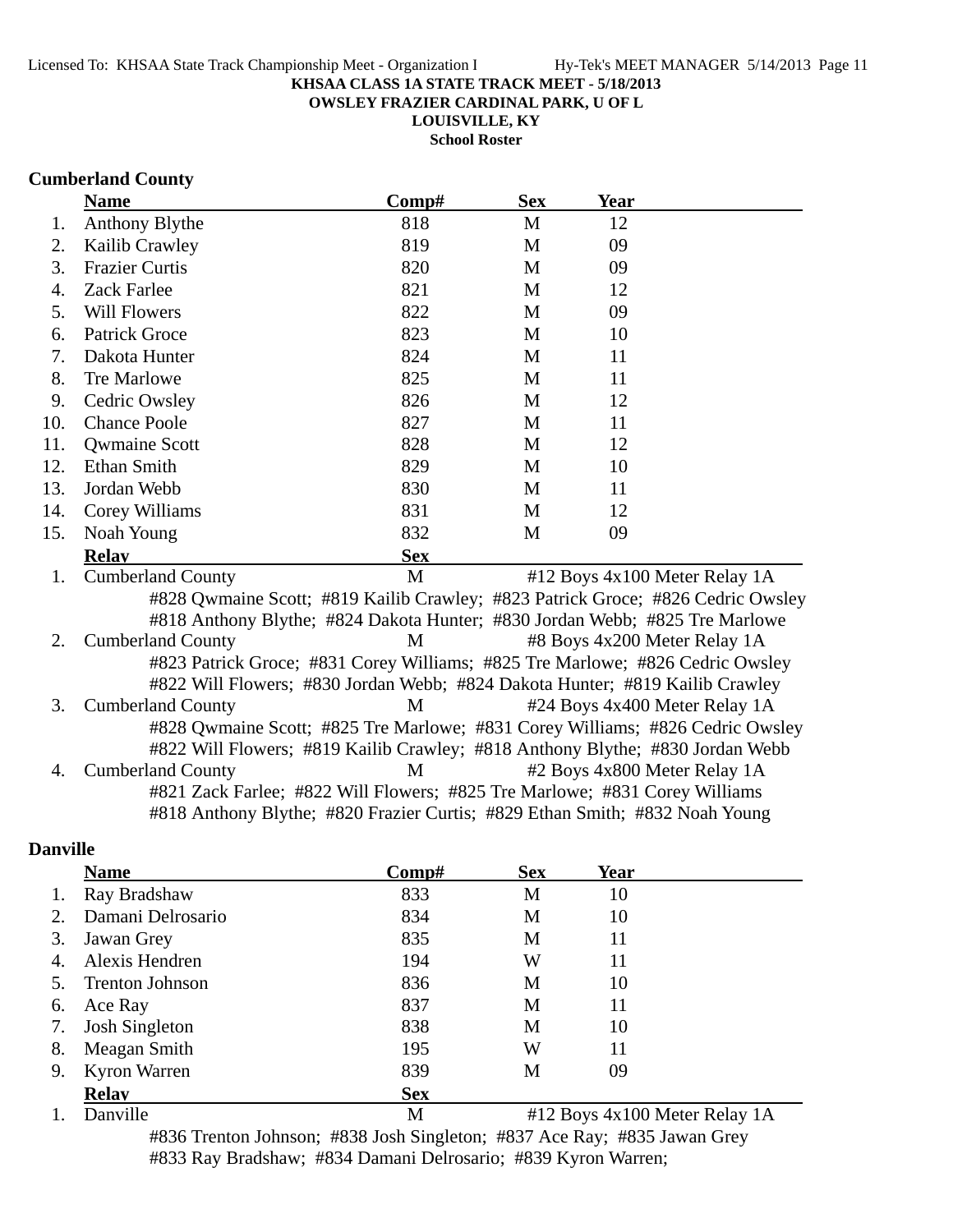KHSAA CLASS 1A STATE TRACK MEET - 5/18/2013
OWSLEY FRAZIER CARDINAL PARK, U OF L
LOUISVILLE, KY
School Roster

## Cumberland County

| | Name | Comp# | Sex | Year |
|---|---|---|---|---|
| 1. | Anthony Blythe | 818 | M | 12 |
| 2. | Kailib Crawley | 819 | M | 09 |
| 3. | Frazier Curtis | 820 | M | 09 |
| 4. | Zack Farlee | 821 | M | 12 |
| 5. | Will Flowers | 822 | M | 09 |
| 6. | Patrick Groce | 823 | M | 10 |
| 7. | Dakota Hunter | 824 | M | 11 |
| 8. | Tre Marlowe | 825 | M | 11 |
| 9. | Cedric Owsley | 826 | M | 12 |
| 10. | Chance Poole | 827 | M | 11 |
| 11. | Qwmaine Scott | 828 | M | 12 |
| 12. | Ethan Smith | 829 | M | 10 |
| 13. | Jordan Webb | 830 | M | 11 |
| 14. | Corey Williams | 831 | M | 12 |
| 15. | Noah Young | 832 | M | 09 |

| | Relay | Sex | Event |
|---|---|---|---|
| 1. | Cumberland County | M | #12 Boys 4x100 Meter Relay 1A |

#828 Qwmaine Scott; #819 Kailib Crawley; #823 Patrick Groce; #826 Cedric Owsley
#818 Anthony Blythe; #824 Dakota Hunter; #830 Jordan Webb; #825 Tre Marlowe

| | Relay | Sex | Event |
|---|---|---|---|
| 2. | Cumberland County | M | #8 Boys 4x200 Meter Relay 1A |

#823 Patrick Groce; #831 Corey Williams; #825 Tre Marlowe; #826 Cedric Owsley
#822 Will Flowers; #830 Jordan Webb; #824 Dakota Hunter; #819 Kailib Crawley

| | Relay | Sex | Event |
|---|---|---|---|
| 3. | Cumberland County | M | #24 Boys 4x400 Meter Relay 1A |

#828 Qwmaine Scott; #825 Tre Marlowe; #831 Corey Williams; #826 Cedric Owsley
#822 Will Flowers; #819 Kailib Crawley; #818 Anthony Blythe; #830 Jordan Webb

| | Relay | Sex | Event |
|---|---|---|---|
| 4. | Cumberland County | M | #2 Boys 4x800 Meter Relay 1A |

#821 Zack Farlee; #822 Will Flowers; #825 Tre Marlowe; #831 Corey Williams
#818 Anthony Blythe; #820 Frazier Curtis; #829 Ethan Smith; #832 Noah Young

## Danville

| | Name | Comp# | Sex | Year |
|---|---|---|---|---|
| 1. | Ray Bradshaw | 833 | M | 10 |
| 2. | Damani Delrosario | 834 | M | 10 |
| 3. | Jawan Grey | 835 | M | 11 |
| 4. | Alexis Hendren | 194 | W | 11 |
| 5. | Trenton Johnson | 836 | M | 10 |
| 6. | Ace Ray | 837 | M | 11 |
| 7. | Josh Singleton | 838 | M | 10 |
| 8. | Meagan Smith | 195 | W | 11 |
| 9. | Kyron Warren | 839 | M | 09 |

| | Relay | Sex | Event |
|---|---|---|---|
| 1. | Danville | M | #12 Boys 4x100 Meter Relay 1A |

#836 Trenton Johnson; #838 Josh Singleton; #837 Ace Ray; #835 Jawan Grey
#833 Ray Bradshaw; #834 Damani Delrosario; #839 Kyron Warren;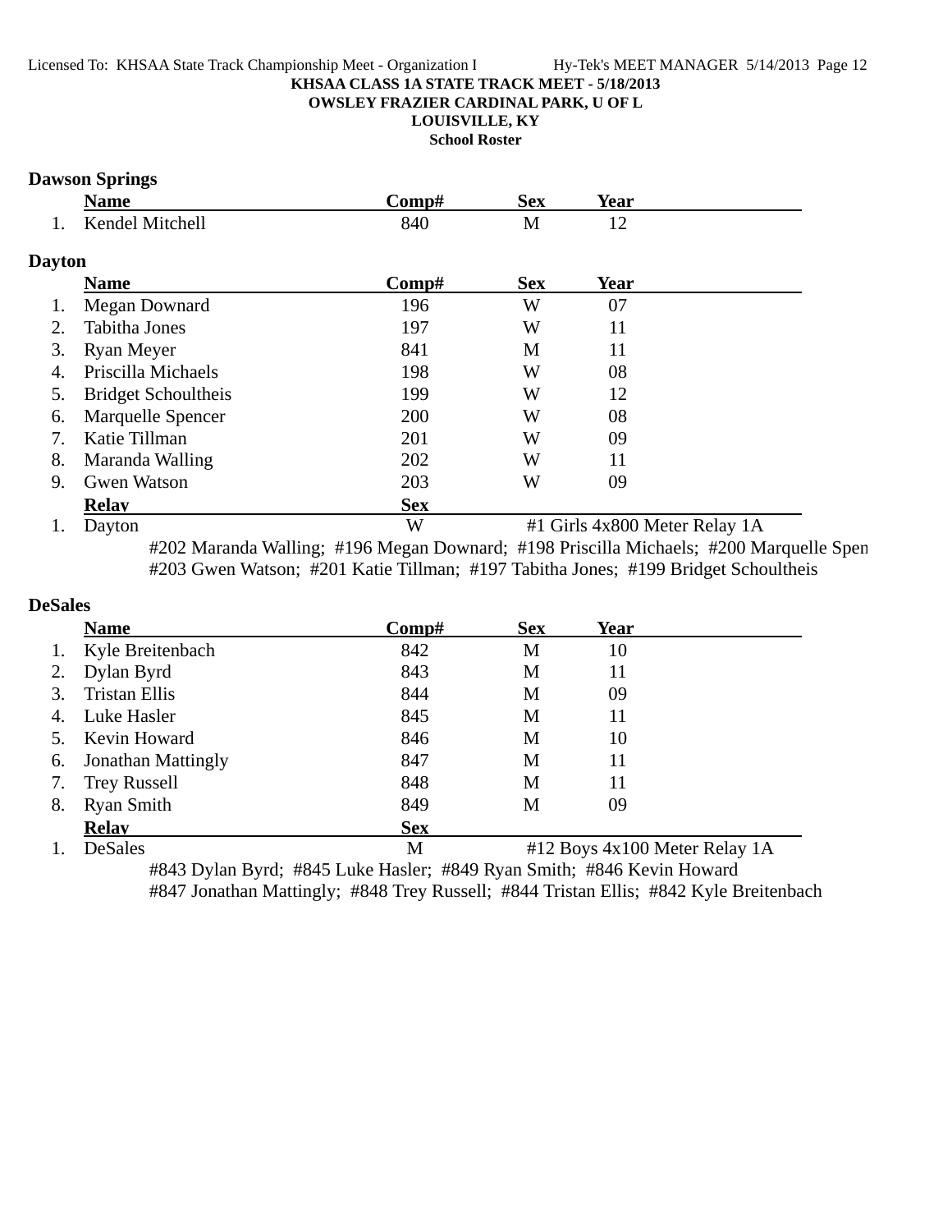KHSAA CLASS 1A STATE TRACK MEET - 5/18/2013

OWSLEY FRAZIER CARDINAL PARK, U OF L

LOUISVILLE, KY

School Roster

## Dawson Springs

| | Name | Comp# | Sex | Year |
|---|---|---|---|---|
| 1. | Kendel Mitchell | 840 | M | 12 |

## Dayton

| | Name | Comp# | Sex | Year |
|---|---|---|---|---|
| 1. | Megan Downard | 196 | W | 07 |
| 2. | Tabitha Jones | 197 | W | 11 |
| 3. | Ryan Meyer | 841 | M | 11 |
| 4. | Priscilla Michaels | 198 | W | 08 |
| 5. | Bridget Schoultheis | 199 | W | 12 |
| 6. | Marquelle Spencer | 200 | W | 08 |
| 7. | Katie Tillman | 201 | W | 09 |
| 8. | Maranda Walling | 202 | W | 11 |
| 9. | Gwen Watson | 203 | W | 09 |

| | Relay | Sex | |
|---|---|---|---|
| 1. | Dayton | W | #1 Girls 4x800 Meter Relay 1A |

#202 Maranda Walling; #196 Megan Downard; #198 Priscilla Michaels; #200 Marquelle Spen
#203 Gwen Watson; #201 Katie Tillman; #197 Tabitha Jones; #199 Bridget Schoultheis

## DeSales

| | Name | Comp# | Sex | Year |
|---|---|---|---|---|
| 1. | Kyle Breitenbach | 842 | M | 10 |
| 2. | Dylan Byrd | 843 | M | 11 |
| 3. | Tristan Ellis | 844 | M | 09 |
| 4. | Luke Hasler | 845 | M | 11 |
| 5. | Kevin Howard | 846 | M | 10 |
| 6. | Jonathan Mattingly | 847 | M | 11 |
| 7. | Trey Russell | 848 | M | 11 |
| 8. | Ryan Smith | 849 | M | 09 |

| | Relay | Sex | |
|---|---|---|---|
| 1. | DeSales | M | #12 Boys 4x100 Meter Relay 1A |

#843 Dylan Byrd; #845 Luke Hasler; #849 Ryan Smith; #846 Kevin Howard
#847 Jonathan Mattingly; #848 Trey Russell; #844 Tristan Ellis; #842 Kyle Breitenbach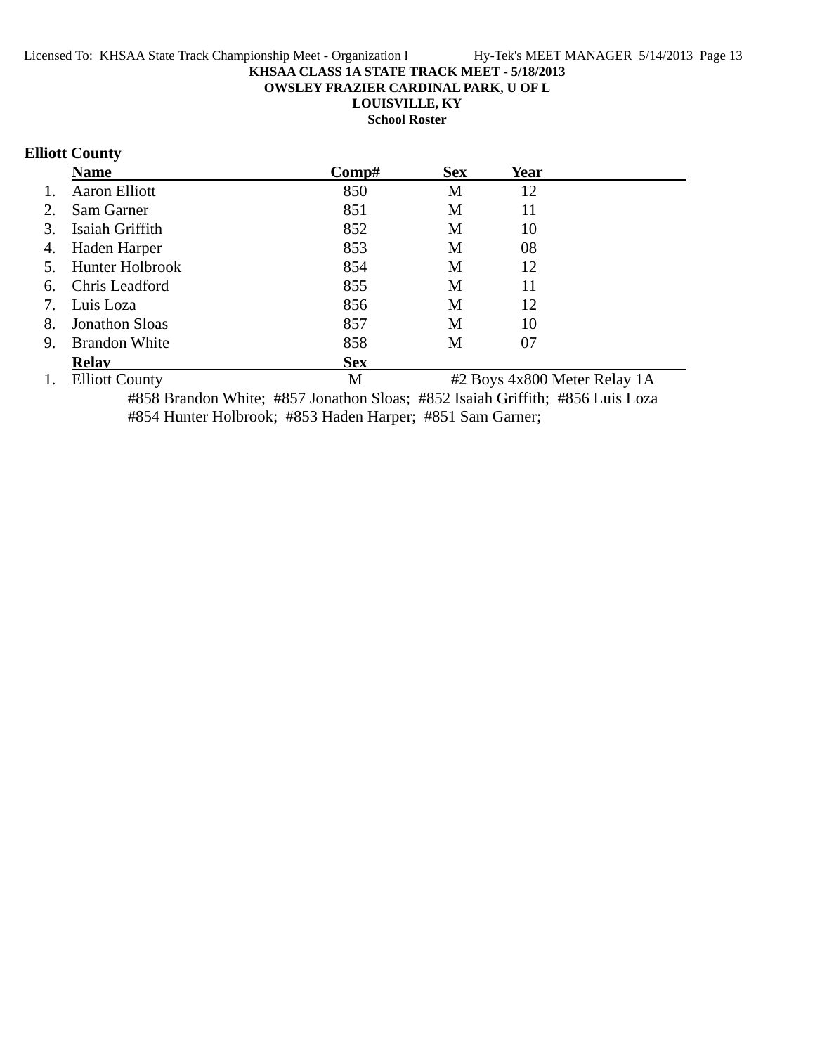KHSAA CLASS 1A STATE TRACK MEET - 5/18/2013
OWSLEY FRAZIER CARDINAL PARK, U OF L
LOUISVILLE, KY
School Roster

## Elliott County

| | Name | Comp# | Sex | Year |
|---|---|---|---|---|
| 1. | Aaron Elliott | 850 | M | 12 |
| 2. | Sam Garner | 851 | M | 11 |
| 3. | Isaiah Griffith | 852 | M | 10 |
| 4. | Haden Harper | 853 | M | 08 |
| 5. | Hunter Holbrook | 854 | M | 12 |
| 6. | Chris Leadford | 855 | M | 11 |
| 7. | Luis Loza | 856 | M | 12 |
| 8. | Jonathon Sloas | 857 | M | 10 |
| 9. | Brandon White | 858 | M | 07 |

| | Relay | Sex | |
|---|---|---|---|
| 1. | Elliott County | M | #2 Boys 4x800 Meter Relay 1A |

#858 Brandon White; #857 Jonathon Sloas; #852 Isaiah Griffith; #856 Luis Loza
#854 Hunter Holbrook; #853 Haden Harper; #851 Sam Garner;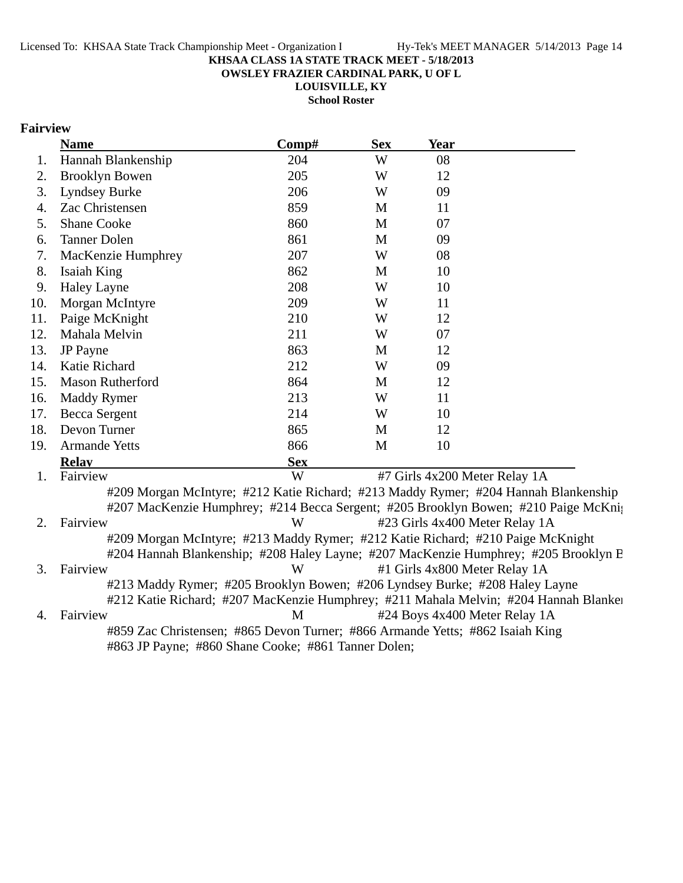KHSAA CLASS 1A STATE TRACK MEET - 5/18/2013

OWSLEY FRAZIER CARDINAL PARK, U OF L

LOUISVILLE, KY

School Roster

## Fairview

| | Name | Comp# | Sex | Year |
|---|---|---|---|---|
| 1. | Hannah Blankenship | 204 | W | 08 |
| 2. | Brooklyn Bowen | 205 | W | 12 |
| 3. | Lyndsey Burke | 206 | W | 09 |
| 4. | Zac Christensen | 859 | M | 11 |
| 5. | Shane Cooke | 860 | M | 07 |
| 6. | Tanner Dolen | 861 | M | 09 |
| 7. | MacKenzie Humphrey | 207 | W | 08 |
| 8. | Isaiah King | 862 | M | 10 |
| 9. | Haley Layne | 208 | W | 10 |
| 10. | Morgan McIntyre | 209 | W | 11 |
| 11. | Paige McKnight | 210 | W | 12 |
| 12. | Mahala Melvin | 211 | W | 07 |
| 13. | JP Payne | 863 | M | 12 |
| 14. | Katie Richard | 212 | W | 09 |
| 15. | Mason Rutherford | 864 | M | 12 |
| 16. | Maddy Rymer | 213 | W | 11 |
| 17. | Becca Sergent | 214 | W | 10 |
| 18. | Devon Turner | 865 | M | 12 |
| 19. | Armande Yetts | 866 | M | 10 |

| | Relay | Sex | Event |
|---|---|---|---|
| 1. | Fairview | W | #7 Girls 4x200 Meter Relay 1A |

#209 Morgan McIntyre; #212 Katie Richard; #213 Maddy Rymer; #204 Hannah Blankenship
#207 MacKenzie Humphrey; #214 Becca Sergent; #205 Brooklyn Bowen; #210 Paige McKnig

| | Relay | Sex | Event |
|---|---|---|---|
| 2. | Fairview | W | #23 Girls 4x400 Meter Relay 1A |

#209 Morgan McIntyre; #213 Maddy Rymer; #212 Katie Richard; #210 Paige McKnight
#204 Hannah Blankenship; #208 Haley Layne; #207 MacKenzie Humphrey; #205 Brooklyn B

| | Relay | Sex | Event |
|---|---|---|---|
| 3. | Fairview | W | #1 Girls 4x800 Meter Relay 1A |

#213 Maddy Rymer; #205 Brooklyn Bowen; #206 Lyndsey Burke; #208 Haley Layne
#212 Katie Richard; #207 MacKenzie Humphrey; #211 Mahala Melvin; #204 Hannah Blanke

| | Relay | Sex | Event |
|---|---|---|---|
| 4. | Fairview | M | #24 Boys 4x400 Meter Relay 1A |

#859 Zac Christensen; #865 Devon Turner; #866 Armande Yetts; #862 Isaiah King
#863 JP Payne; #860 Shane Cooke; #861 Tanner Dolen;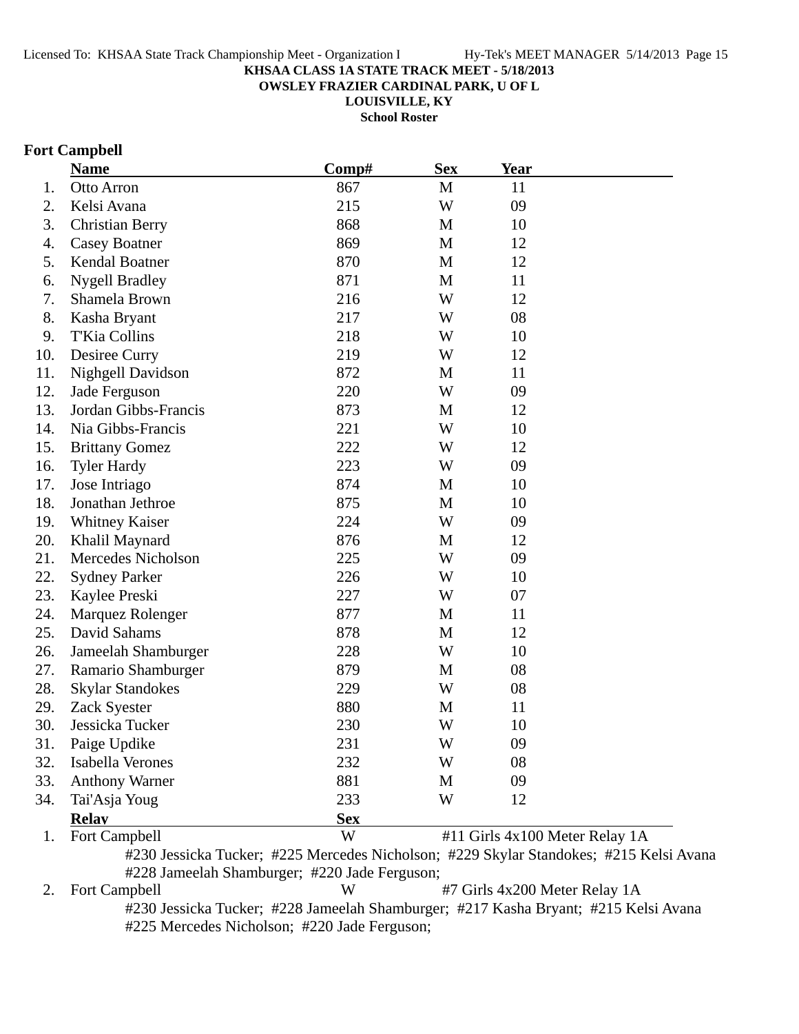KHSAA CLASS 1A STATE TRACK MEET - 5/18/2013
OWSLEY FRAZIER CARDINAL PARK, U OF L
LOUISVILLE, KY
School Roster

## Fort Campbell

| | Name | Comp# | Sex | Year |
|---|---|---|---|---|
| 1. | Otto Arron | 867 | M | 11 |
| 2. | Kelsi Avana | 215 | W | 09 |
| 3. | Christian Berry | 868 | M | 10 |
| 4. | Casey Boatner | 869 | M | 12 |
| 5. | Kendal Boatner | 870 | M | 12 |
| 6. | Nygell Bradley | 871 | M | 11 |
| 7. | Shamela Brown | 216 | W | 12 |
| 8. | Kasha Bryant | 217 | W | 08 |
| 9. | T'Kia Collins | 218 | W | 10 |
| 10. | Desiree Curry | 219 | W | 12 |
| 11. | Nighgell Davidson | 872 | M | 11 |
| 12. | Jade Ferguson | 220 | W | 09 |
| 13. | Jordan Gibbs-Francis | 873 | M | 12 |
| 14. | Nia Gibbs-Francis | 221 | W | 10 |
| 15. | Brittany Gomez | 222 | W | 12 |
| 16. | Tyler Hardy | 223 | W | 09 |
| 17. | Jose Intriago | 874 | M | 10 |
| 18. | Jonathan Jethroe | 875 | M | 10 |
| 19. | Whitney Kaiser | 224 | W | 09 |
| 20. | Khalil Maynard | 876 | M | 12 |
| 21. | Mercedes Nicholson | 225 | W | 09 |
| 22. | Sydney Parker | 226 | W | 10 |
| 23. | Kaylee Preski | 227 | W | 07 |
| 24. | Marquez Rolenger | 877 | M | 11 |
| 25. | David Sahams | 878 | M | 12 |
| 26. | Jameelah Shamburger | 228 | W | 10 |
| 27. | Ramario Shamburger | 879 | M | 08 |
| 28. | Skylar Standokes | 229 | W | 08 |
| 29. | Zack Syester | 880 | M | 11 |
| 30. | Jessicka Tucker | 230 | W | 10 |
| 31. | Paige Updike | 231 | W | 09 |
| 32. | Isabella Verones | 232 | W | 08 |
| 33. | Anthony Warner | 881 | M | 09 |
| 34. | Tai'Asja Youg | 233 | W | 12 |

| | Relay | Sex | Event |
|---|---|---|---|
| 1. | Fort Campbell | W | #11 Girls 4x100 Meter Relay 1A |
| | #230 Jessicka Tucker; #225 Mercedes Nicholson; #229 Skylar Standokes; #215 Kelsi Avana #228 Jameelah Shamburger; #220 Jade Ferguson; | | |
| 2. | Fort Campbell | W | #7 Girls 4x200 Meter Relay 1A |
| | #230 Jessicka Tucker; #228 Jameelah Shamburger; #217 Kasha Bryant; #215 Kelsi Avana #225 Mercedes Nicholson; #220 Jade Ferguson; | | |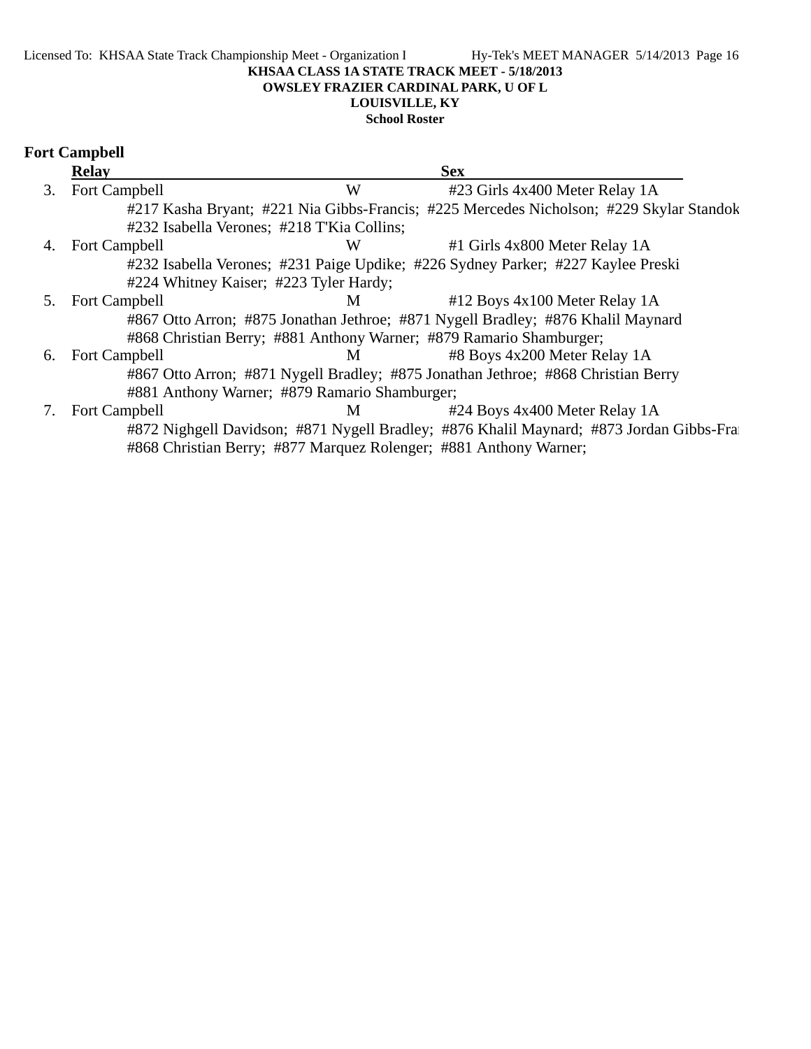KHSAA CLASS 1A STATE TRACK MEET - 5/18/2013

OWSLEY FRAZIER CARDINAL PARK, U OF L

LOUISVILLE, KY

School Roster

## Fort Campbell

| | Relay | Sex | |
|---|---|---|---|
| 3. | Fort Campbell | W | #23 Girls 4x400 Meter Relay 1A |
| | #217 Kasha Bryant; #221 Nia Gibbs-Francis; #225 Mercedes Nicholson; #229 Skylar Standok #232 Isabella Verones; #218 T'Kia Collins; | | |
| 4. | Fort Campbell | W | #1 Girls 4x800 Meter Relay 1A |
| | #232 Isabella Verones; #231 Paige Updike; #226 Sydney Parker; #227 Kaylee Preski #224 Whitney Kaiser; #223 Tyler Hardy; | | |
| 5. | Fort Campbell | M | #12 Boys 4x100 Meter Relay 1A |
| | #867 Otto Arron; #875 Jonathan Jethroe; #871 Nygell Bradley; #876 Khalil Maynard #868 Christian Berry; #881 Anthony Warner; #879 Ramario Shamburger; | | |
| 6. | Fort Campbell | M | #8 Boys 4x200 Meter Relay 1A |
| | #867 Otto Arron; #871 Nygell Bradley; #875 Jonathan Jethroe; #868 Christian Berry #881 Anthony Warner; #879 Ramario Shamburger; | | |
| 7. | Fort Campbell | M | #24 Boys 4x400 Meter Relay 1A |
| | #872 Nighgell Davidson; #871 Nygell Bradley; #876 Khalil Maynard; #873 Jordan Gibbs-Fra #868 Christian Berry; #877 Marquez Rolenger; #881 Anthony Warner; | | |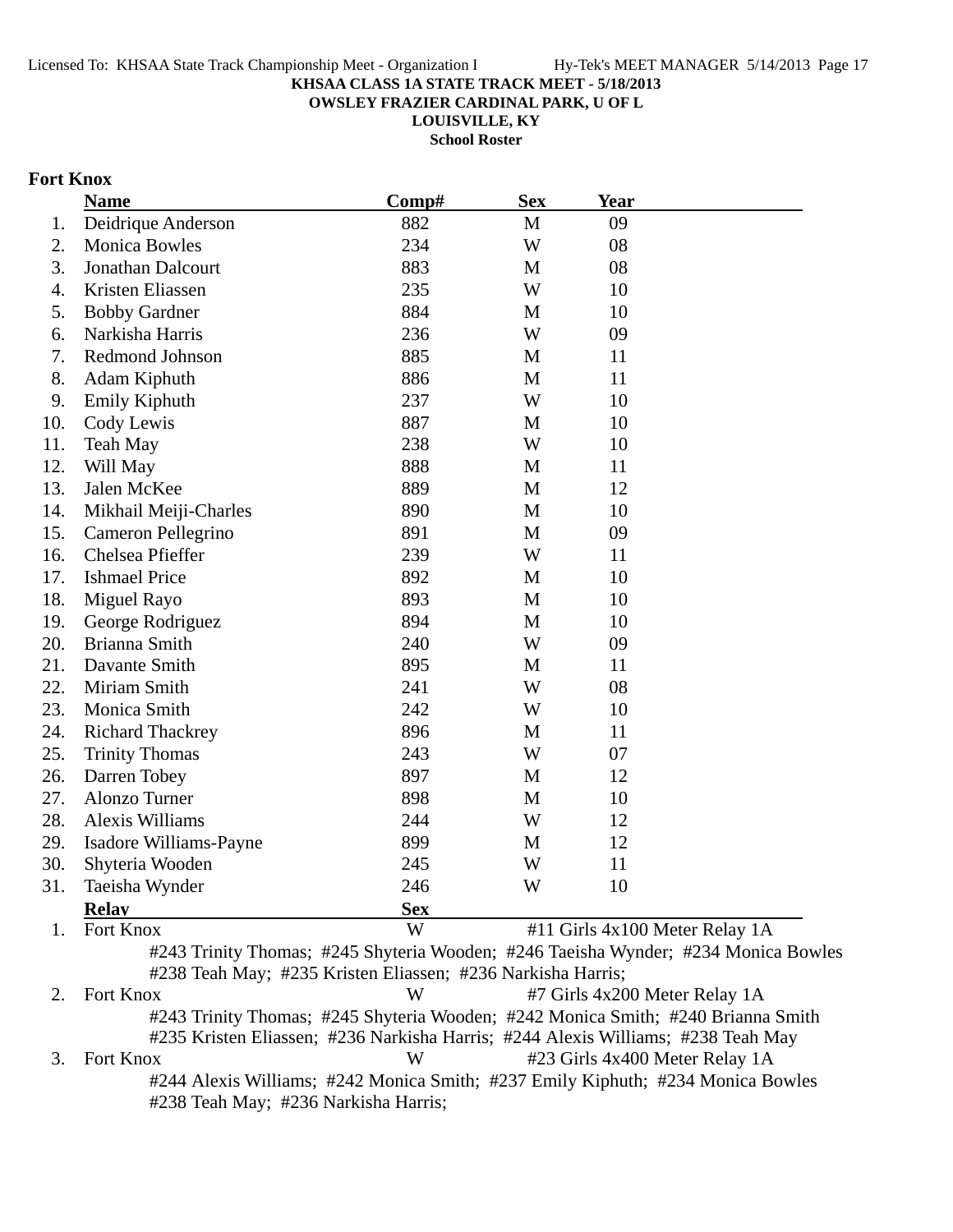**KHSAA CLASS 1A STATE TRACK MEET - 5/18/2013**

**OWSLEY FRAZIER CARDINAL PARK, U OF L**

**LOUISVILLE, KY**

**School Roster**

## Fort Knox

| | Name | Comp# | Sex | Year |
|---|---|---|---|---|
| 1. | Deidrique Anderson | 882 | M | 09 |
| 2. | Monica Bowles | 234 | W | 08 |
| 3. | Jonathan Dalcourt | 883 | M | 08 |
| 4. | Kristen Eliassen | 235 | W | 10 |
| 5. | Bobby Gardner | 884 | M | 10 |
| 6. | Narkisha Harris | 236 | W | 09 |
| 7. | Redmond Johnson | 885 | M | 11 |
| 8. | Adam Kiphuth | 886 | M | 11 |
| 9. | Emily Kiphuth | 237 | W | 10 |
| 10. | Cody Lewis | 887 | M | 10 |
| 11. | Teah May | 238 | W | 10 |
| 12. | Will May | 888 | M | 11 |
| 13. | Jalen McKee | 889 | M | 12 |
| 14. | Mikhail Meiji-Charles | 890 | M | 10 |
| 15. | Cameron Pellegrino | 891 | M | 09 |
| 16. | Chelsea Pfieffer | 239 | W | 11 |
| 17. | Ishmael Price | 892 | M | 10 |
| 18. | Miguel Rayo | 893 | M | 10 |
| 19. | George Rodriguez | 894 | M | 10 |
| 20. | Brianna Smith | 240 | W | 09 |
| 21. | Davante Smith | 895 | M | 11 |
| 22. | Miriam Smith | 241 | W | 08 |
| 23. | Monica Smith | 242 | W | 10 |
| 24. | Richard Thackrey | 896 | M | 11 |
| 25. | Trinity Thomas | 243 | W | 07 |
| 26. | Darren Tobey | 897 | M | 12 |
| 27. | Alonzo Turner | 898 | M | 10 |
| 28. | Alexis Williams | 244 | W | 12 |
| 29. | Isadore Williams-Payne | 899 | M | 12 |
| 30. | Shyteria Wooden | 245 | W | 11 |
| 31. | Taeisha Wynder | 246 | W | 10 |

| | Relay | Sex | Event |
|---|---|---|---|
| 1. | Fort Knox | W | #11 Girls 4x100 Meter Relay 1A |
| | #243 Trinity Thomas; #245 Shyteria Wooden; #246 Taeisha Wynder; #234 Monica Bowles #238 Teah May; #235 Kristen Eliassen; #236 Narkisha Harris; | | |
| 2. | Fort Knox | W | #7 Girls 4x200 Meter Relay 1A |
| | #243 Trinity Thomas; #245 Shyteria Wooden; #242 Monica Smith; #240 Brianna Smith #235 Kristen Eliassen; #236 Narkisha Harris; #244 Alexis Williams; #238 Teah May | | |
| 3. | Fort Knox | W | #23 Girls 4x400 Meter Relay 1A |
| | #244 Alexis Williams; #242 Monica Smith; #237 Emily Kiphuth; #234 Monica Bowles #238 Teah May; #236 Narkisha Harris; | | |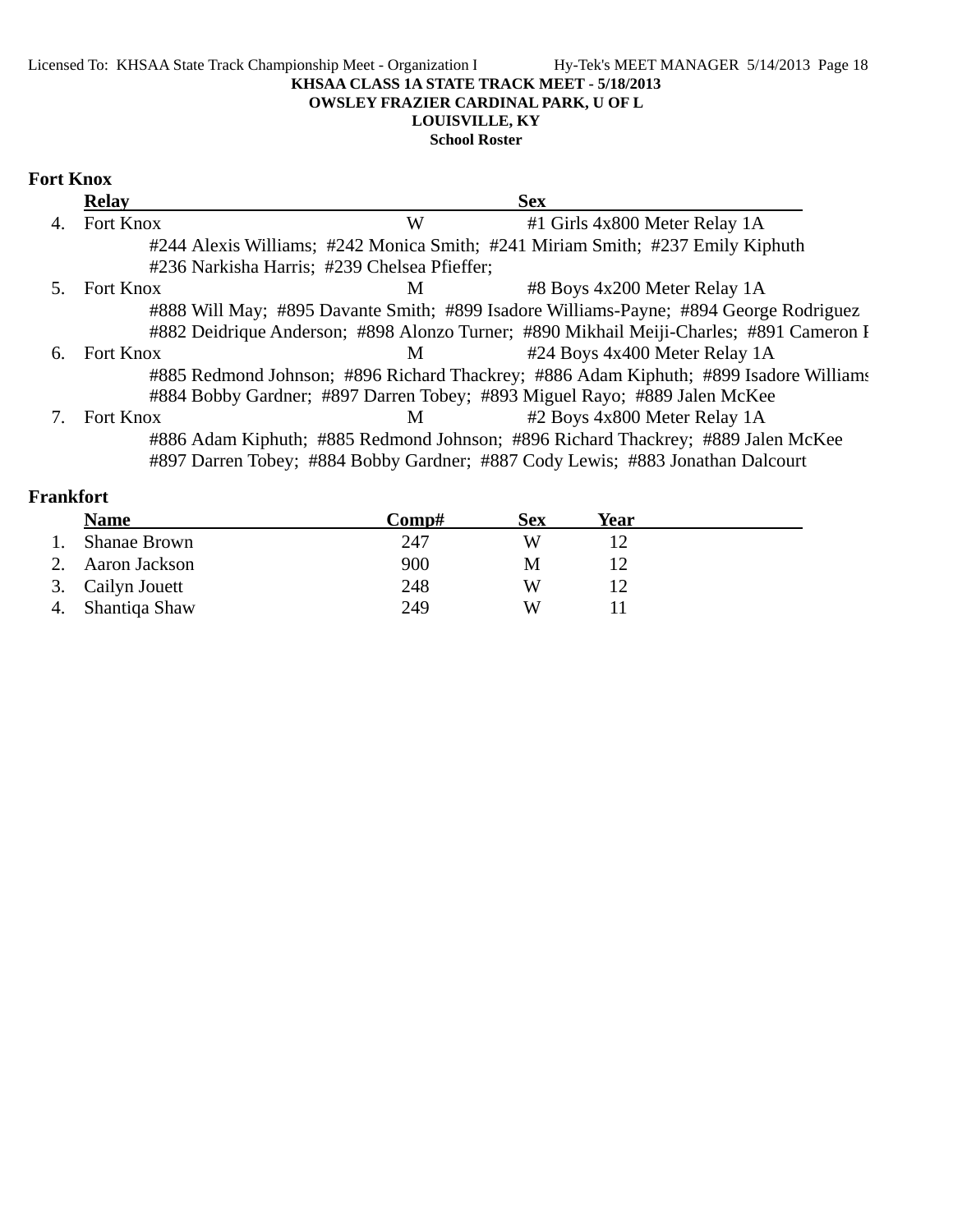**KHSAA CLASS 1A STATE TRACK MEET - 5/18/2013**
**OWSLEY FRAZIER CARDINAL PARK, U OF L**
**LOUISVILLE, KY**
**School Roster**

## Fort Knox

| | Relay | | Sex | |
|---|---|---|---|---|
| 4. | Fort Knox | W | | #1 Girls 4x800 Meter Relay 1A |
| | #244 Alexis Williams; #242 Monica Smith; #241 Miriam Smith; #237 Emily Kiphuth #236 Narkisha Harris; #239 Chelsea Pfieffer; | | | |
| 5. | Fort Knox | M | | #8 Boys 4x200 Meter Relay 1A |
| | #888 Will May; #895 Davante Smith; #899 Isadore Williams-Payne; #894 George Rodriguez #882 Deidrique Anderson; #898 Alonzo Turner; #890 Mikhail Meiji-Charles; #891 Cameron I | | | |
| 6. | Fort Knox | M | | #24 Boys 4x400 Meter Relay 1A |
| | #885 Redmond Johnson; #896 Richard Thackrey; #886 Adam Kiphuth; #899 Isadore Williams #884 Bobby Gardner; #897 Darren Tobey; #893 Miguel Rayo; #889 Jalen McKee | | | |
| 7. | Fort Knox | M | | #2 Boys 4x800 Meter Relay 1A |
| | #886 Adam Kiphuth; #885 Redmond Johnson; #896 Richard Thackrey; #889 Jalen McKee #897 Darren Tobey; #884 Bobby Gardner; #887 Cody Lewis; #883 Jonathan Dalcourt | | | |

## Frankfort

| | Name | Comp# | Sex | Year |
|---|---|---|---|---|
| 1. | Shanae Brown | 247 | W | 12 |
| 2. | Aaron Jackson | 900 | M | 12 |
| 3. | Cailyn Jouett | 248 | W | 12 |
| 4. | Shantiqa Shaw | 249 | W | 11 |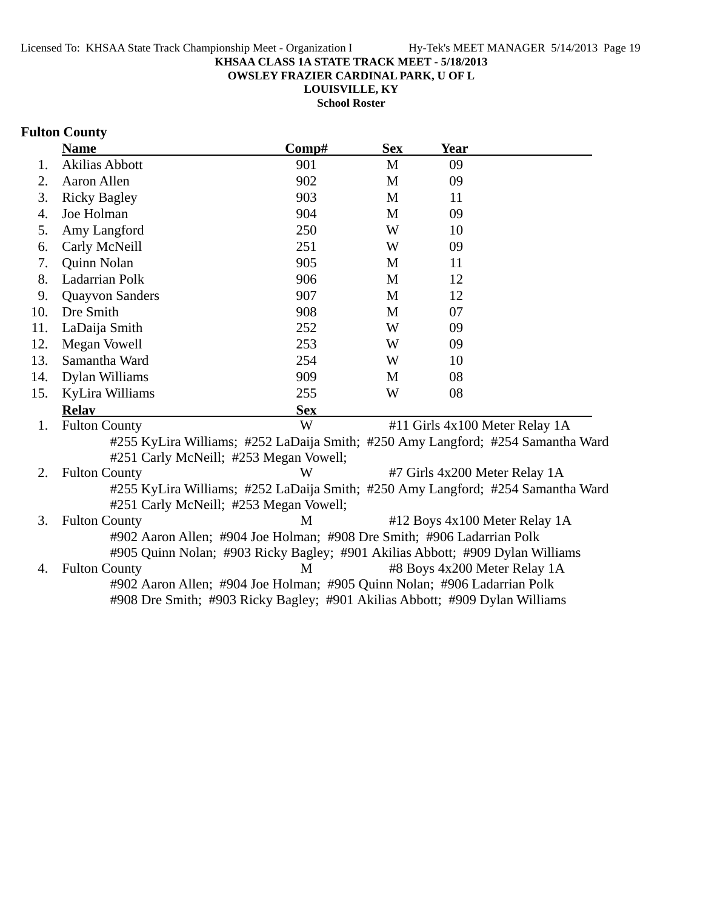**KHSAA CLASS 1A STATE TRACK MEET - 5/18/2013**
**OWSLEY FRAZIER CARDINAL PARK, U OF L**
**LOUISVILLE, KY**
**School Roster**

## Fulton County

| | Name | Comp# | Sex | Year |
|---|---|---|---|---|
| 1. | Akilias Abbott | 901 | M | 09 |
| 2. | Aaron Allen | 902 | M | 09 |
| 3. | Ricky Bagley | 903 | M | 11 |
| 4. | Joe Holman | 904 | M | 09 |
| 5. | Amy Langford | 250 | W | 10 |
| 6. | Carly McNeill | 251 | W | 09 |
| 7. | Quinn Nolan | 905 | M | 11 |
| 8. | Ladarrian Polk | 906 | M | 12 |
| 9. | Quayvon Sanders | 907 | M | 12 |
| 10. | Dre Smith | 908 | M | 07 |
| 11. | LaDaija Smith | 252 | W | 09 |
| 12. | Megan Vowell | 253 | W | 09 |
| 13. | Samantha Ward | 254 | W | 10 |
| 14. | Dylan Williams | 909 | M | 08 |
| 15. | KyLira Williams | 255 | W | 08 |

| | Relay | Sex | Event |
|---|---|---|---|
| 1. | Fulton County | W | #11 Girls 4x100 Meter Relay 1A |
| | #255 KyLira Williams; #252 LaDaija Smith; #250 Amy Langford; #254 Samantha Ward #251 Carly McNeill; #253 Megan Vowell; | | |
| 2. | Fulton County | W | #7 Girls 4x200 Meter Relay 1A |
| | #255 KyLira Williams; #252 LaDaija Smith; #250 Amy Langford; #254 Samantha Ward #251 Carly McNeill; #253 Megan Vowell; | | |
| 3. | Fulton County | M | #12 Boys 4x100 Meter Relay 1A |
| | #902 Aaron Allen; #904 Joe Holman; #908 Dre Smith; #906 Ladarrian Polk #905 Quinn Nolan; #903 Ricky Bagley; #901 Akilias Abbott; #909 Dylan Williams | | |
| 4. | Fulton County | M | #8 Boys 4x200 Meter Relay 1A |
| | #902 Aaron Allen; #904 Joe Holman; #905 Quinn Nolan; #906 Ladarrian Polk #908 Dre Smith; #903 Ricky Bagley; #901 Akilias Abbott; #909 Dylan Williams | | |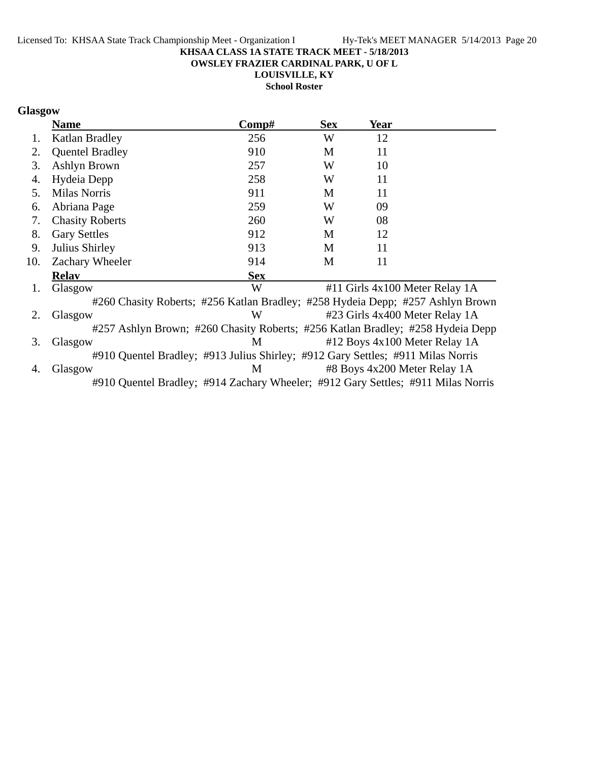KHSAA CLASS 1A STATE TRACK MEET - 5/18/2013
OWSLEY FRAZIER CARDINAL PARK, U OF L
LOUISVILLE, KY
School Roster

**Glasgow**

| | Name | Comp# | Sex | Year |
|---|---|---|---|---|
| 1. | Katlan Bradley | 256 | W | 12 |
| 2. | Quentel Bradley | 910 | M | 11 |
| 3. | Ashlyn Brown | 257 | W | 10 |
| 4. | Hydeia Depp | 258 | W | 11 |
| 5. | Milas Norris | 911 | M | 11 |
| 6. | Abriana Page | 259 | W | 09 |
| 7. | Chasity Roberts | 260 | W | 08 |
| 8. | Gary Settles | 912 | M | 12 |
| 9. | Julius Shirley | 913 | M | 11 |
| 10. | Zachary Wheeler | 914 | M | 11 |

| | Relay | Sex | Event |
|---|---|---|---|
| 1. | Glasgow | W | #11 Girls 4x100 Meter Relay 1A |
| | #260 Chasity Roberts; #256 Katlan Bradley; #258 Hydeia Depp; #257 Ashlyn Brown | | |
| 2. | Glasgow | W | #23 Girls 4x400 Meter Relay 1A |
| | #257 Ashlyn Brown; #260 Chasity Roberts; #256 Katlan Bradley; #258 Hydeia Depp | | |
| 3. | Glasgow | M | #12 Boys 4x100 Meter Relay 1A |
| | #910 Quentel Bradley; #913 Julius Shirley; #912 Gary Settles; #911 Milas Norris | | |
| 4. | Glasgow | M | #8 Boys 4x200 Meter Relay 1A |
| | #910 Quentel Bradley; #914 Zachary Wheeler; #912 Gary Settles; #911 Milas Norris | | |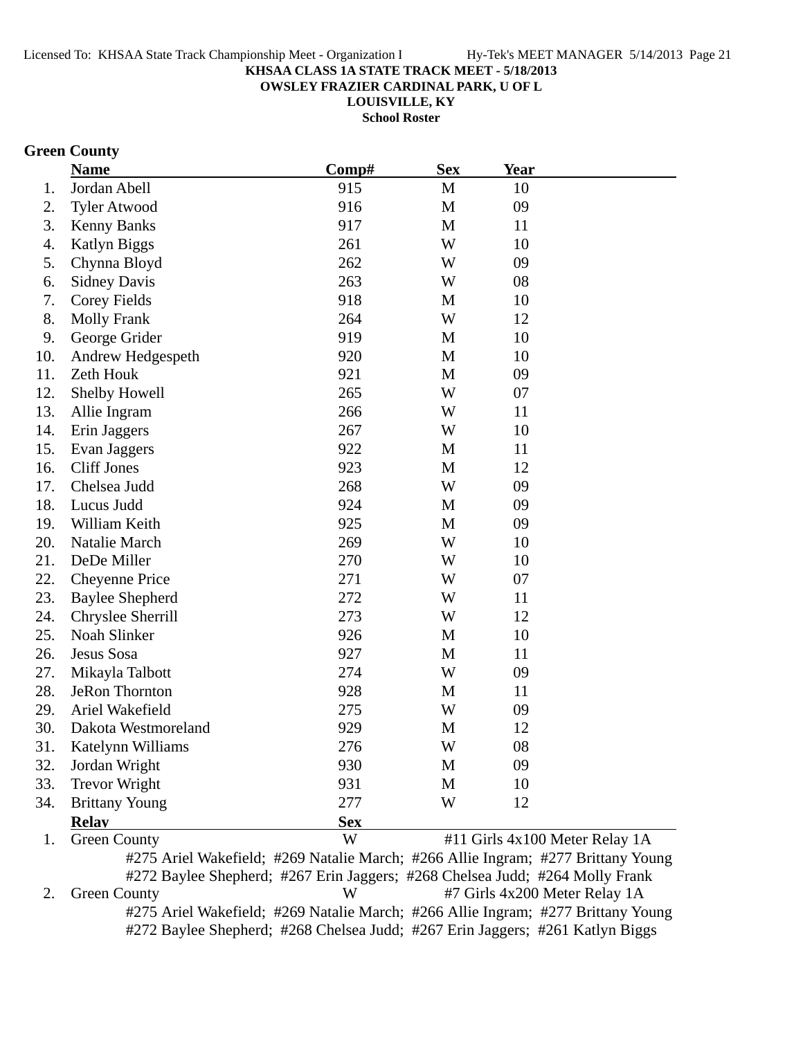# KHSAA CLASS 1A STATE TRACK MEET - 5/18/2013

**OWSLEY FRAZIER CARDINAL PARK, U OF L**

**LOUISVILLE, KY**

**School Roster**

## Green County

| | Name | Comp# | Sex | Year |
|---|---|---|---|---|
| 1. | Jordan Abell | 915 | M | 10 |
| 2. | Tyler Atwood | 916 | M | 09 |
| 3. | Kenny Banks | 917 | M | 11 |
| 4. | Katlyn Biggs | 261 | W | 10 |
| 5. | Chynna Bloyd | 262 | W | 09 |
| 6. | Sidney Davis | 263 | W | 08 |
| 7. | Corey Fields | 918 | M | 10 |
| 8. | Molly Frank | 264 | W | 12 |
| 9. | George Grider | 919 | M | 10 |
| 10. | Andrew Hedgespeth | 920 | M | 10 |
| 11. | Zeth Houk | 921 | M | 09 |
| 12. | Shelby Howell | 265 | W | 07 |
| 13. | Allie Ingram | 266 | W | 11 |
| 14. | Erin Jaggers | 267 | W | 10 |
| 15. | Evan Jaggers | 922 | M | 11 |
| 16. | Cliff Jones | 923 | M | 12 |
| 17. | Chelsea Judd | 268 | W | 09 |
| 18. | Lucus Judd | 924 | M | 09 |
| 19. | William Keith | 925 | M | 09 |
| 20. | Natalie March | 269 | W | 10 |
| 21. | DeDe Miller | 270 | W | 10 |
| 22. | Cheyenne Price | 271 | W | 07 |
| 23. | Baylee Shepherd | 272 | W | 11 |
| 24. | Chryslee Sherrill | 273 | W | 12 |
| 25. | Noah Slinker | 926 | M | 10 |
| 26. | Jesus Sosa | 927 | M | 11 |
| 27. | Mikayla Talbott | 274 | W | 09 |
| 28. | JeRon Thornton | 928 | M | 11 |
| 29. | Ariel Wakefield | 275 | W | 09 |
| 30. | Dakota Westmoreland | 929 | M | 12 |
| 31. | Katelynn Williams | 276 | W | 08 |
| 32. | Jordan Wright | 930 | M | 09 |
| 33. | Trevor Wright | 931 | M | 10 |
| 34. | Brittany Young | 277 | W | 12 |

| | Relay | Sex | |
|---|---|---|---|
| 1. | Green County | W | #11 Girls 4x100 Meter Relay 1A |

#275 Ariel Wakefield; #269 Natalie March; #266 Allie Ingram; #277 Brittany Young
#272 Baylee Shepherd; #267 Erin Jaggers; #268 Chelsea Judd; #264 Molly Frank

| | Relay | Sex | |
|---|---|---|---|
| 2. | Green County | W | #7 Girls 4x200 Meter Relay 1A |

#275 Ariel Wakefield; #269 Natalie March; #266 Allie Ingram; #277 Brittany Young
#272 Baylee Shepherd; #268 Chelsea Judd; #267 Erin Jaggers; #261 Katlyn Biggs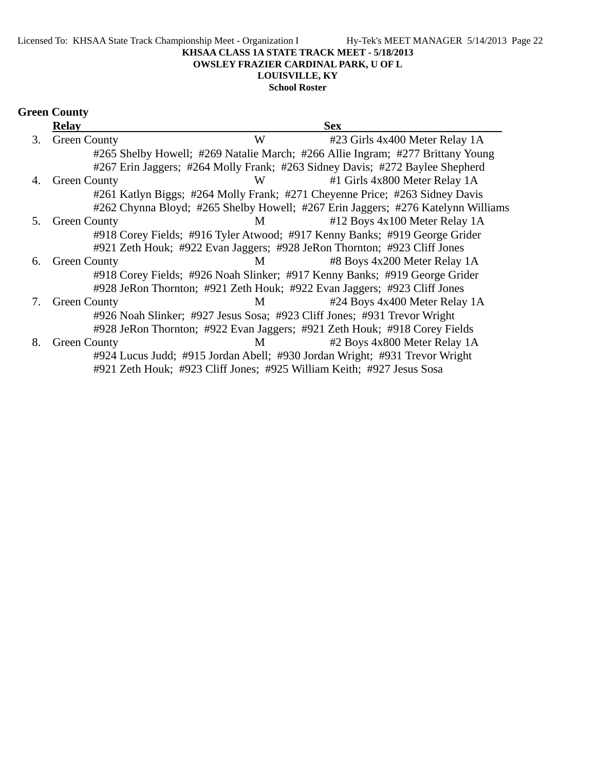KHSAA CLASS 1A STATE TRACK MEET - 5/18/2013
OWSLEY FRAZIER CARDINAL PARK, U OF L
LOUISVILLE, KY
School Roster

## Green County

| | Relay | Sex | |
|---|---|---|---|
| 3. | Green County | W | #23 Girls 4x400 Meter Relay 1A |
| | #265 Shelby Howell; #269 Natalie March; #266 Allie Ingram; #277 Brittany Young | | |
| | #267 Erin Jaggers; #264 Molly Frank; #263 Sidney Davis; #272 Baylee Shepherd | | |
| 4. | Green County | W | #1 Girls 4x800 Meter Relay 1A |
| | #261 Katlyn Biggs; #264 Molly Frank; #271 Cheyenne Price; #263 Sidney Davis | | |
| | #262 Chynna Bloyd; #265 Shelby Howell; #267 Erin Jaggers; #276 Katelynn Williams | | |
| 5. | Green County | M | #12 Boys 4x100 Meter Relay 1A |
| | #918 Corey Fields; #916 Tyler Atwood; #917 Kenny Banks; #919 George Grider | | |
| | #921 Zeth Houk; #922 Evan Jaggers; #928 JeRon Thornton; #923 Cliff Jones | | |
| 6. | Green County | M | #8 Boys 4x200 Meter Relay 1A |
| | #918 Corey Fields; #926 Noah Slinker; #917 Kenny Banks; #919 George Grider | | |
| | #928 JeRon Thornton; #921 Zeth Houk; #922 Evan Jaggers; #923 Cliff Jones | | |
| 7. | Green County | M | #24 Boys 4x400 Meter Relay 1A |
| | #926 Noah Slinker; #927 Jesus Sosa; #923 Cliff Jones; #931 Trevor Wright | | |
| | #928 JeRon Thornton; #922 Evan Jaggers; #921 Zeth Houk; #918 Corey Fields | | |
| 8. | Green County | M | #2 Boys 4x800 Meter Relay 1A |
| | #924 Lucus Judd; #915 Jordan Abell; #930 Jordan Wright; #931 Trevor Wright | | |
| | #921 Zeth Houk; #923 Cliff Jones; #925 William Keith; #927 Jesus Sosa | | |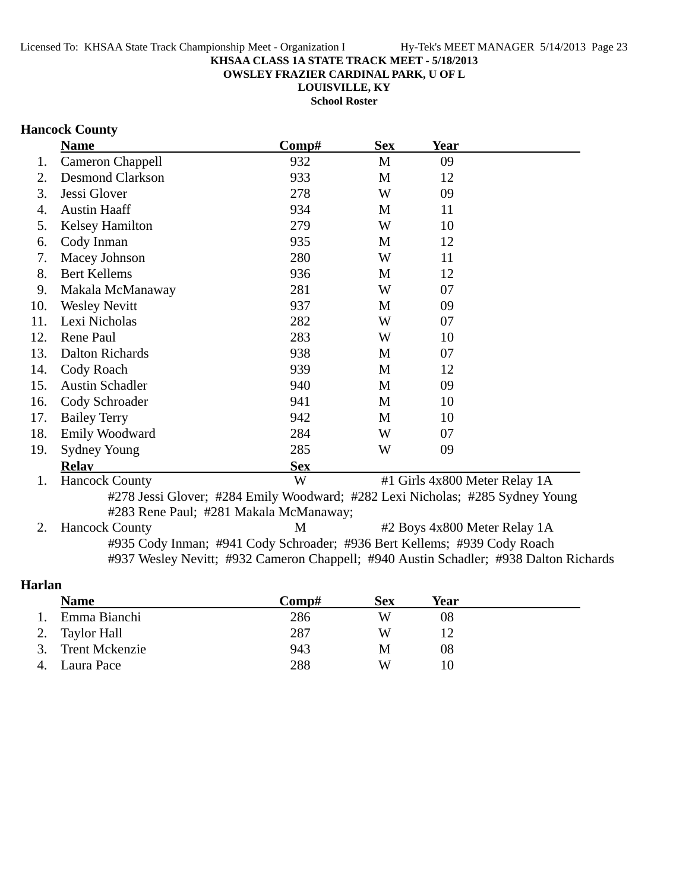**KHSAA CLASS 1A STATE TRACK MEET - 5/18/2013**
**OWSLEY FRAZIER CARDINAL PARK, U OF L**
**LOUISVILLE, KY**
**School Roster**

### Hancock County

| | Name | Comp# | Sex | Year |
|---|---|---|---|---|
| 1. | Cameron Chappell | 932 | M | 09 |
| 2. | Desmond Clarkson | 933 | M | 12 |
| 3. | Jessi Glover | 278 | W | 09 |
| 4. | Austin Haaff | 934 | M | 11 |
| 5. | Kelsey Hamilton | 279 | W | 10 |
| 6. | Cody Inman | 935 | M | 12 |
| 7. | Macey Johnson | 280 | W | 11 |
| 8. | Bert Kellems | 936 | M | 12 |
| 9. | Makala McManaway | 281 | W | 07 |
| 10. | Wesley Nevitt | 937 | M | 09 |
| 11. | Lexi Nicholas | 282 | W | 07 |
| 12. | Rene Paul | 283 | W | 10 |
| 13. | Dalton Richards | 938 | M | 07 |
| 14. | Cody Roach | 939 | M | 12 |
| 15. | Austin Schadler | 940 | M | 09 |
| 16. | Cody Schroader | 941 | M | 10 |
| 17. | Bailey Terry | 942 | M | 10 |
| 18. | Emily Woodward | 284 | W | 07 |
| 19. | Sydney Young | 285 | W | 09 |

| | Relay | Sex | Event |
|---|---|---|---|
| 1. | Hancock County | W | #1 Girls 4x800 Meter Relay 1A |
| | #278 Jessi Glover; #284 Emily Woodward; #282 Lexi Nicholas; #285 Sydney Young #283 Rene Paul; #281 Makala McManaway; | | |
| 2. | Hancock County | M | #2 Boys 4x800 Meter Relay 1A |
| | #935 Cody Inman; #941 Cody Schroader; #936 Bert Kellems; #939 Cody Roach #937 Wesley Nevitt; #932 Cameron Chappell; #940 Austin Schadler; #938 Dalton Richards | | |

### Harlan

| | Name | Comp# | Sex | Year |
|---|---|---|---|---|
| 1. | Emma Bianchi | 286 | W | 08 |
| 2. | Taylor Hall | 287 | W | 12 |
| 3. | Trent Mckenzie | 943 | M | 08 |
| 4. | Laura Pace | 288 | W | 10 |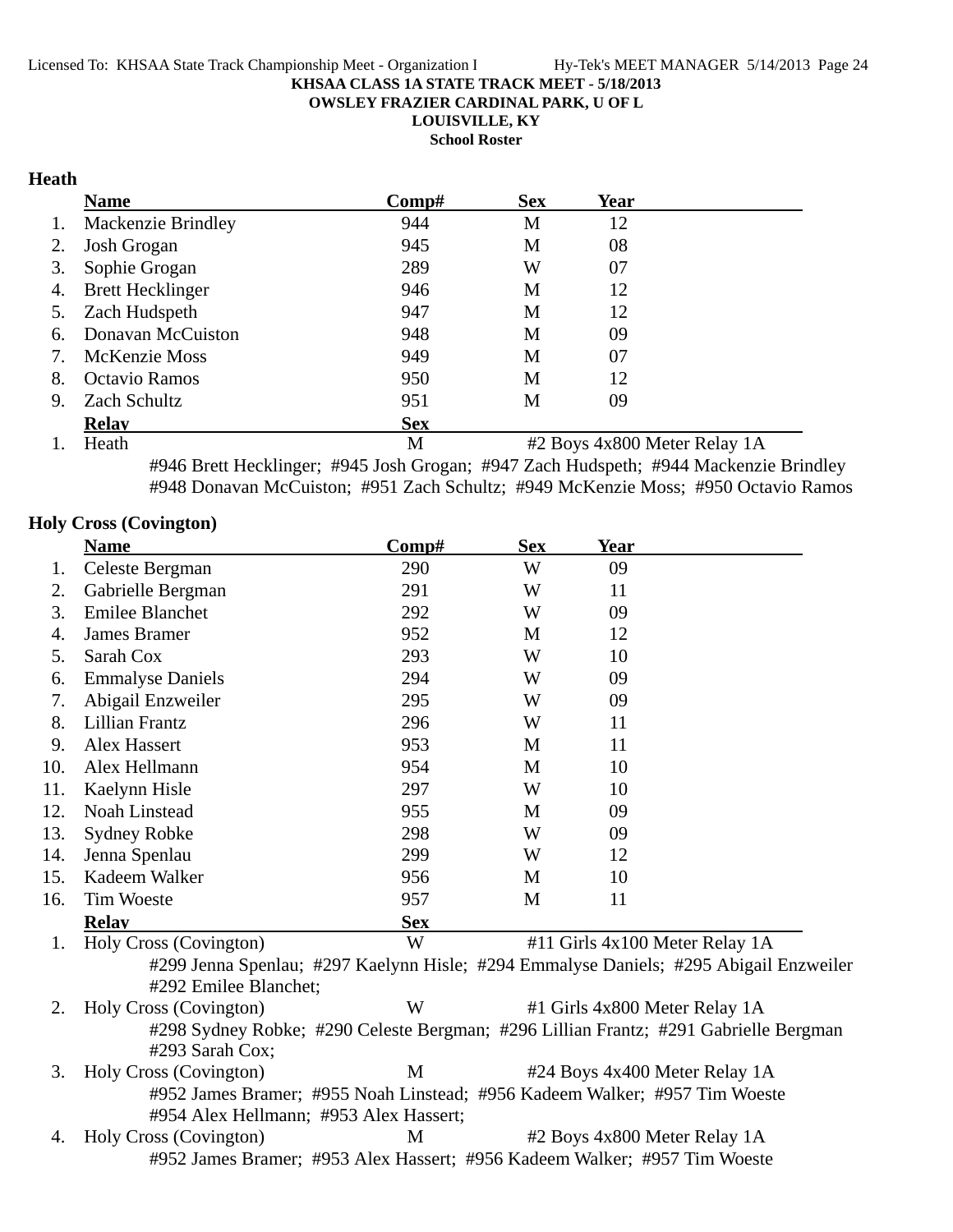KHSAA CLASS 1A STATE TRACK MEET - 5/18/2013
OWSLEY FRAZIER CARDINAL PARK, U OF L
LOUISVILLE, KY
School Roster

## Heath

| | Name | Comp# | Sex | Year |
|---|---|---|---|---|
| 1. | Mackenzie Brindley | 944 | M | 12 |
| 2. | Josh Grogan | 945 | M | 08 |
| 3. | Sophie Grogan | 289 | W | 07 |
| 4. | Brett Hecklinger | 946 | M | 12 |
| 5. | Zach Hudspeth | 947 | M | 12 |
| 6. | Donavan McCuiston | 948 | M | 09 |
| 7. | McKenzie Moss | 949 | M | 07 |
| 8. | Octavio Ramos | 950 | M | 12 |
| 9. | Zach Schultz | 951 | M | 09 |

| | Relay | Sex | Event |
|---|---|---|---|
| 1. | Heath | M | #2 Boys 4x800 Meter Relay 1A |

#946 Brett Hecklinger; #945 Josh Grogan; #947 Zach Hudspeth; #944 Mackenzie Brindley
#948 Donavan McCuiston; #951 Zach Schultz; #949 McKenzie Moss; #950 Octavio Ramos

## Holy Cross (Covington)

| | Name | Comp# | Sex | Year |
|---|---|---|---|---|
| 1. | Celeste Bergman | 290 | W | 09 |
| 2. | Gabrielle Bergman | 291 | W | 11 |
| 3. | Emilee Blanchet | 292 | W | 09 |
| 4. | James Bramer | 952 | M | 12 |
| 5. | Sarah Cox | 293 | W | 10 |
| 6. | Emmalyse Daniels | 294 | W | 09 |
| 7. | Abigail Enzweiler | 295 | W | 09 |
| 8. | Lillian Frantz | 296 | W | 11 |
| 9. | Alex Hassert | 953 | M | 11 |
| 10. | Alex Hellmann | 954 | M | 10 |
| 11. | Kaelynn Hisle | 297 | W | 10 |
| 12. | Noah Linstead | 955 | M | 09 |
| 13. | Sydney Robke | 298 | W | 09 |
| 14. | Jenna Spenlau | 299 | W | 12 |
| 15. | Kadeem Walker | 956 | M | 10 |
| 16. | Tim Woeste | 957 | M | 11 |

| | Relay | Sex | Event |
|---|---|---|---|
| 1. | Holy Cross (Covington) | W | #11 Girls 4x100 Meter Relay 1A |

#299 Jenna Spenlau; #297 Kaelynn Hisle; #294 Emmalyse Daniels; #295 Abigail Enzweiler
#292 Emilee Blanchet;

| | Relay | Sex | Event |
|---|---|---|---|
| 2. | Holy Cross (Covington) | W | #1 Girls 4x800 Meter Relay 1A |

#298 Sydney Robke; #290 Celeste Bergman; #296 Lillian Frantz; #291 Gabrielle Bergman
#293 Sarah Cox;

| | Relay | Sex | Event |
|---|---|---|---|
| 3. | Holy Cross (Covington) | M | #24 Boys 4x400 Meter Relay 1A |

#952 James Bramer; #955 Noah Linstead; #956 Kadeem Walker; #957 Tim Woeste
#954 Alex Hellmann; #953 Alex Hassert;

| | Relay | Sex | Event |
|---|---|---|---|
| 4. | Holy Cross (Covington) | M | #2 Boys 4x800 Meter Relay 1A |

#952 James Bramer; #953 Alex Hassert; #956 Kadeem Walker; #957 Tim Woeste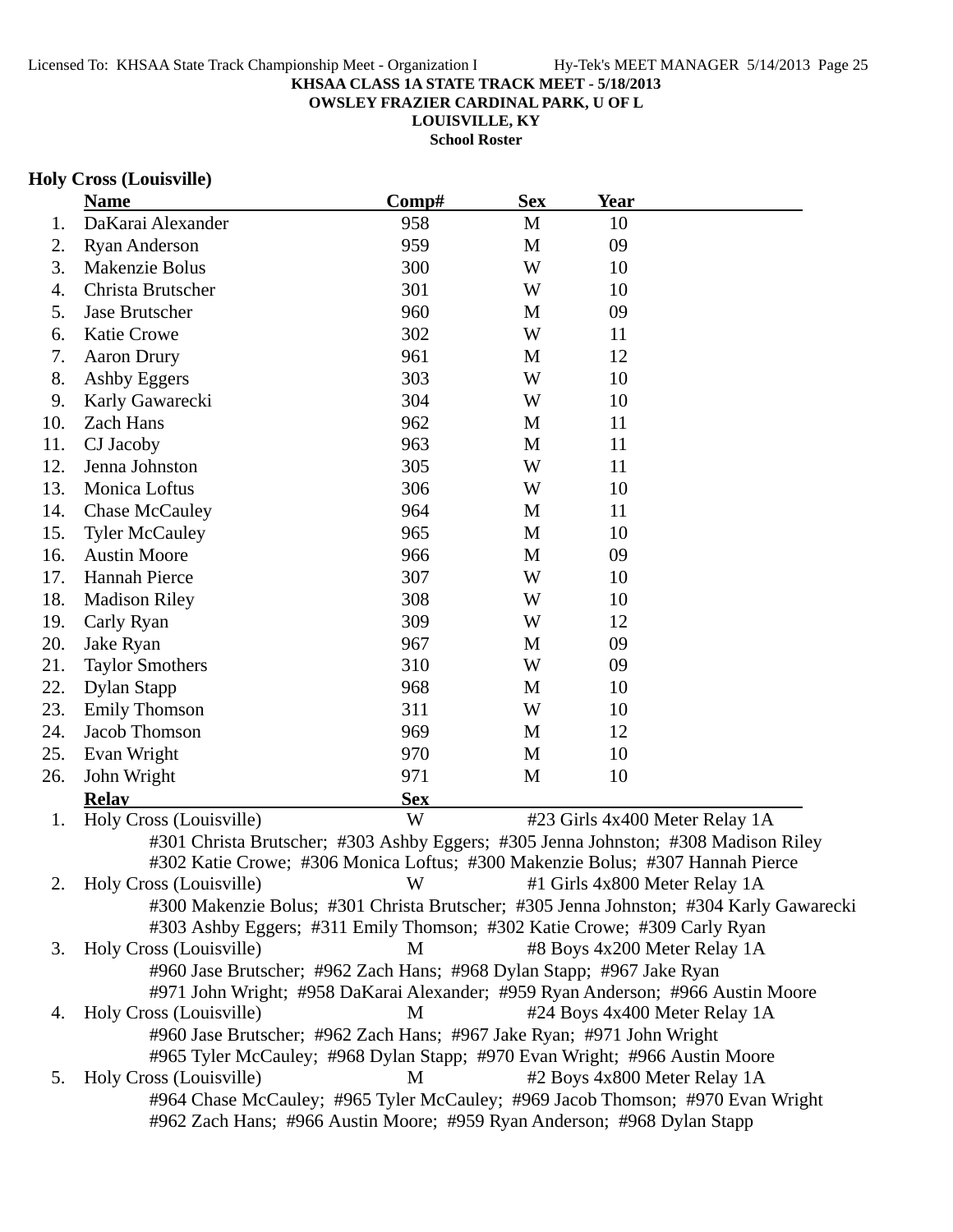**KHSAA CLASS 1A STATE TRACK MEET - 5/18/2013**
**OWSLEY FRAZIER CARDINAL PARK, U OF L**
**LOUISVILLE, KY**
**School Roster**

### Holy Cross (Louisville)

| | Name | Comp# | Sex | Year |
|---|---|---|---|---|
| 1. | DaKarai Alexander | 958 | M | 10 |
| 2. | Ryan Anderson | 959 | M | 09 |
| 3. | Makenzie Bolus | 300 | W | 10 |
| 4. | Christa Brutscher | 301 | W | 10 |
| 5. | Jase Brutscher | 960 | M | 09 |
| 6. | Katie Crowe | 302 | W | 11 |
| 7. | Aaron Drury | 961 | M | 12 |
| 8. | Ashby Eggers | 303 | W | 10 |
| 9. | Karly Gawarecki | 304 | W | 10 |
| 10. | Zach Hans | 962 | M | 11 |
| 11. | CJ Jacoby | 963 | M | 11 |
| 12. | Jenna Johnston | 305 | W | 11 |
| 13. | Monica Loftus | 306 | W | 10 |
| 14. | Chase McCauley | 964 | M | 11 |
| 15. | Tyler McCauley | 965 | M | 10 |
| 16. | Austin Moore | 966 | M | 09 |
| 17. | Hannah Pierce | 307 | W | 10 |
| 18. | Madison Riley | 308 | W | 10 |
| 19. | Carly Ryan | 309 | W | 12 |
| 20. | Jake Ryan | 967 | M | 09 |
| 21. | Taylor Smothers | 310 | W | 09 |
| 22. | Dylan Stapp | 968 | M | 10 |
| 23. | Emily Thomson | 311 | W | 10 |
| 24. | Jacob Thomson | 969 | M | 12 |
| 25. | Evan Wright | 970 | M | 10 |
| 26. | John Wright | 971 | M | 10 |

| | Relay | Sex | Event |
|---|---|---|---|
| 1. | Holy Cross (Louisville) | W | #23 Girls 4x400 Meter Relay 1A |
| | #301 Christa Brutscher; #303 Ashby Eggers; #305 Jenna Johnston; #308 Madison Riley<br>#302 Katie Crowe; #306 Monica Loftus; #300 Makenzie Bolus; #307 Hannah Pierce | | |
| 2. | Holy Cross (Louisville) | W | #1 Girls 4x800 Meter Relay 1A |
| | #300 Makenzie Bolus; #301 Christa Brutscher; #305 Jenna Johnston; #304 Karly Gawarecki<br>#303 Ashby Eggers; #311 Emily Thomson; #302 Katie Crowe; #309 Carly Ryan | | |
| 3. | Holy Cross (Louisville) | M | #8 Boys 4x200 Meter Relay 1A |
| | #960 Jase Brutscher; #962 Zach Hans; #968 Dylan Stapp; #967 Jake Ryan<br>#971 John Wright; #958 DaKarai Alexander; #959 Ryan Anderson; #966 Austin Moore | | |
| 4. | Holy Cross (Louisville) | M | #24 Boys 4x400 Meter Relay 1A |
| | #960 Jase Brutscher; #962 Zach Hans; #967 Jake Ryan; #971 John Wright<br>#965 Tyler McCauley; #968 Dylan Stapp; #970 Evan Wright; #966 Austin Moore | | |
| 5. | Holy Cross (Louisville) | M | #2 Boys 4x800 Meter Relay 1A |
| | #964 Chase McCauley; #965 Tyler McCauley; #969 Jacob Thomson; #970 Evan Wright<br>#962 Zach Hans; #966 Austin Moore; #959 Ryan Anderson; #968 Dylan Stapp | | |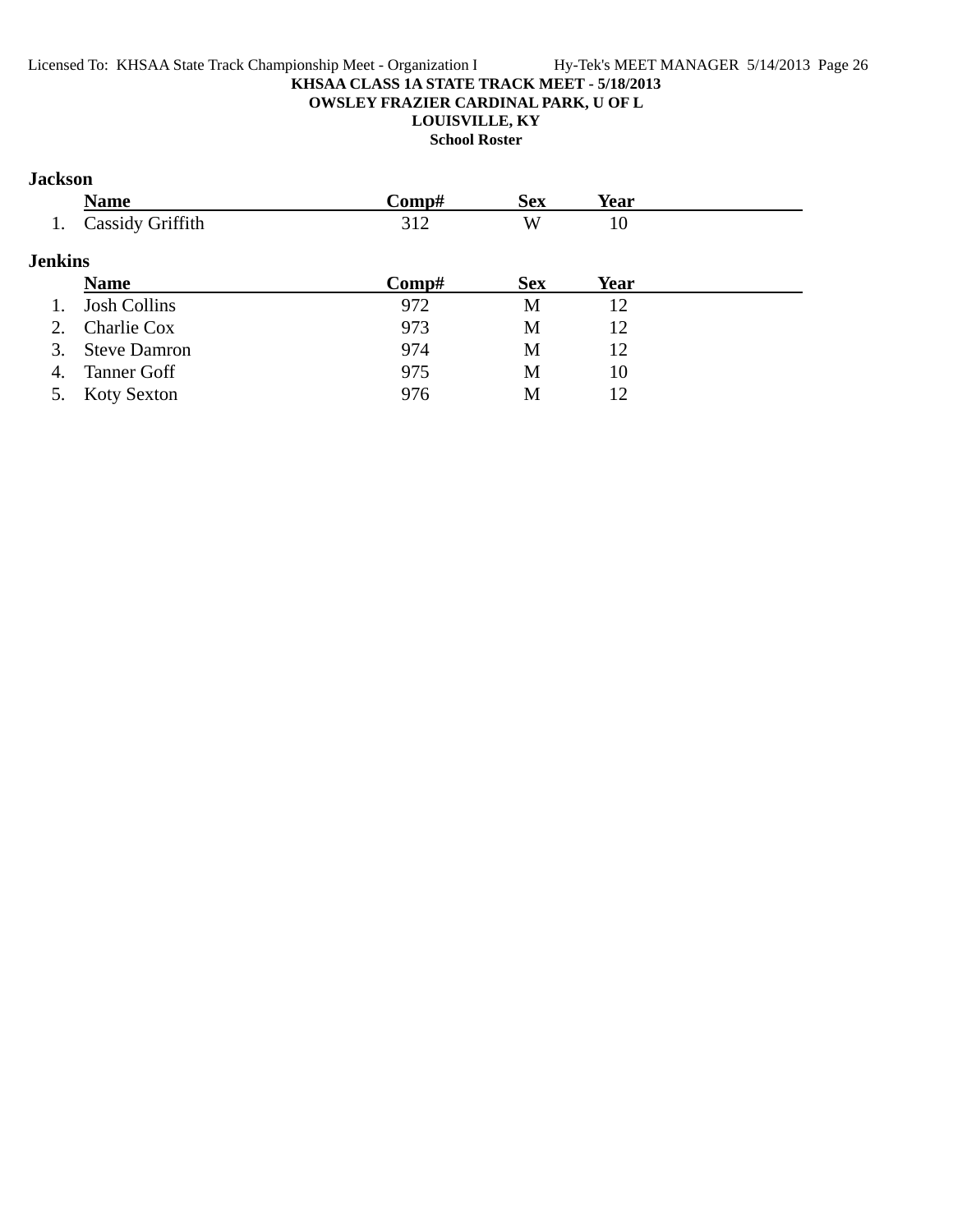**KHSAA CLASS 1A STATE TRACK MEET - 5/18/2013**

**OWSLEY FRAZIER CARDINAL PARK, U OF L**

**LOUISVILLE, KY**

**School Roster**

### Jackson

| | Name | Comp# | Sex | Year |
|---|---|---|---|---|
| 1. | Cassidy Griffith | 312 | W | 10 |

### Jenkins

| | Name | Comp# | Sex | Year |
|---|---|---|---|---|
| 1. | Josh Collins | 972 | M | 12 |
| 2. | Charlie Cox | 973 | M | 12 |
| 3. | Steve Damron | 974 | M | 12 |
| 4. | Tanner Goff | 975 | M | 10 |
| 5. | Koty Sexton | 976 | M | 12 |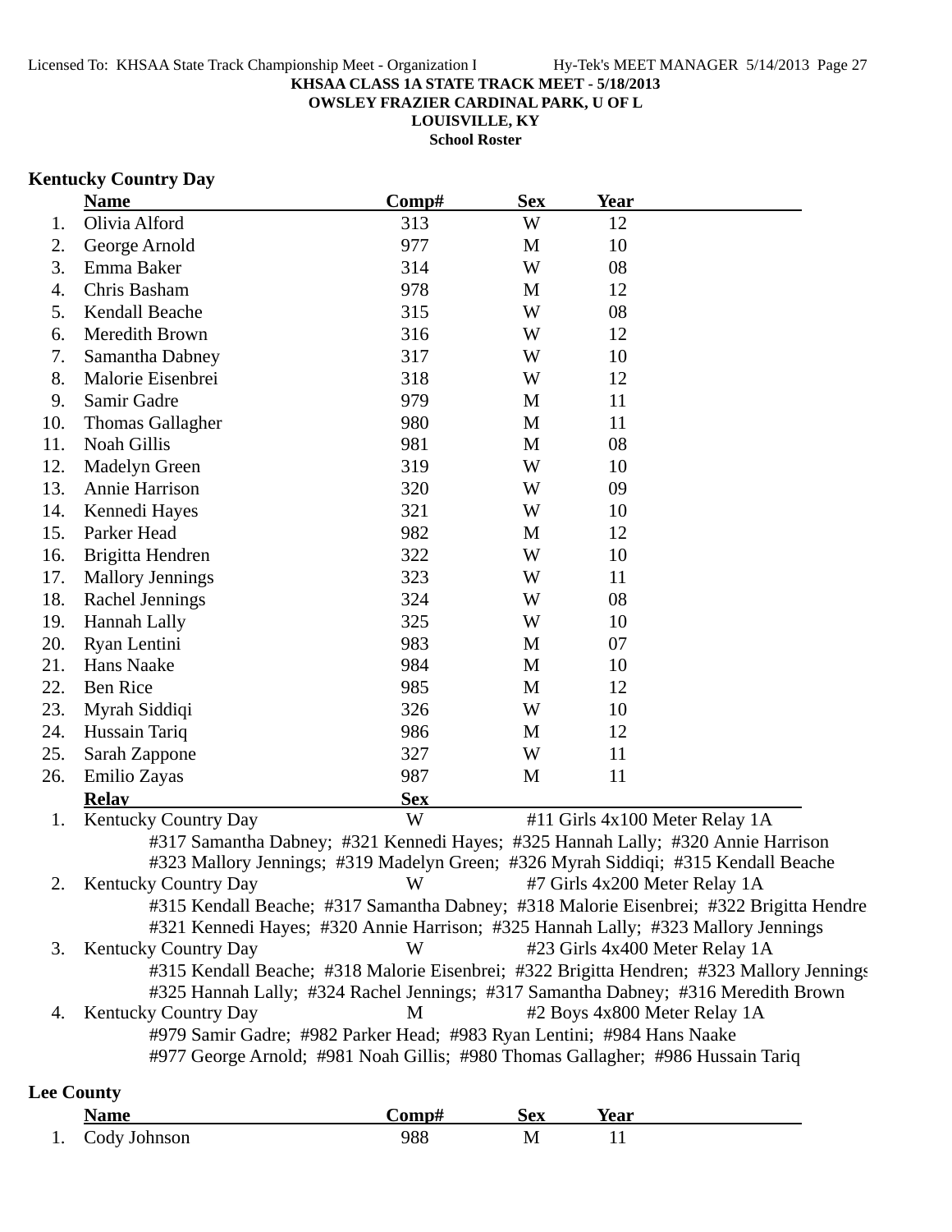**KHSAA CLASS 1A STATE TRACK MEET - 5/18/2013**
**OWSLEY FRAZIER CARDINAL PARK, U OF L**
**LOUISVILLE, KY**
**School Roster**

## Kentucky Country Day

| | Name | Comp# | Sex | Year |
|---|---|---|---|---|
| 1. | Olivia Alford | 313 | W | 12 |
| 2. | George Arnold | 977 | M | 10 |
| 3. | Emma Baker | 314 | W | 08 |
| 4. | Chris Basham | 978 | M | 12 |
| 5. | Kendall Beache | 315 | W | 08 |
| 6. | Meredith Brown | 316 | W | 12 |
| 7. | Samantha Dabney | 317 | W | 10 |
| 8. | Malorie Eisenbrei | 318 | W | 12 |
| 9. | Samir Gadre | 979 | M | 11 |
| 10. | Thomas Gallagher | 980 | M | 11 |
| 11. | Noah Gillis | 981 | M | 08 |
| 12. | Madelyn Green | 319 | W | 10 |
| 13. | Annie Harrison | 320 | W | 09 |
| 14. | Kennedi Hayes | 321 | W | 10 |
| 15. | Parker Head | 982 | M | 12 |
| 16. | Brigitta Hendren | 322 | W | 10 |
| 17. | Mallory Jennings | 323 | W | 11 |
| 18. | Rachel Jennings | 324 | W | 08 |
| 19. | Hannah Lally | 325 | W | 10 |
| 20. | Ryan Lentini | 983 | M | 07 |
| 21. | Hans Naake | 984 | M | 10 |
| 22. | Ben Rice | 985 | M | 12 |
| 23. | Myrah Siddiqi | 326 | W | 10 |
| 24. | Hussain Tariq | 986 | M | 12 |
| 25. | Sarah Zappone | 327 | W | 11 |
| 26. | Emilio Zayas | 987 | M | 11 |

| | Relay | Sex | Event |
|---|---|---|---|
| 1. | Kentucky Country Day | W | #11 Girls 4x100 Meter Relay 1A |
| | #317 Samantha Dabney; #321 Kennedi Hayes; #325 Hannah Lally; #320 Annie Harrison; #323 Mallory Jennings; #319 Madelyn Green; #326 Myrah Siddiqi; #315 Kendall Beache | | |
| 2. | Kentucky Country Day | W | #7 Girls 4x200 Meter Relay 1A |
| | #315 Kendall Beache; #317 Samantha Dabney; #318 Malorie Eisenbrei; #322 Brigitta Hendre; #321 Kennedi Hayes; #320 Annie Harrison; #325 Hannah Lally; #323 Mallory Jennings | | |
| 3. | Kentucky Country Day | W | #23 Girls 4x400 Meter Relay 1A |
| | #315 Kendall Beache; #318 Malorie Eisenbrei; #322 Brigitta Hendren; #323 Mallory Jennings; #325 Hannah Lally; #324 Rachel Jennings; #317 Samantha Dabney; #316 Meredith Brown | | |
| 4. | Kentucky Country Day | M | #2 Boys 4x800 Meter Relay 1A |
| | #979 Samir Gadre; #982 Parker Head; #983 Ryan Lentini; #984 Hans Naake; #977 George Arnold; #981 Noah Gillis; #980 Thomas Gallagher; #986 Hussain Tariq | | |

## Lee County

| | Name | Comp# | Sex | Year |
|---|---|---|---|---|
| 1. | Cody Johnson | 988 | M | 11 |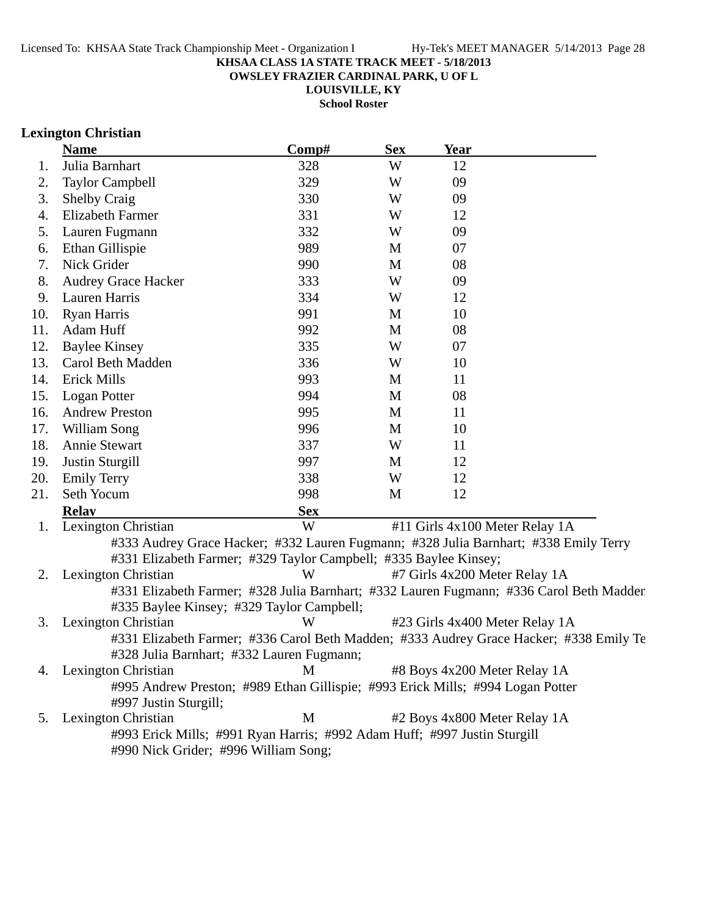**KHSAA CLASS 1A STATE TRACK MEET - 5/18/2013**
**OWSLEY FRAZIER CARDINAL PARK, U OF L**
**LOUISVILLE, KY**
**School Roster**

## Lexington Christian

| | Name | Comp# | Sex | Year |
|---|---|---|---|---|
| 1. | Julia Barnhart | 328 | W | 12 |
| 2. | Taylor Campbell | 329 | W | 09 |
| 3. | Shelby Craig | 330 | W | 09 |
| 4. | Elizabeth Farmer | 331 | W | 12 |
| 5. | Lauren Fugmann | 332 | W | 09 |
| 6. | Ethan Gillispie | 989 | M | 07 |
| 7. | Nick Grider | 990 | M | 08 |
| 8. | Audrey Grace Hacker | 333 | W | 09 |
| 9. | Lauren Harris | 334 | W | 12 |
| 10. | Ryan Harris | 991 | M | 10 |
| 11. | Adam Huff | 992 | M | 08 |
| 12. | Baylee Kinsey | 335 | W | 07 |
| 13. | Carol Beth Madden | 336 | W | 10 |
| 14. | Erick Mills | 993 | M | 11 |
| 15. | Logan Potter | 994 | M | 08 |
| 16. | Andrew Preston | 995 | M | 11 |
| 17. | William Song | 996 | M | 10 |
| 18. | Annie Stewart | 337 | W | 11 |
| 19. | Justin Sturgill | 997 | M | 12 |
| 20. | Emily Terry | 338 | W | 12 |
| 21. | Seth Yocum | 998 | M | 12 |

| | Relay | Sex | Event |
|---|---|---|---|
| 1. | Lexington Christian | W | #11 Girls 4x100 Meter Relay 1A |
| | #333 Audrey Grace Hacker; #332 Lauren Fugmann; #328 Julia Barnhart; #338 Emily Terry; #331 Elizabeth Farmer; #329 Taylor Campbell; #335 Baylee Kinsey; | | |
| 2. | Lexington Christian | W | #7 Girls 4x200 Meter Relay 1A |
| | #331 Elizabeth Farmer; #328 Julia Barnhart; #332 Lauren Fugmann; #336 Carol Beth Madden; #335 Baylee Kinsey; #329 Taylor Campbell; | | |
| 3. | Lexington Christian | W | #23 Girls 4x400 Meter Relay 1A |
| | #331 Elizabeth Farmer; #336 Carol Beth Madden; #333 Audrey Grace Hacker; #338 Emily Te; #328 Julia Barnhart; #332 Lauren Fugmann; | | |
| 4. | Lexington Christian | M | #8 Boys 4x200 Meter Relay 1A |
| | #995 Andrew Preston; #989 Ethan Gillispie; #993 Erick Mills; #994 Logan Potter; #997 Justin Sturgill; | | |
| 5. | Lexington Christian | M | #2 Boys 4x800 Meter Relay 1A |
| | #993 Erick Mills; #991 Ryan Harris; #992 Adam Huff; #997 Justin Sturgill; #990 Nick Grider; #996 William Song; | | |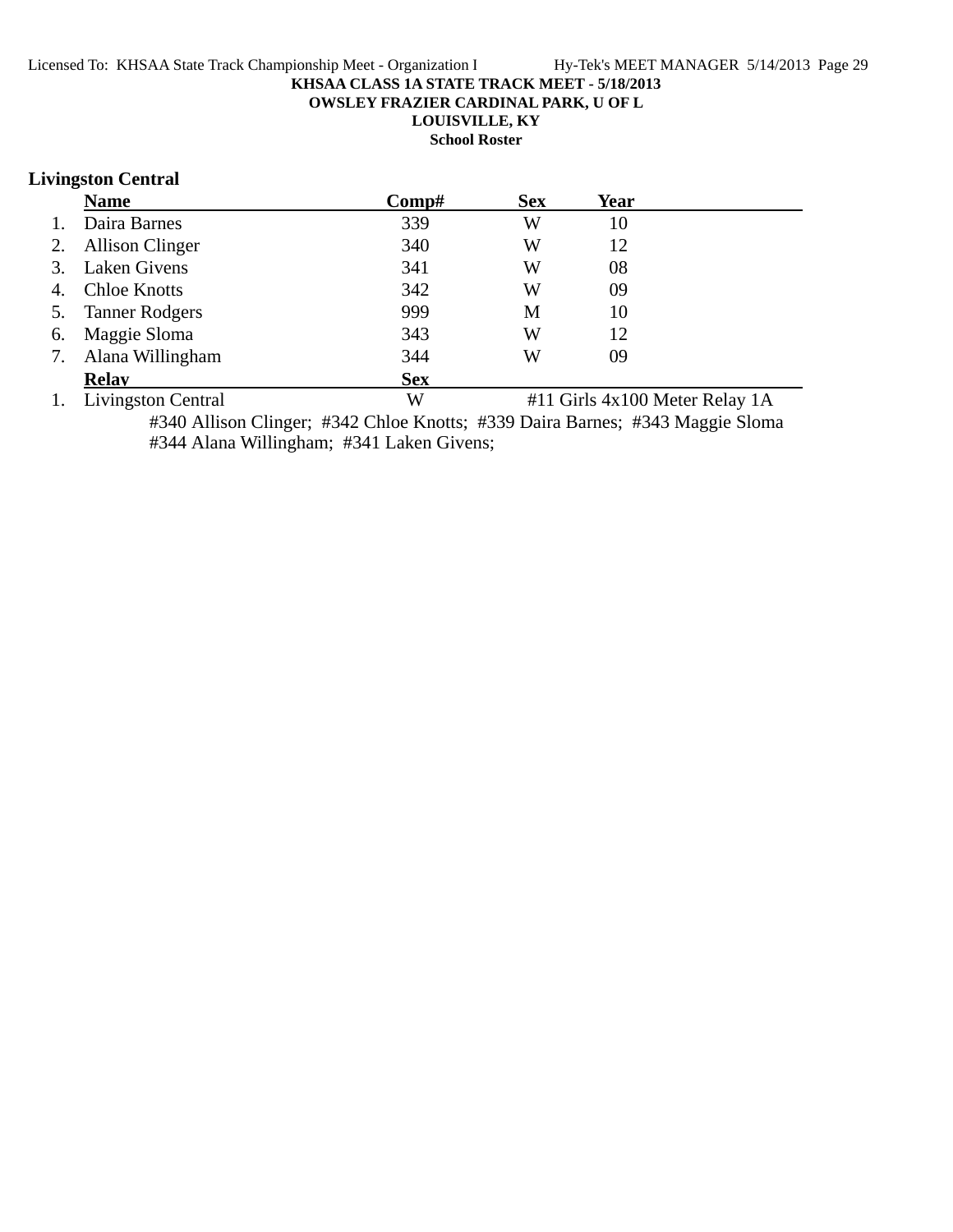KHSAA CLASS 1A STATE TRACK MEET - 5/18/2013

OWSLEY FRAZIER CARDINAL PARK, U OF L

LOUISVILLE, KY

School Roster

## Livingston Central

| | Name | Comp# | Sex | Year |
|---|---|---|---|---|
| 1. | Daira Barnes | 339 | W | 10 |
| 2. | Allison Clinger | 340 | W | 12 |
| 3. | Laken Givens | 341 | W | 08 |
| 4. | Chloe Knotts | 342 | W | 09 |
| 5. | Tanner Rodgers | 999 | M | 10 |
| 6. | Maggie Sloma | 343 | W | 12 |
| 7. | Alana Willingham | 344 | W | 09 |

| | Relay | Sex | |
|---|---|---|---|
| 1. | Livingston Central | W | #11 Girls 4x100 Meter Relay 1A |

#340 Allison Clinger; #342 Chloe Knotts; #339 Daira Barnes; #343 Maggie Sloma
#344 Alana Willingham; #341 Laken Givens;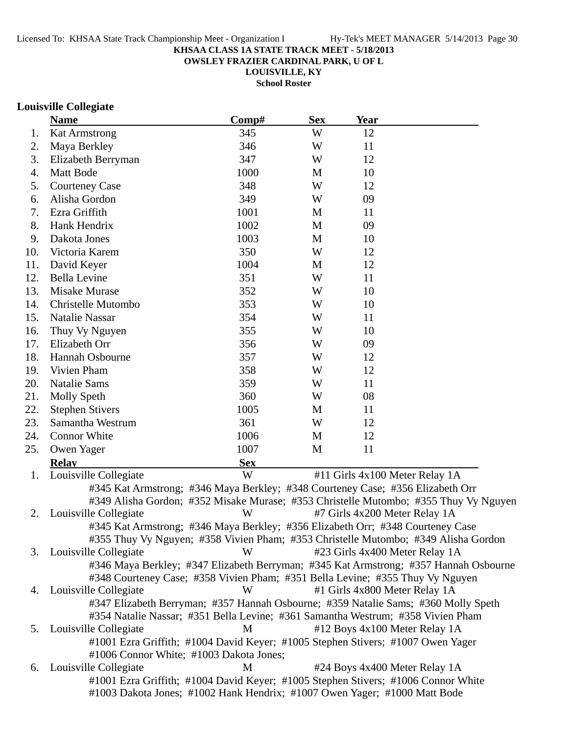Licensed To: KHSAA State Track Championship Meet - Organization I    Hy-Tek's MEET MANAGER 5/14/2013 Page 30

**KHSAA CLASS 1A STATE TRACK MEET - 5/18/2013**
**OWSLEY FRAZIER CARDINAL PARK, U OF L**
**LOUISVILLE, KY**
**School Roster**

## Louisville Collegiate

| | Name | Comp# | Sex | Year |
|---|---|---|---|---|
| 1. | Kat Armstrong | 345 | W | 12 |
| 2. | Maya Berkley | 346 | W | 11 |
| 3. | Elizabeth Berryman | 347 | W | 12 |
| 4. | Matt Bode | 1000 | M | 10 |
| 5. | Courteney Case | 348 | W | 12 |
| 6. | Alisha Gordon | 349 | W | 09 |
| 7. | Ezra Griffith | 1001 | M | 11 |
| 8. | Hank Hendrix | 1002 | M | 09 |
| 9. | Dakota Jones | 1003 | M | 10 |
| 10. | Victoria Karem | 350 | W | 12 |
| 11. | David Keyer | 1004 | M | 12 |
| 12. | Bella Levine | 351 | W | 11 |
| 13. | Misake Murase | 352 | W | 10 |
| 14. | Christelle Mutombo | 353 | W | 10 |
| 15. | Natalie Nassar | 354 | W | 11 |
| 16. | Thuy Vy Nguyen | 355 | W | 10 |
| 17. | Elizabeth Orr | 356 | W | 09 |
| 18. | Hannah Osbourne | 357 | W | 12 |
| 19. | Vivien Pham | 358 | W | 12 |
| 20. | Natalie Sams | 359 | W | 11 |
| 21. | Molly Speth | 360 | W | 08 |
| 22. | Stephen Stivers | 1005 | M | 11 |
| 23. | Samantha Westrum | 361 | W | 12 |
| 24. | Connor White | 1006 | M | 12 |
| 25. | Owen Yager | 1007 | M | 11 |

| | Relay | Sex | |
|---|---|---|---|
| 1. | Louisville Collegiate | W | #11 Girls 4x100 Meter Relay 1A |
| | #345 Kat Armstrong; #346 Maya Berkley; #348 Courteney Case; #356 Elizabeth Orr<br>#349 Alisha Gordon; #352 Misake Murase; #353 Christelle Mutombo; #355 Thuy Vy Nguyen | | |
| 2. | Louisville Collegiate | W | #7 Girls 4x200 Meter Relay 1A |
| | #345 Kat Armstrong; #346 Maya Berkley; #356 Elizabeth Orr; #348 Courteney Case<br>#355 Thuy Vy Nguyen; #358 Vivien Pham; #353 Christelle Mutombo; #349 Alisha Gordon | | |
| 3. | Louisville Collegiate | W | #23 Girls 4x400 Meter Relay 1A |
| | #346 Maya Berkley; #347 Elizabeth Berryman; #345 Kat Armstrong; #357 Hannah Osbourne<br>#348 Courteney Case; #358 Vivien Pham; #351 Bella Levine; #355 Thuy Vy Nguyen | | |
| 4. | Louisville Collegiate | W | #1 Girls 4x800 Meter Relay 1A |
| | #347 Elizabeth Berryman; #357 Hannah Osbourne; #359 Natalie Sams; #360 Molly Speth<br>#354 Natalie Nassar; #351 Bella Levine; #361 Samantha Westrum; #358 Vivien Pham | | |
| 5. | Louisville Collegiate | M | #12 Boys 4x100 Meter Relay 1A |
| | #1001 Ezra Griffith; #1004 David Keyer; #1005 Stephen Stivers; #1007 Owen Yager<br>#1006 Connor White; #1003 Dakota Jones; | | |
| 6. | Louisville Collegiate | M | #24 Boys 4x400 Meter Relay 1A |
| | #1001 Ezra Griffith; #1004 David Keyer; #1005 Stephen Stivers; #1006 Connor White<br>#1003 Dakota Jones; #1002 Hank Hendrix; #1007 Owen Yager; #1000 Matt Bode | | |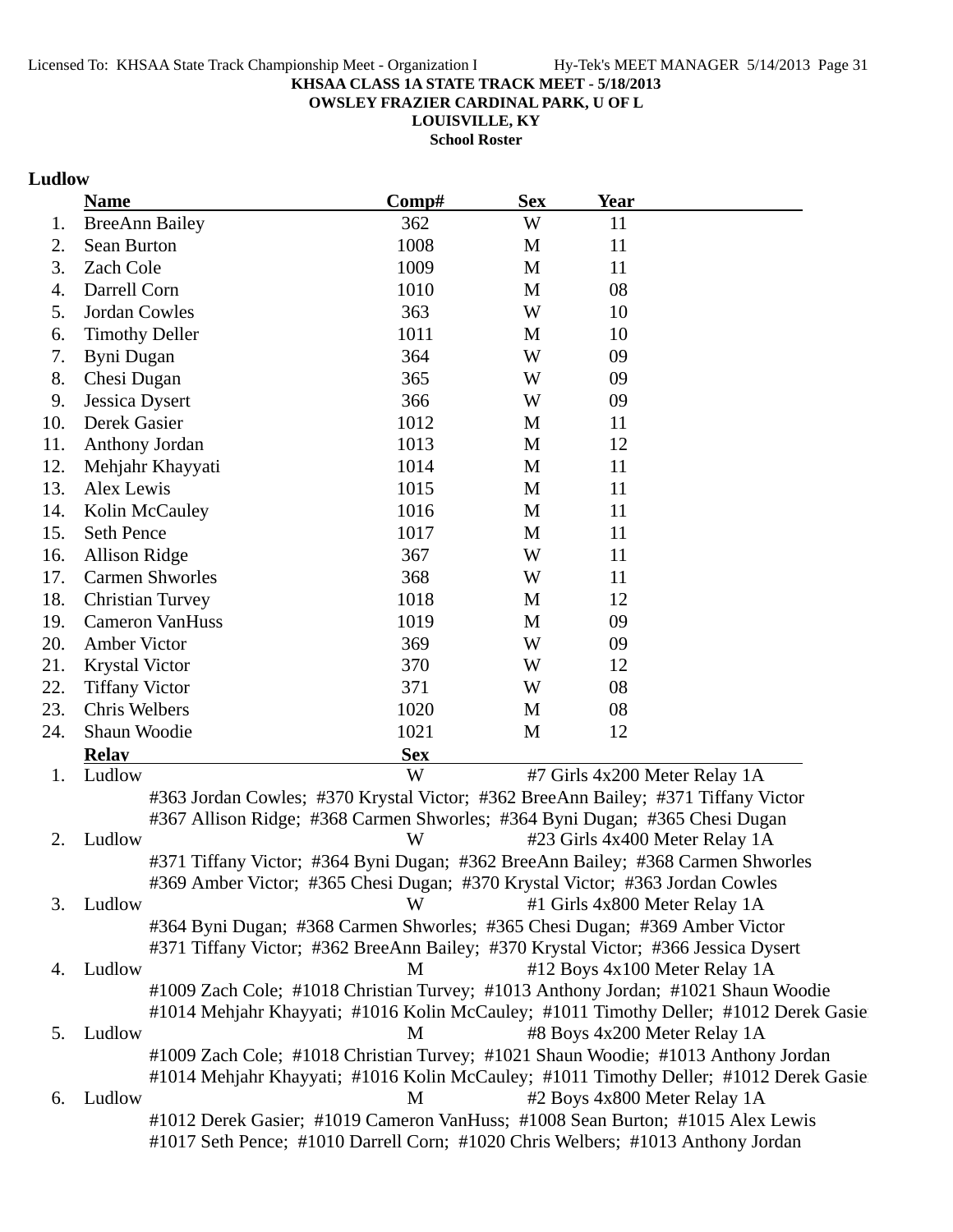**KHSAA CLASS 1A STATE TRACK MEET - 5/18/2013**
**OWSLEY FRAZIER CARDINAL PARK, U OF L**
**LOUISVILLE, KY**
**School Roster**

## Ludlow

| | Name | Comp# | Sex | Year |
|---|---|---|---|---|
| 1. | BreeAnn Bailey | 362 | W | 11 |
| 2. | Sean Burton | 1008 | M | 11 |
| 3. | Zach Cole | 1009 | M | 11 |
| 4. | Darrell Corn | 1010 | M | 08 |
| 5. | Jordan Cowles | 363 | W | 10 |
| 6. | Timothy Deller | 1011 | M | 10 |
| 7. | Byni Dugan | 364 | W | 09 |
| 8. | Chesi Dugan | 365 | W | 09 |
| 9. | Jessica Dysert | 366 | W | 09 |
| 10. | Derek Gasier | 1012 | M | 11 |
| 11. | Anthony Jordan | 1013 | M | 12 |
| 12. | Mehjahr Khayyati | 1014 | M | 11 |
| 13. | Alex Lewis | 1015 | M | 11 |
| 14. | Kolin McCauley | 1016 | M | 11 |
| 15. | Seth Pence | 1017 | M | 11 |
| 16. | Allison Ridge | 367 | W | 11 |
| 17. | Carmen Shworles | 368 | W | 11 |
| 18. | Christian Turvey | 1018 | M | 12 |
| 19. | Cameron VanHuss | 1019 | M | 09 |
| 20. | Amber Victor | 369 | W | 09 |
| 21. | Krystal Victor | 370 | W | 12 |
| 22. | Tiffany Victor | 371 | W | 08 |
| 23. | Chris Welbers | 1020 | M | 08 |
| 24. | Shaun Woodie | 1021 | M | 12 |

| | Relay | Sex | Event |
|---|---|---|---|
| 1. | Ludlow | W | #7 Girls 4x200 Meter Relay 1A |
| | #363 Jordan Cowles; #370 Krystal Victor; #362 BreeAnn Bailey; #371 Tiffany Victor; #367 Allison Ridge; #368 Carmen Shworles; #364 Byni Dugan; #365 Chesi Dugan | | |
| 2. | Ludlow | W | #23 Girls 4x400 Meter Relay 1A |
| | #371 Tiffany Victor; #364 Byni Dugan; #362 BreeAnn Bailey; #368 Carmen Shworles; #369 Amber Victor; #365 Chesi Dugan; #370 Krystal Victor; #363 Jordan Cowles | | |
| 3. | Ludlow | W | #1 Girls 4x800 Meter Relay 1A |
| | #364 Byni Dugan; #368 Carmen Shworles; #365 Chesi Dugan; #369 Amber Victor; #371 Tiffany Victor; #362 BreeAnn Bailey; #370 Krystal Victor; #366 Jessica Dysert | | |
| 4. | Ludlow | M | #12 Boys 4x100 Meter Relay 1A |
| | #1009 Zach Cole; #1018 Christian Turvey; #1013 Anthony Jordan; #1021 Shaun Woodie; #1014 Mehjahr Khayyati; #1016 Kolin McCauley; #1011 Timothy Deller; #1012 Derek Gasie | | |
| 5. | Ludlow | M | #8 Boys 4x200 Meter Relay 1A |
| | #1009 Zach Cole; #1018 Christian Turvey; #1021 Shaun Woodie; #1013 Anthony Jordan; #1014 Mehjahr Khayyati; #1016 Kolin McCauley; #1011 Timothy Deller; #1012 Derek Gasie | | |
| 6. | Ludlow | M | #2 Boys 4x800 Meter Relay 1A |
| | #1012 Derek Gasier; #1019 Cameron VanHuss; #1008 Sean Burton; #1015 Alex Lewis; #1017 Seth Pence; #1010 Darrell Corn; #1020 Chris Welbers; #1013 Anthony Jordan | | |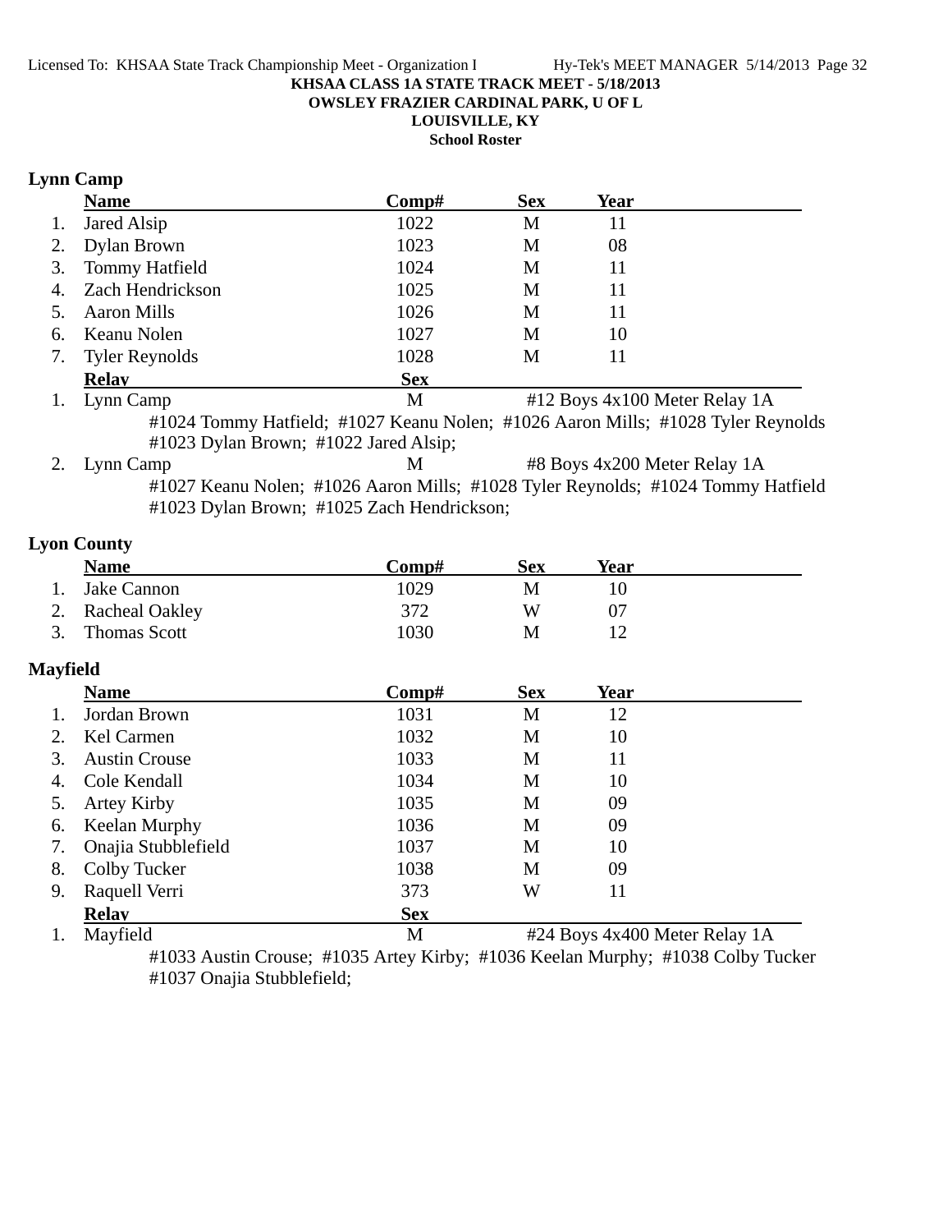**KHSAA CLASS 1A STATE TRACK MEET - 5/18/2013**

**OWSLEY FRAZIER CARDINAL PARK, U OF L**

**LOUISVILLE, KY**

**School Roster**

## Lynn Camp

| | Name | Comp# | Sex | Year |
|---|---|---|---|---|
| 1. | Jared Alsip | 1022 | M | 11 |
| 2. | Dylan Brown | 1023 | M | 08 |
| 3. | Tommy Hatfield | 1024 | M | 11 |
| 4. | Zach Hendrickson | 1025 | M | 11 |
| 5. | Aaron Mills | 1026 | M | 11 |
| 6. | Keanu Nolen | 1027 | M | 10 |
| 7. | Tyler Reynolds | 1028 | M | 11 |

| | Relay | Sex | Event |
|---|---|---|---|
| 1. | Lynn Camp | M | #12 Boys 4x100 Meter Relay 1A |
| 2. | Lynn Camp | M | #8 Boys 4x200 Meter Relay 1A |

1. Lynn Camp — #1024 Tommy Hatfield; #1027 Keanu Nolen; #1026 Aaron Mills; #1028 Tyler Reynolds #1023 Dylan Brown; #1022 Jared Alsip;
2. Lynn Camp — #1027 Keanu Nolen; #1026 Aaron Mills; #1028 Tyler Reynolds; #1024 Tommy Hatfield #1023 Dylan Brown; #1025 Zach Hendrickson;

## Lyon County

| | Name | Comp# | Sex | Year |
|---|---|---|---|---|
| 1. | Jake Cannon | 1029 | M | 10 |
| 2. | Racheal Oakley | 372 | W | 07 |
| 3. | Thomas Scott | 1030 | M | 12 |

## Mayfield

| | Name | Comp# | Sex | Year |
|---|---|---|---|---|
| 1. | Jordan Brown | 1031 | M | 12 |
| 2. | Kel Carmen | 1032 | M | 10 |
| 3. | Austin Crouse | 1033 | M | 11 |
| 4. | Cole Kendall | 1034 | M | 10 |
| 5. | Artey Kirby | 1035 | M | 09 |
| 6. | Keelan Murphy | 1036 | M | 09 |
| 7. | Onajia Stubblefield | 1037 | M | 10 |
| 8. | Colby Tucker | 1038 | M | 09 |
| 9. | Raquell Verri | 373 | W | 11 |

| | Relay | Sex | Event |
|---|---|---|---|
| 1. | Mayfield | M | #24 Boys 4x400 Meter Relay 1A |

1. Mayfield — #1033 Austin Crouse; #1035 Artey Kirby; #1036 Keelan Murphy; #1038 Colby Tucker #1037 Onajia Stubblefield;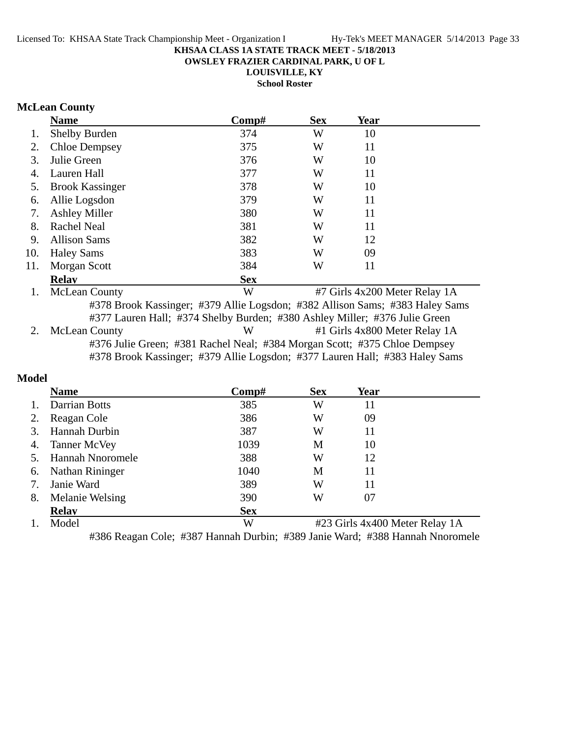KHSAA CLASS 1A STATE TRACK MEET - 5/18/2013
OWSLEY FRAZIER CARDINAL PARK, U OF L
LOUISVILLE, KY
School Roster

## McLean County

| | Name | Comp# | Sex | Year |
|---|---|---|---|---|
| 1. | Shelby Burden | 374 | W | 10 |
| 2. | Chloe Dempsey | 375 | W | 11 |
| 3. | Julie Green | 376 | W | 10 |
| 4. | Lauren Hall | 377 | W | 11 |
| 5. | Brook Kassinger | 378 | W | 10 |
| 6. | Allie Logsdon | 379 | W | 11 |
| 7. | Ashley Miller | 380 | W | 11 |
| 8. | Rachel Neal | 381 | W | 11 |
| 9. | Allison Sams | 382 | W | 12 |
| 10. | Haley Sams | 383 | W | 09 |
| 11. | Morgan Scott | 384 | W | 11 |

| | Relay | Sex | |
|---|---|---|---|
| 1. | McLean County | W | #7 Girls 4x200 Meter Relay 1A |

#378 Brook Kassinger; #379 Allie Logsdon; #382 Allison Sams; #383 Haley Sams
#377 Lauren Hall; #374 Shelby Burden; #380 Ashley Miller; #376 Julie Green

| | Relay | Sex | |
|---|---|---|---|
| 2. | McLean County | W | #1 Girls 4x800 Meter Relay 1A |

#376 Julie Green; #381 Rachel Neal; #384 Morgan Scott; #375 Chloe Dempsey
#378 Brook Kassinger; #379 Allie Logsdon; #377 Lauren Hall; #383 Haley Sams

## Model

| | Name | Comp# | Sex | Year |
|---|---|---|---|---|
| 1. | Darrian Botts | 385 | W | 11 |
| 2. | Reagan Cole | 386 | W | 09 |
| 3. | Hannah Durbin | 387 | W | 11 |
| 4. | Tanner McVey | 1039 | M | 10 |
| 5. | Hannah Nnoromele | 388 | W | 12 |
| 6. | Nathan Rininger | 1040 | M | 11 |
| 7. | Janie Ward | 389 | W | 11 |
| 8. | Melanie Welsing | 390 | W | 07 |

| | Relay | Sex | |
|---|---|---|---|
| 1. | Model | W | #23 Girls 4x400 Meter Relay 1A |

#386 Reagan Cole; #387 Hannah Durbin; #389 Janie Ward; #388 Hannah Nnoromele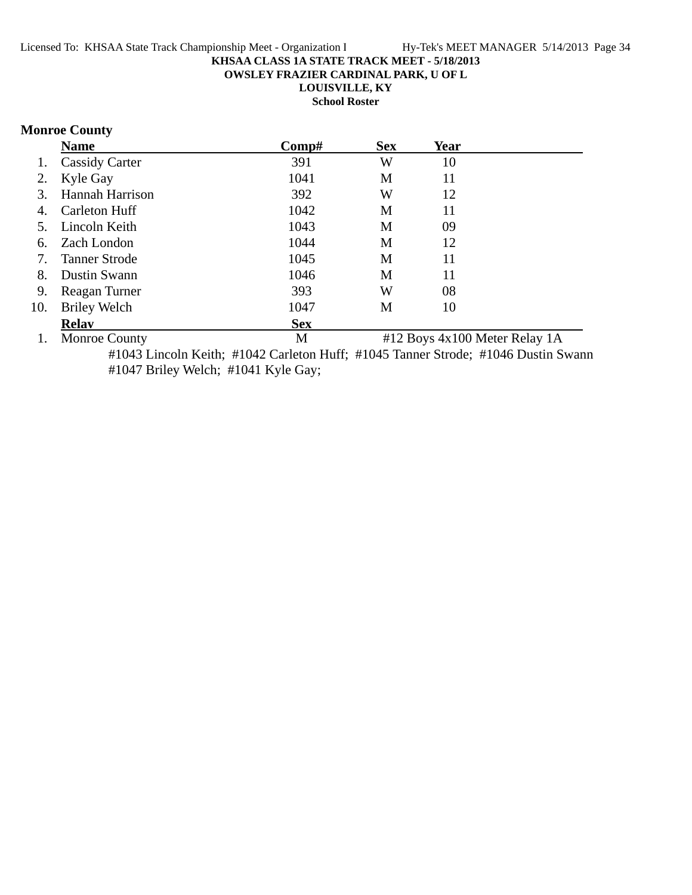KHSAA CLASS 1A STATE TRACK MEET - 5/18/2013
OWSLEY FRAZIER CARDINAL PARK, U OF L
LOUISVILLE, KY
School Roster

## Monroe County

| | Name | Comp# | Sex | Year |
|---|---|---|---|---|
| 1. | Cassidy Carter | 391 | W | 10 |
| 2. | Kyle Gay | 1041 | M | 11 |
| 3. | Hannah Harrison | 392 | W | 12 |
| 4. | Carleton Huff | 1042 | M | 11 |
| 5. | Lincoln Keith | 1043 | M | 09 |
| 6. | Zach London | 1044 | M | 12 |
| 7. | Tanner Strode | 1045 | M | 11 |
| 8. | Dustin Swann | 1046 | M | 11 |
| 9. | Reagan Turner | 393 | W | 08 |
| 10. | Briley Welch | 1047 | M | 10 |

| | Relay | Sex | |
|---|---|---|---|
| 1. | Monroe County | M | #12 Boys 4x100 Meter Relay 1A |

#1043 Lincoln Keith; #1042 Carleton Huff; #1045 Tanner Strode; #1046 Dustin Swann
#1047 Briley Welch; #1041 Kyle Gay;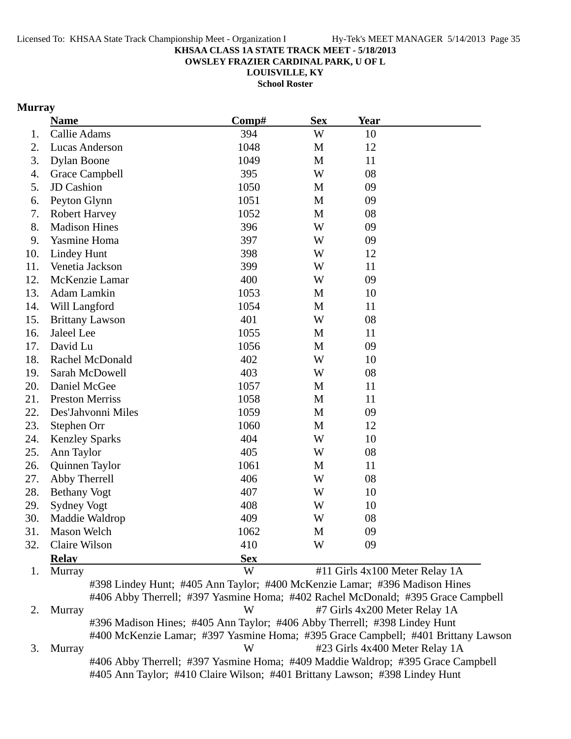KHSAA CLASS 1A STATE TRACK MEET - 5/18/2013
OWSLEY FRAZIER CARDINAL PARK, U OF L
LOUISVILLE, KY
School Roster

## Murray

| | Name | Comp# | Sex | Year |
|---|---|---|---|---|
| 1. | Callie Adams | 394 | W | 10 |
| 2. | Lucas Anderson | 1048 | M | 12 |
| 3. | Dylan Boone | 1049 | M | 11 |
| 4. | Grace Campbell | 395 | W | 08 |
| 5. | JD Cashion | 1050 | M | 09 |
| 6. | Peyton Glynn | 1051 | M | 09 |
| 7. | Robert Harvey | 1052 | M | 08 |
| 8. | Madison Hines | 396 | W | 09 |
| 9. | Yasmine Homa | 397 | W | 09 |
| 10. | Lindey Hunt | 398 | W | 12 |
| 11. | Venetia Jackson | 399 | W | 11 |
| 12. | McKenzie Lamar | 400 | W | 09 |
| 13. | Adam Lamkin | 1053 | M | 10 |
| 14. | Will Langford | 1054 | M | 11 |
| 15. | Brittany Lawson | 401 | W | 08 |
| 16. | Jaleel Lee | 1055 | M | 11 |
| 17. | David Lu | 1056 | M | 09 |
| 18. | Rachel McDonald | 402 | W | 10 |
| 19. | Sarah McDowell | 403 | W | 08 |
| 20. | Daniel McGee | 1057 | M | 11 |
| 21. | Preston Merriss | 1058 | M | 11 |
| 22. | Des'Jahvonni Miles | 1059 | M | 09 |
| 23. | Stephen Orr | 1060 | M | 12 |
| 24. | Kenzley Sparks | 404 | W | 10 |
| 25. | Ann Taylor | 405 | W | 08 |
| 26. | Quinnen Taylor | 1061 | M | 11 |
| 27. | Abby Therrell | 406 | W | 08 |
| 28. | Bethany Vogt | 407 | W | 10 |
| 29. | Sydney Vogt | 408 | W | 10 |
| 30. | Maddie Waldrop | 409 | W | 08 |
| 31. | Mason Welch | 1062 | M | 09 |
| 32. | Claire Wilson | 410 | W | 09 |

| | Relay | Sex | Event |
|---|---|---|---|
| 1. | Murray | W | #11 Girls 4x100 Meter Relay 1A |

#398 Lindey Hunt; #405 Ann Taylor; #400 McKenzie Lamar; #396 Madison Hines
#406 Abby Therrell; #397 Yasmine Homa; #402 Rachel McDonald; #395 Grace Campbell

| | Relay | Sex | Event |
|---|---|---|---|
| 2. | Murray | W | #7 Girls 4x200 Meter Relay 1A |

#396 Madison Hines; #405 Ann Taylor; #406 Abby Therrell; #398 Lindey Hunt
#400 McKenzie Lamar; #397 Yasmine Homa; #395 Grace Campbell; #401 Brittany Lawson

| | Relay | Sex | Event |
|---|---|---|---|
| 3. | Murray | W | #23 Girls 4x400 Meter Relay 1A |

#406 Abby Therrell; #397 Yasmine Homa; #409 Maddie Waldrop; #395 Grace Campbell
#405 Ann Taylor; #410 Claire Wilson; #401 Brittany Lawson; #398 Lindey Hunt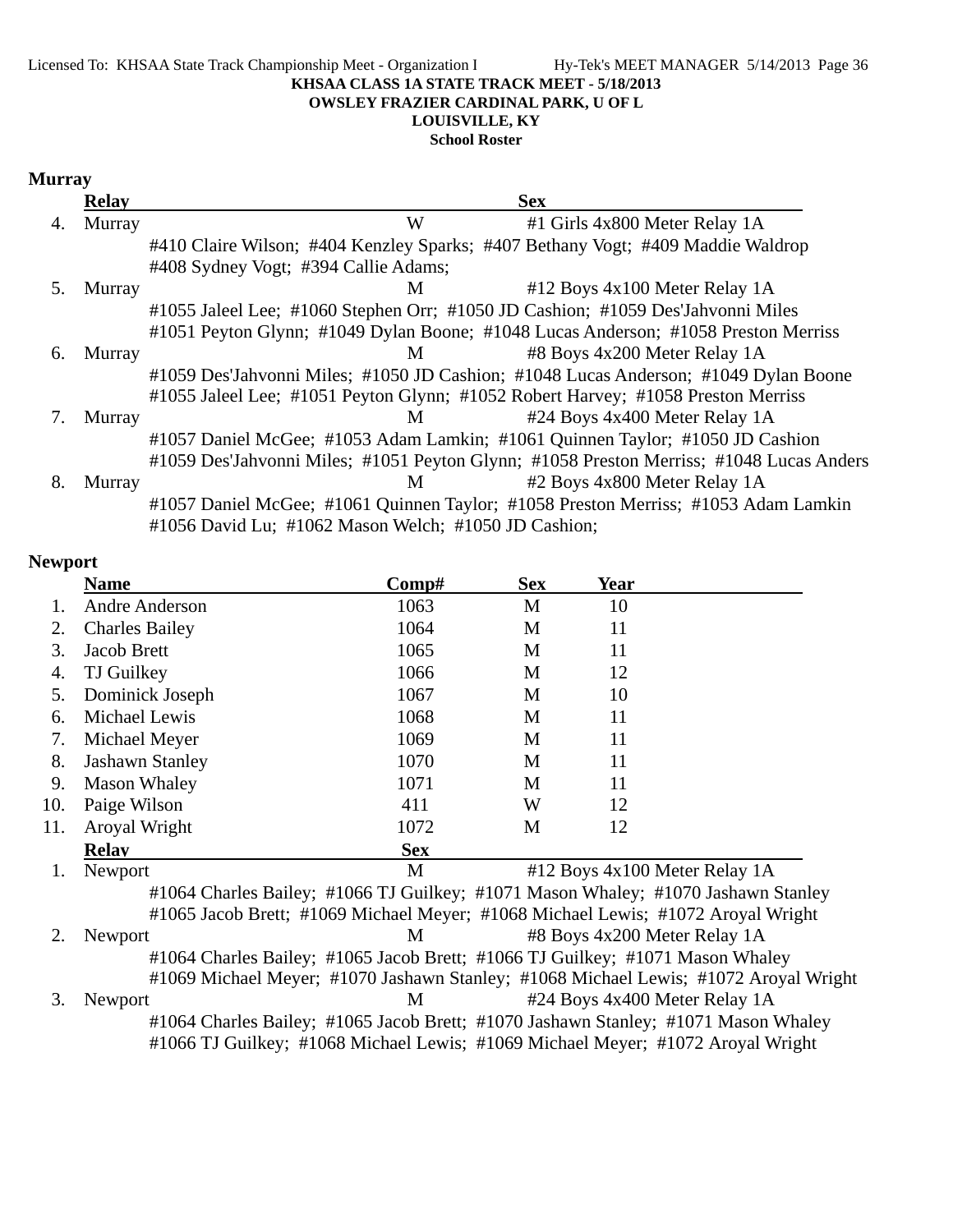**KHSAA CLASS 1A STATE TRACK MEET - 5/18/2013**
**OWSLEY FRAZIER CARDINAL PARK, U OF L**
**LOUISVILLE, KY**
**School Roster**

## Murray

| | Relay | Sex | |
|---|---|---|---|
| 4. | Murray | W | #1 Girls 4x800 Meter Relay 1A |
| | #410 Claire Wilson; #404 Kenzley Sparks; #407 Bethany Vogt; #409 Maddie Waldrop #408 Sydney Vogt; #394 Callie Adams; | | |
| 5. | Murray | M | #12 Boys 4x100 Meter Relay 1A |
| | #1055 Jaleel Lee; #1060 Stephen Orr; #1050 JD Cashion; #1059 Des'Jahvonni Miles #1051 Peyton Glynn; #1049 Dylan Boone; #1048 Lucas Anderson; #1058 Preston Merriss | | |
| 6. | Murray | M | #8 Boys 4x200 Meter Relay 1A |
| | #1059 Des'Jahvonni Miles; #1050 JD Cashion; #1048 Lucas Anderson; #1049 Dylan Boone #1055 Jaleel Lee; #1051 Peyton Glynn; #1052 Robert Harvey; #1058 Preston Merriss | | |
| 7. | Murray | M | #24 Boys 4x400 Meter Relay 1A |
| | #1057 Daniel McGee; #1053 Adam Lamkin; #1061 Quinnen Taylor; #1050 JD Cashion #1059 Des'Jahvonni Miles; #1051 Peyton Glynn; #1058 Preston Merriss; #1048 Lucas Anders | | |
| 8. | Murray | M | #2 Boys 4x800 Meter Relay 1A |
| | #1057 Daniel McGee; #1061 Quinnen Taylor; #1058 Preston Merriss; #1053 Adam Lamkin #1056 David Lu; #1062 Mason Welch; #1050 JD Cashion; | | |

## Newport

| | Name | Comp# | Sex | Year |
|---|---|---|---|---|
| 1. | Andre Anderson | 1063 | M | 10 |
| 2. | Charles Bailey | 1064 | M | 11 |
| 3. | Jacob Brett | 1065 | M | 11 |
| 4. | TJ Guilkey | 1066 | M | 12 |
| 5. | Dominick Joseph | 1067 | M | 10 |
| 6. | Michael Lewis | 1068 | M | 11 |
| 7. | Michael Meyer | 1069 | M | 11 |
| 8. | Jashawn Stanley | 1070 | M | 11 |
| 9. | Mason Whaley | 1071 | M | 11 |
| 10. | Paige Wilson | 411 | W | 12 |
| 11. | Aroyal Wright | 1072 | M | 12 |

| | Relay | Sex | |
|---|---|---|---|
| 1. | Newport | M | #12 Boys 4x100 Meter Relay 1A |
| | #1064 Charles Bailey; #1066 TJ Guilkey; #1071 Mason Whaley; #1070 Jashawn Stanley #1065 Jacob Brett; #1069 Michael Meyer; #1068 Michael Lewis; #1072 Aroyal Wright | | |
| 2. | Newport | M | #8 Boys 4x200 Meter Relay 1A |
| | #1064 Charles Bailey; #1065 Jacob Brett; #1066 TJ Guilkey; #1071 Mason Whaley #1069 Michael Meyer; #1070 Jashawn Stanley; #1068 Michael Lewis; #1072 Aroyal Wright | | |
| 3. | Newport | M | #24 Boys 4x400 Meter Relay 1A |
| | #1064 Charles Bailey; #1065 Jacob Brett; #1070 Jashawn Stanley; #1071 Mason Whaley #1066 TJ Guilkey; #1068 Michael Lewis; #1069 Michael Meyer; #1072 Aroyal Wright | | |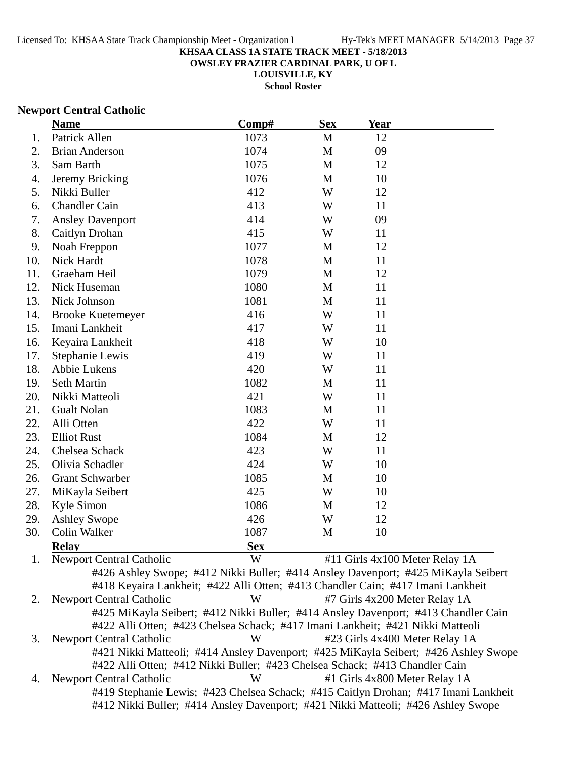**KHSAA CLASS 1A STATE TRACK MEET - 5/18/2013**
**OWSLEY FRAZIER CARDINAL PARK, U OF L**
**LOUISVILLE, KY**
**School Roster**

## Newport Central Catholic

| | Name | Comp# | Sex | Year |
|---|---|---|---|---|
| 1. | Patrick Allen | 1073 | M | 12 |
| 2. | Brian Anderson | 1074 | M | 09 |
| 3. | Sam Barth | 1075 | M | 12 |
| 4. | Jeremy Bricking | 1076 | M | 10 |
| 5. | Nikki Buller | 412 | W | 12 |
| 6. | Chandler Cain | 413 | W | 11 |
| 7. | Ansley Davenport | 414 | W | 09 |
| 8. | Caitlyn Drohan | 415 | W | 11 |
| 9. | Noah Freppon | 1077 | M | 12 |
| 10. | Nick Hardt | 1078 | M | 11 |
| 11. | Graeham Heil | 1079 | M | 12 |
| 12. | Nick Huseman | 1080 | M | 11 |
| 13. | Nick Johnson | 1081 | M | 11 |
| 14. | Brooke Kuetemeyer | 416 | W | 11 |
| 15. | Imani Lankheit | 417 | W | 11 |
| 16. | Keyaira Lankheit | 418 | W | 10 |
| 17. | Stephanie Lewis | 419 | W | 11 |
| 18. | Abbie Lukens | 420 | W | 11 |
| 19. | Seth Martin | 1082 | M | 11 |
| 20. | Nikki Matteoli | 421 | W | 11 |
| 21. | Gualt Nolan | 1083 | M | 11 |
| 22. | Alli Otten | 422 | W | 11 |
| 23. | Elliot Rust | 1084 | M | 12 |
| 24. | Chelsea Schack | 423 | W | 11 |
| 25. | Olivia Schadler | 424 | W | 10 |
| 26. | Grant Schwarber | 1085 | M | 10 |
| 27. | MiKayla Seibert | 425 | W | 10 |
| 28. | Kyle Simon | 1086 | M | 12 |
| 29. | Ashley Swope | 426 | W | 12 |
| 30. | Colin Walker | 1087 | M | 10 |

| | Relay | Sex | |
|---|---|---|---|
| 1. | Newport Central Catholic | W | #11 Girls 4x100 Meter Relay 1A |

#426 Ashley Swope; #412 Nikki Buller; #414 Ansley Davenport; #425 MiKayla Seibert
#418 Keyaira Lankheit; #422 Alli Otten; #413 Chandler Cain; #417 Imani Lankheit

| | | | |
|---|---|---|---|
| 2. | Newport Central Catholic | W | #7 Girls 4x200 Meter Relay 1A |

#425 MiKayla Seibert; #412 Nikki Buller; #414 Ansley Davenport; #413 Chandler Cain
#422 Alli Otten; #423 Chelsea Schack; #417 Imani Lankheit; #421 Nikki Matteoli

| | | | |
|---|---|---|---|
| 3. | Newport Central Catholic | W | #23 Girls 4x400 Meter Relay 1A |

#421 Nikki Matteoli; #414 Ansley Davenport; #425 MiKayla Seibert; #426 Ashley Swope
#422 Alli Otten; #412 Nikki Buller; #423 Chelsea Schack; #413 Chandler Cain

| | | | |
|---|---|---|---|
| 4. | Newport Central Catholic | W | #1 Girls 4x800 Meter Relay 1A |

#419 Stephanie Lewis; #423 Chelsea Schack; #415 Caitlyn Drohan; #417 Imani Lankheit
#412 Nikki Buller; #414 Ansley Davenport; #421 Nikki Matteoli; #426 Ashley Swope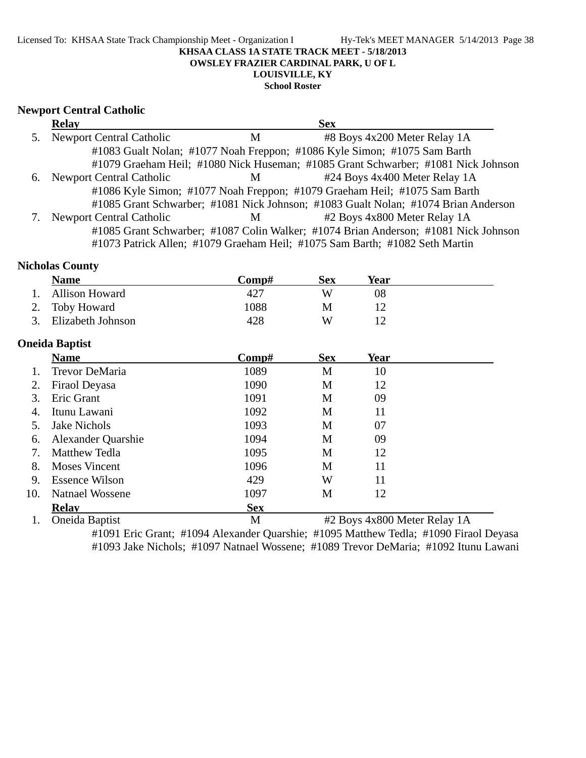**Newport Central Catholic**

| | Relay | | Sex | |
|---|---|---|---|---|
| 5. | Newport Central Catholic | M | | #8 Boys 4x200 Meter Relay 1A |

#1083 Gualt Nolan; #1077 Noah Freppon; #1086 Kyle Simon; #1075 Sam Barth
#1079 Graeham Heil; #1080 Nick Huseman; #1085 Grant Schwarber; #1081 Nick Johnson

| | Relay | | Sex | |
|---|---|---|---|---|
| 6. | Newport Central Catholic | M | | #24 Boys 4x400 Meter Relay 1A |

#1086 Kyle Simon; #1077 Noah Freppon; #1079 Graeham Heil; #1075 Sam Barth
#1085 Grant Schwarber; #1081 Nick Johnson; #1083 Gualt Nolan; #1074 Brian Anderson

| | Relay | | Sex | |
|---|---|---|---|---|
| 7. | Newport Central Catholic | M | | #2 Boys 4x800 Meter Relay 1A |

#1085 Grant Schwarber; #1087 Colin Walker; #1074 Brian Anderson; #1081 Nick Johnson
#1073 Patrick Allen; #1079 Graeham Heil; #1075 Sam Barth; #1082 Seth Martin

**Nicholas County**

| | Name | Comp# | Sex | Year |
|---|---|---|---|---|
| 1. | Allison Howard | 427 | W | 08 |
| 2. | Toby Howard | 1088 | M | 12 |
| 3. | Elizabeth Johnson | 428 | W | 12 |

**Oneida Baptist**

| | Name | Comp# | Sex | Year |
|---|---|---|---|---|
| 1. | Trevor DeMaria | 1089 | M | 10 |
| 2. | Firaol Deyasa | 1090 | M | 12 |
| 3. | Eric Grant | 1091 | M | 09 |
| 4. | Itunu Lawani | 1092 | M | 11 |
| 5. | Jake Nichols | 1093 | M | 07 |
| 6. | Alexander Quarshie | 1094 | M | 09 |
| 7. | Matthew Tedla | 1095 | M | 12 |
| 8. | Moses Vincent | 1096 | M | 11 |
| 9. | Essence Wilson | 429 | W | 11 |
| 10. | Natnael Wossene | 1097 | M | 12 |

| | Relay | Sex | |
|---|---|---|---|
| 1. | Oneida Baptist | M | #2 Boys 4x800 Meter Relay 1A |

#1091 Eric Grant; #1094 Alexander Quarshie; #1095 Matthew Tedla; #1090 Firaol Deyasa
#1093 Jake Nichols; #1097 Natnael Wossene; #1089 Trevor DeMaria; #1092 Itunu Lawani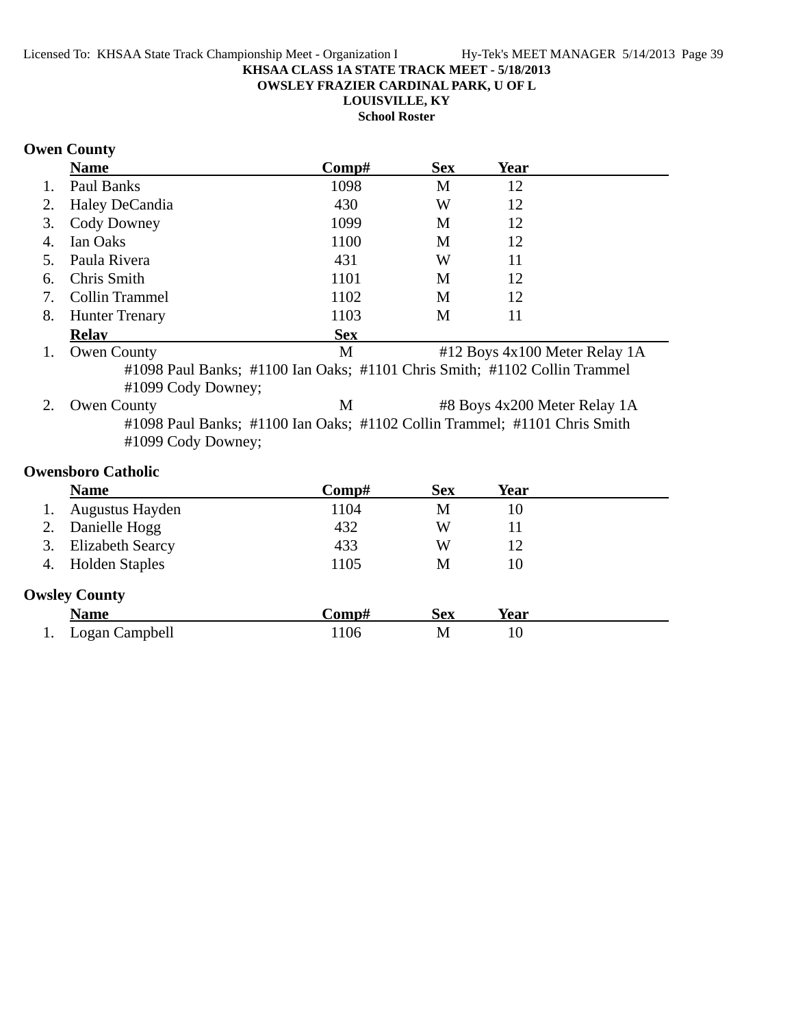KHSAA CLASS 1A STATE TRACK MEET - 5/18/2013
OWSLEY FRAZIER CARDINAL PARK, U OF L
LOUISVILLE, KY
School Roster

## Owen County

| | Name | Comp# | Sex | Year |
|---|---|---|---|---|
| 1. | Paul Banks | 1098 | M | 12 |
| 2. | Haley DeCandia | 430 | W | 12 |
| 3. | Cody Downey | 1099 | M | 12 |
| 4. | Ian Oaks | 1100 | M | 12 |
| 5. | Paula Rivera | 431 | W | 11 |
| 6. | Chris Smith | 1101 | M | 12 |
| 7. | Collin Trammel | 1102 | M | 12 |
| 8. | Hunter Trenary | 1103 | M | 11 |

| | Relay | Sex | |
|---|---|---|---|
| 1. | Owen County | M | #12 Boys 4x100 Meter Relay 1A |

#1098 Paul Banks; #1100 Ian Oaks; #1101 Chris Smith; #1102 Collin Trammel
#1099 Cody Downey;

| | Relay | Sex | |
|---|---|---|---|
| 2. | Owen County | M | #8 Boys 4x200 Meter Relay 1A |

#1098 Paul Banks; #1100 Ian Oaks; #1102 Collin Trammel; #1101 Chris Smith
#1099 Cody Downey;

## Owensboro Catholic

| | Name | Comp# | Sex | Year |
|---|---|---|---|---|
| 1. | Augustus Hayden | 1104 | M | 10 |
| 2. | Danielle Hogg | 432 | W | 11 |
| 3. | Elizabeth Searcy | 433 | W | 12 |
| 4. | Holden Staples | 1105 | M | 10 |

## Owsley County

| | Name | Comp# | Sex | Year |
|---|---|---|---|---|
| 1. | Logan Campbell | 1106 | M | 10 |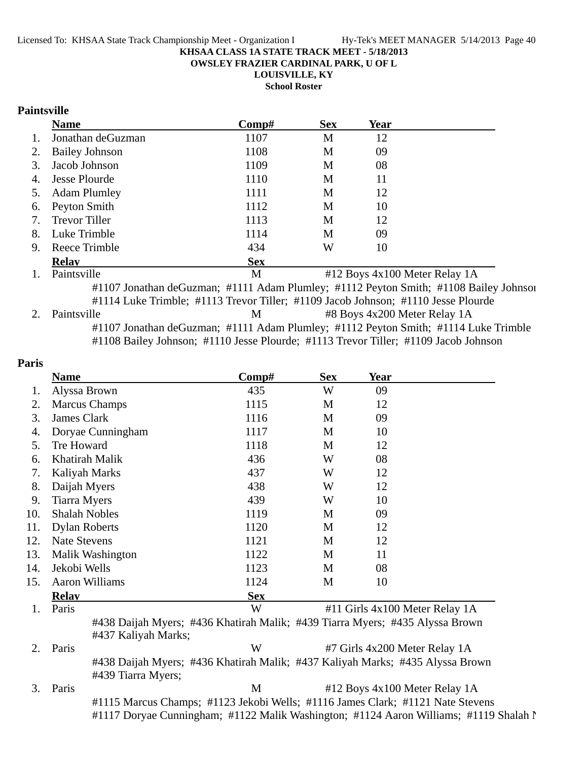KHSAA CLASS 1A STATE TRACK MEET - 5/18/2013
OWSLEY FRAZIER CARDINAL PARK, U OF L
LOUISVILLE, KY
School Roster

## Paintsville

| | Name | Comp# | Sex | Year |
|---|---|---|---|---|
| 1. | Jonathan deGuzman | 1107 | M | 12 |
| 2. | Bailey Johnson | 1108 | M | 09 |
| 3. | Jacob Johnson | 1109 | M | 08 |
| 4. | Jesse Plourde | 1110 | M | 11 |
| 5. | Adam Plumley | 1111 | M | 12 |
| 6. | Peyton Smith | 1112 | M | 10 |
| 7. | Trevor Tiller | 1113 | M | 12 |
| 8. | Luke Trimble | 1114 | M | 09 |
| 9. | Reece Trimble | 434 | W | 10 |

| | Relay | Sex | |
|---|---|---|---|
| 1. | Paintsville | M | #12 Boys 4x100 Meter Relay 1A |

#1107 Jonathan deGuzman; #1111 Adam Plumley; #1112 Peyton Smith; #1108 Bailey Johnson
#1114 Luke Trimble; #1113 Trevor Tiller; #1109 Jacob Johnson; #1110 Jesse Plourde

| | Relay | Sex | |
|---|---|---|---|
| 2. | Paintsville | M | #8 Boys 4x200 Meter Relay 1A |

#1107 Jonathan deGuzman; #1111 Adam Plumley; #1112 Peyton Smith; #1114 Luke Trimble
#1108 Bailey Johnson; #1110 Jesse Plourde; #1113 Trevor Tiller; #1109 Jacob Johnson

## Paris

| | Name | Comp# | Sex | Year |
|---|---|---|---|---|
| 1. | Alyssa Brown | 435 | W | 09 |
| 2. | Marcus Champs | 1115 | M | 12 |
| 3. | James Clark | 1116 | M | 09 |
| 4. | Doryae Cunningham | 1117 | M | 10 |
| 5. | Tre Howard | 1118 | M | 12 |
| 6. | Khatirah Malik | 436 | W | 08 |
| 7. | Kaliyah Marks | 437 | W | 12 |
| 8. | Daijah Myers | 438 | W | 12 |
| 9. | Tiarra Myers | 439 | W | 10 |
| 10. | Shalah Nobles | 1119 | M | 09 |
| 11. | Dylan Roberts | 1120 | M | 12 |
| 12. | Nate Stevens | 1121 | M | 12 |
| 13. | Malik Washington | 1122 | M | 11 |
| 14. | Jekobi Wells | 1123 | M | 08 |
| 15. | Aaron Williams | 1124 | M | 10 |

| | Relay | Sex | |
|---|---|---|---|
| 1. | Paris | W | #11 Girls 4x100 Meter Relay 1A |

#438 Daijah Myers; #436 Khatirah Malik; #439 Tiarra Myers; #435 Alyssa Brown
#437 Kaliyah Marks;

| | Relay | Sex | |
|---|---|---|---|
| 2. | Paris | W | #7 Girls 4x200 Meter Relay 1A |

#438 Daijah Myers; #436 Khatirah Malik; #437 Kaliyah Marks; #435 Alyssa Brown
#439 Tiarra Myers;

| | Relay | Sex | |
|---|---|---|---|
| 3. | Paris | M | #12 Boys 4x100 Meter Relay 1A |

#1115 Marcus Champs; #1123 Jekobi Wells; #1116 James Clark; #1121 Nate Stevens
#1117 Doryae Cunningham; #1122 Malik Washington; #1124 Aaron Williams; #1119 Shalah N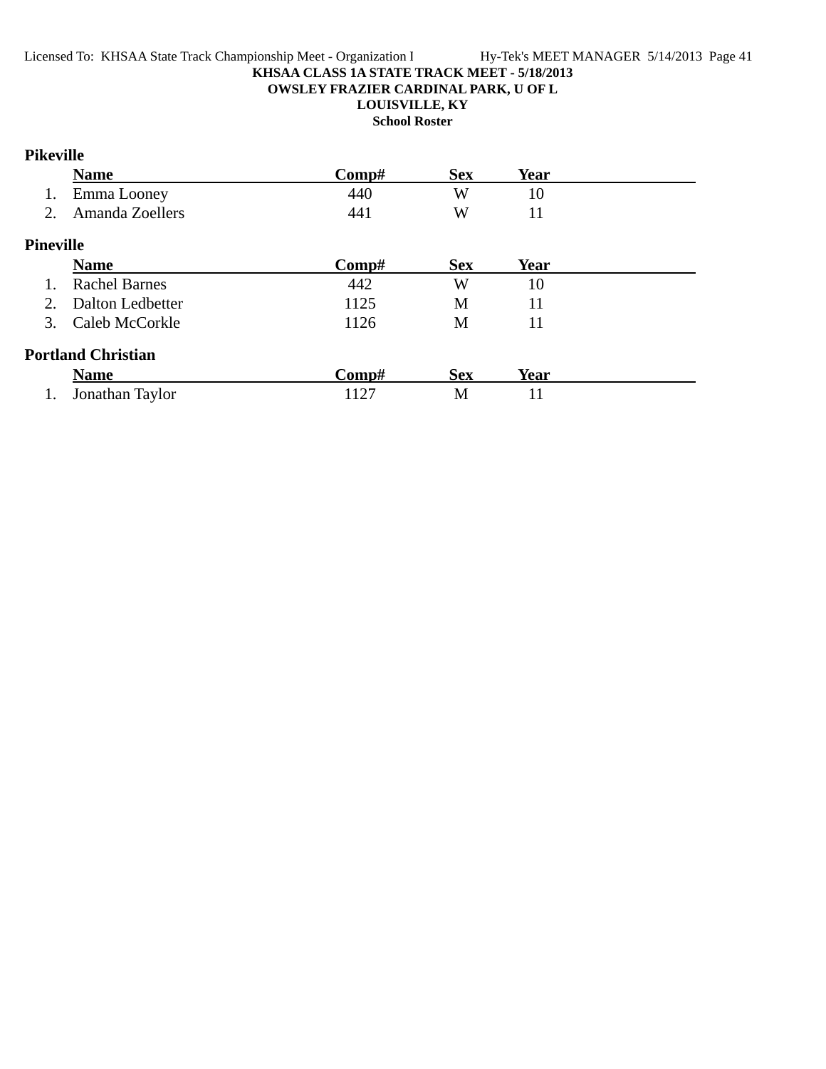**KHSAA CLASS 1A STATE TRACK MEET - 5/18/2013**
**OWSLEY FRAZIER CARDINAL PARK, U OF L**
**LOUISVILLE, KY**
**School Roster**

### Pikeville

| | Name | Comp# | Sex | Year |
|---|---|---|---|---|
| 1. | Emma Looney | 440 | W | 10 |
| 2. | Amanda Zoellers | 441 | W | 11 |

### Pineville

| | Name | Comp# | Sex | Year |
|---|---|---|---|---|
| 1. | Rachel Barnes | 442 | W | 10 |
| 2. | Dalton Ledbetter | 1125 | M | 11 |
| 3. | Caleb McCorkle | 1126 | M | 11 |

### Portland Christian

| | Name | Comp# | Sex | Year |
|---|---|---|---|---|
| 1. | Jonathan Taylor | 1127 | M | 11 |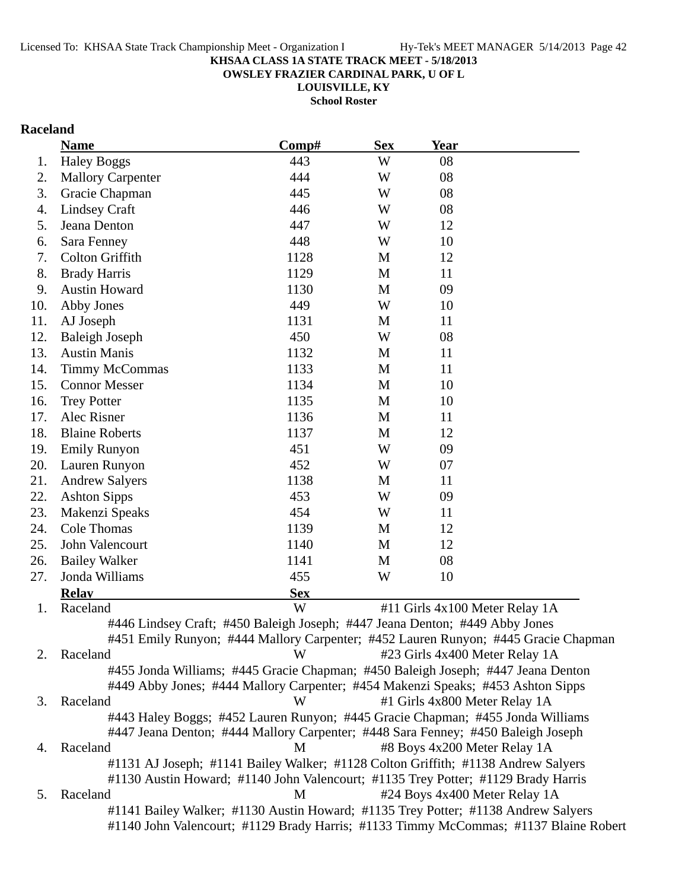**KHSAA CLASS 1A STATE TRACK MEET - 5/18/2013**
**OWSLEY FRAZIER CARDINAL PARK, U OF L**
**LOUISVILLE, KY**
**School Roster**

## Raceland

| | Name | Comp# | Sex | Year |
|---|---|---|---|---|
| 1. | Haley Boggs | 443 | W | 08 |
| 2. | Mallory Carpenter | 444 | W | 08 |
| 3. | Gracie Chapman | 445 | W | 08 |
| 4. | Lindsey Craft | 446 | W | 08 |
| 5. | Jeana Denton | 447 | W | 12 |
| 6. | Sara Fenney | 448 | W | 10 |
| 7. | Colton Griffith | 1128 | M | 12 |
| 8. | Brady Harris | 1129 | M | 11 |
| 9. | Austin Howard | 1130 | M | 09 |
| 10. | Abby Jones | 449 | W | 10 |
| 11. | AJ Joseph | 1131 | M | 11 |
| 12. | Baleigh Joseph | 450 | W | 08 |
| 13. | Austin Manis | 1132 | M | 11 |
| 14. | Timmy McCommas | 1133 | M | 11 |
| 15. | Connor Messer | 1134 | M | 10 |
| 16. | Trey Potter | 1135 | M | 10 |
| 17. | Alec Risner | 1136 | M | 11 |
| 18. | Blaine Roberts | 1137 | M | 12 |
| 19. | Emily Runyon | 451 | W | 09 |
| 20. | Lauren Runyon | 452 | W | 07 |
| 21. | Andrew Salyers | 1138 | M | 11 |
| 22. | Ashton Sipps | 453 | W | 09 |
| 23. | Makenzi Speaks | 454 | W | 11 |
| 24. | Cole Thomas | 1139 | M | 12 |
| 25. | John Valencourt | 1140 | M | 12 |
| 26. | Bailey Walker | 1141 | M | 08 |
| 27. | Jonda Williams | 455 | W | 10 |

| | Relay | Sex | Event |
|---|---|---|---|
| 1. | Raceland | W | #11 Girls 4x100 Meter Relay 1A |
| | #446 Lindsey Craft; #450 Baleigh Joseph; #447 Jeana Denton; #449 Abby Jones; #451 Emily Runyon; #444 Mallory Carpenter; #452 Lauren Runyon; #445 Gracie Chapman | | |
| 2. | Raceland | W | #23 Girls 4x400 Meter Relay 1A |
| | #455 Jonda Williams; #445 Gracie Chapman; #450 Baleigh Joseph; #447 Jeana Denton; #449 Abby Jones; #444 Mallory Carpenter; #454 Makenzi Speaks; #453 Ashton Sipps | | |
| 3. | Raceland | W | #1 Girls 4x800 Meter Relay 1A |
| | #443 Haley Boggs; #452 Lauren Runyon; #445 Gracie Chapman; #455 Jonda Williams; #447 Jeana Denton; #444 Mallory Carpenter; #448 Sara Fenney; #450 Baleigh Joseph | | |
| 4. | Raceland | M | #8 Boys 4x200 Meter Relay 1A |
| | #1131 AJ Joseph; #1141 Bailey Walker; #1128 Colton Griffith; #1138 Andrew Salyers; #1130 Austin Howard; #1140 John Valencourt; #1135 Trey Potter; #1129 Brady Harris | | |
| 5. | Raceland | M | #24 Boys 4x400 Meter Relay 1A |
| | #1141 Bailey Walker; #1130 Austin Howard; #1135 Trey Potter; #1138 Andrew Salyers; #1140 John Valencourt; #1129 Brady Harris; #1133 Timmy McCommas; #1137 Blaine Robert | | |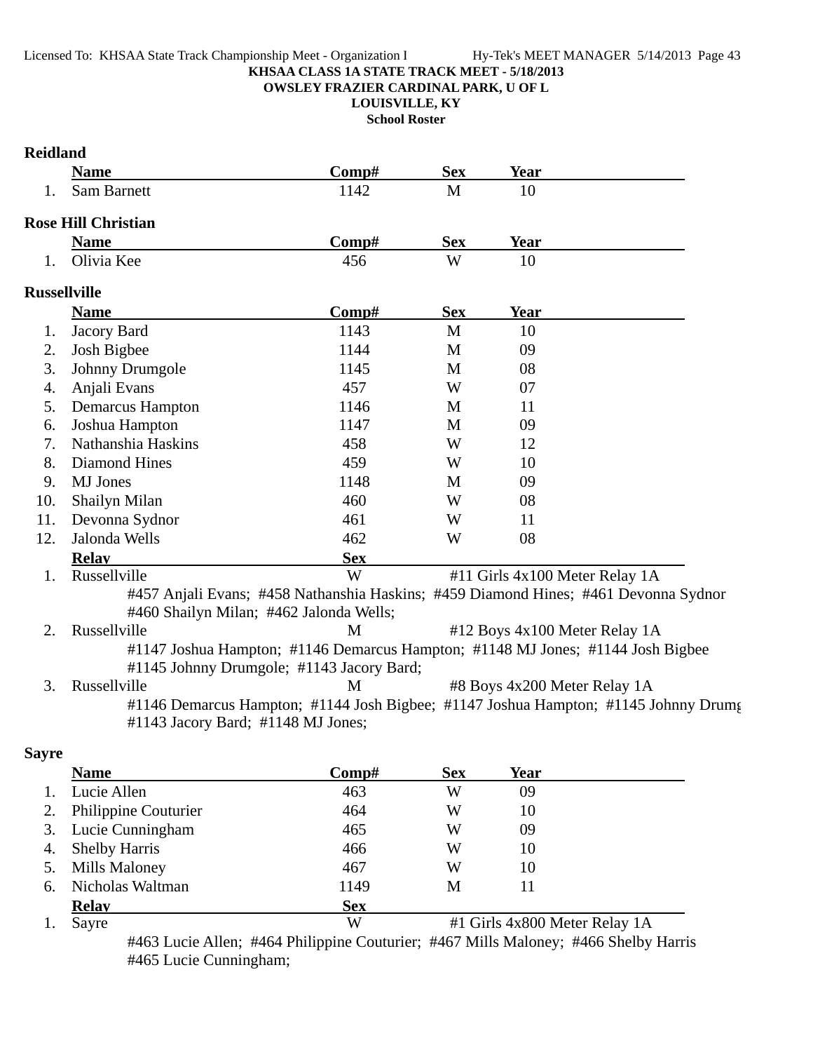KHSAA CLASS 1A STATE TRACK MEET - 5/18/2013
OWSLEY FRAZIER CARDINAL PARK, U OF L
LOUISVILLE, KY
School Roster

### Reidland

| | Name | Comp# | Sex | Year |
|---|---|---|---|---|
| 1. | Sam Barnett | 1142 | M | 10 |

### Rose Hill Christian

| | Name | Comp# | Sex | Year |
|---|---|---|---|---|
| 1. | Olivia Kee | 456 | W | 10 |

### Russellville

| | Name | Comp# | Sex | Year |
|---|---|---|---|---|
| 1. | Jacory Bard | 1143 | M | 10 |
| 2. | Josh Bigbee | 1144 | M | 09 |
| 3. | Johnny Drumgole | 1145 | M | 08 |
| 4. | Anjali Evans | 457 | W | 07 |
| 5. | Demarcus Hampton | 1146 | M | 11 |
| 6. | Joshua Hampton | 1147 | M | 09 |
| 7. | Nathanshia Haskins | 458 | W | 12 |
| 8. | Diamond Hines | 459 | W | 10 |
| 9. | MJ Jones | 1148 | M | 09 |
| 10. | Shailyn Milan | 460 | W | 08 |
| 11. | Devonna Sydnor | 461 | W | 11 |
| 12. | Jalonda Wells | 462 | W | 08 |

| | Relay | Sex | |
|---|---|---|---|
| 1. | Russellville | W | #11 Girls 4x100 Meter Relay 1A |
| | #457 Anjali Evans; #458 Nathanshia Haskins; #459 Diamond Hines; #461 Devonna Sydnor #460 Shailyn Milan; #462 Jalonda Wells; | | |
| 2. | Russellville | M | #12 Boys 4x100 Meter Relay 1A |
| | #1147 Joshua Hampton; #1146 Demarcus Hampton; #1148 MJ Jones; #1144 Josh Bigbee #1145 Johnny Drumgole; #1143 Jacory Bard; | | |
| 3. | Russellville | M | #8 Boys 4x200 Meter Relay 1A |
| | #1146 Demarcus Hampton; #1144 Josh Bigbee; #1147 Joshua Hampton; #1145 Johnny Drumg #1143 Jacory Bard; #1148 MJ Jones; | | |

### Sayre

| | Name | Comp# | Sex | Year |
|---|---|---|---|---|
| 1. | Lucie Allen | 463 | W | 09 |
| 2. | Philippine Couturier | 464 | W | 10 |
| 3. | Lucie Cunningham | 465 | W | 09 |
| 4. | Shelby Harris | 466 | W | 10 |
| 5. | Mills Maloney | 467 | W | 10 |
| 6. | Nicholas Waltman | 1149 | M | 11 |

| | Relay | Sex | |
|---|---|---|---|
| 1. | Sayre | W | #1 Girls 4x800 Meter Relay 1A |
| | #463 Lucie Allen; #464 Philippine Couturier; #467 Mills Maloney; #466 Shelby Harris #465 Lucie Cunningham; | | |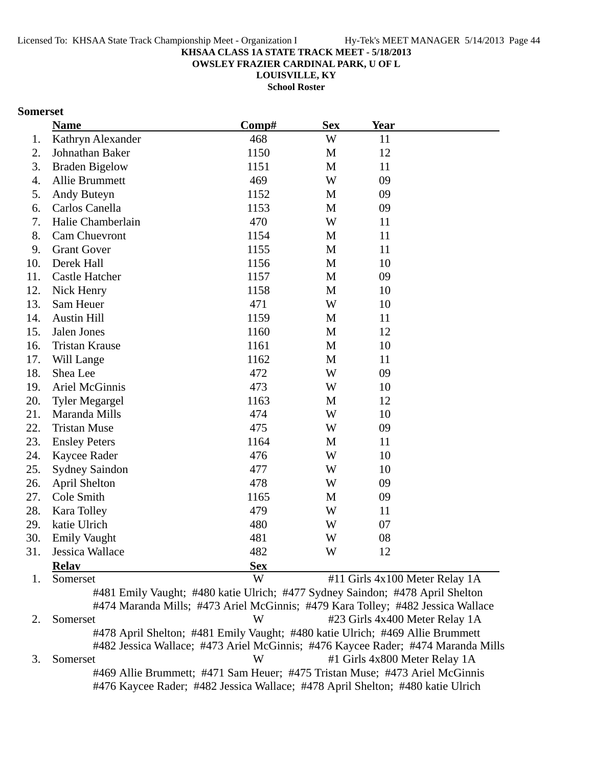**KHSAA CLASS 1A STATE TRACK MEET - 5/18/2013**
**OWSLEY FRAZIER CARDINAL PARK, U OF L**
**LOUISVILLE, KY**
**School Roster**

## Somerset

| | Name | Comp# | Sex | Year |
|---|---|---|---|---|
| 1. | Kathryn Alexander | 468 | W | 11 |
| 2. | Johnathan Baker | 1150 | M | 12 |
| 3. | Braden Bigelow | 1151 | M | 11 |
| 4. | Allie Brummett | 469 | W | 09 |
| 5. | Andy Buteyn | 1152 | M | 09 |
| 6. | Carlos Canella | 1153 | M | 09 |
| 7. | Halie Chamberlain | 470 | W | 11 |
| 8. | Cam Chuevront | 1154 | M | 11 |
| 9. | Grant Gover | 1155 | M | 11 |
| 10. | Derek Hall | 1156 | M | 10 |
| 11. | Castle Hatcher | 1157 | M | 09 |
| 12. | Nick Henry | 1158 | M | 10 |
| 13. | Sam Heuer | 471 | W | 10 |
| 14. | Austin Hill | 1159 | M | 11 |
| 15. | Jalen Jones | 1160 | M | 12 |
| 16. | Tristan Krause | 1161 | M | 10 |
| 17. | Will Lange | 1162 | M | 11 |
| 18. | Shea Lee | 472 | W | 09 |
| 19. | Ariel McGinnis | 473 | W | 10 |
| 20. | Tyler Megargel | 1163 | M | 12 |
| 21. | Maranda Mills | 474 | W | 10 |
| 22. | Tristan Muse | 475 | W | 09 |
| 23. | Ensley Peters | 1164 | M | 11 |
| 24. | Kaycee Rader | 476 | W | 10 |
| 25. | Sydney Saindon | 477 | W | 10 |
| 26. | April Shelton | 478 | W | 09 |
| 27. | Cole Smith | 1165 | M | 09 |
| 28. | Kara Tolley | 479 | W | 11 |
| 29. | katie Ulrich | 480 | W | 07 |
| 30. | Emily Vaught | 481 | W | 08 |
| 31. | Jessica Wallace | 482 | W | 12 |

| | Relay | Sex | Event |
|---|---|---|---|
| 1. | Somerset | W | #11 Girls 4x100 Meter Relay 1A |
| | #481 Emily Vaught; #480 katie Ulrich; #477 Sydney Saindon; #478 April Shelton; #474 Maranda Mills; #473 Ariel McGinnis; #479 Kara Tolley; #482 Jessica Wallace | | |
| 2. | Somerset | W | #23 Girls 4x400 Meter Relay 1A |
| | #478 April Shelton; #481 Emily Vaught; #480 katie Ulrich; #469 Allie Brummett; #482 Jessica Wallace; #473 Ariel McGinnis; #476 Kaycee Rader; #474 Maranda Mills | | |
| 3. | Somerset | W | #1 Girls 4x800 Meter Relay 1A |
| | #469 Allie Brummett; #471 Sam Heuer; #475 Tristan Muse; #473 Ariel McGinnis; #476 Kaycee Rader; #482 Jessica Wallace; #478 April Shelton; #480 katie Ulrich | | |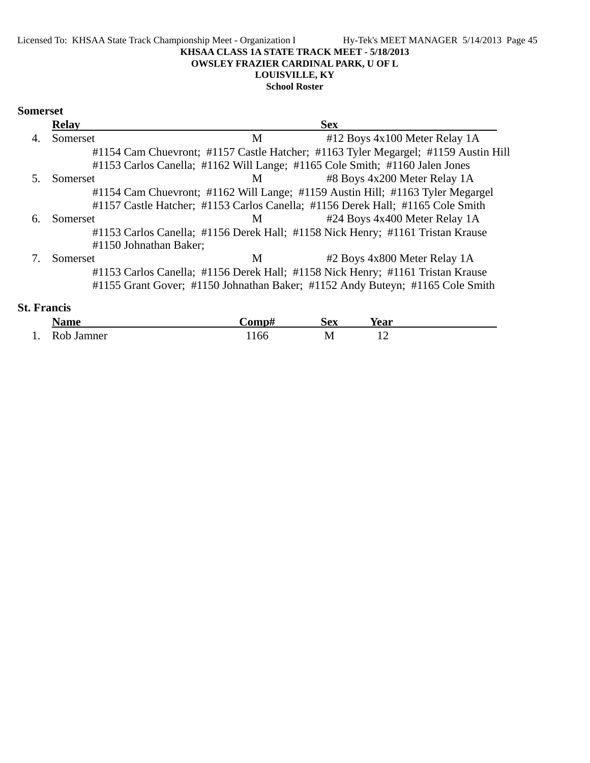KHSAA CLASS 1A STATE TRACK MEET - 5/18/2013

OWSLEY FRAZIER CARDINAL PARK, U OF L

LOUISVILLE, KY

School Roster

## Somerset

| | Relay | Sex | |
|---|---|---|---|
| 4. | Somerset | M | #12 Boys 4x100 Meter Relay 1A |
| | #1154 Cam Chuevront; #1157 Castle Hatcher; #1163 Tyler Megargel; #1159 Austin Hill<br>#1153 Carlos Canella; #1162 Will Lange; #1165 Cole Smith; #1160 Jalen Jones | | |
| 5. | Somerset | M | #8 Boys 4x200 Meter Relay 1A |
| | #1154 Cam Chuevront; #1162 Will Lange; #1159 Austin Hill; #1163 Tyler Megargel<br>#1157 Castle Hatcher; #1153 Carlos Canella; #1156 Derek Hall; #1165 Cole Smith | | |
| 6. | Somerset | M | #24 Boys 4x400 Meter Relay 1A |
| | #1153 Carlos Canella; #1156 Derek Hall; #1158 Nick Henry; #1161 Tristan Krause<br>#1150 Johnathan Baker; | | |
| 7. | Somerset | M | #2 Boys 4x800 Meter Relay 1A |
| | #1153 Carlos Canella; #1156 Derek Hall; #1158 Nick Henry; #1161 Tristan Krause<br>#1155 Grant Gover; #1150 Johnathan Baker; #1152 Andy Buteyn; #1165 Cole Smith | | |

## St. Francis

| | Name | Comp# | Sex | Year |
|---|---|---|---|---|
| 1. | Rob Jamner | 1166 | M | 12 |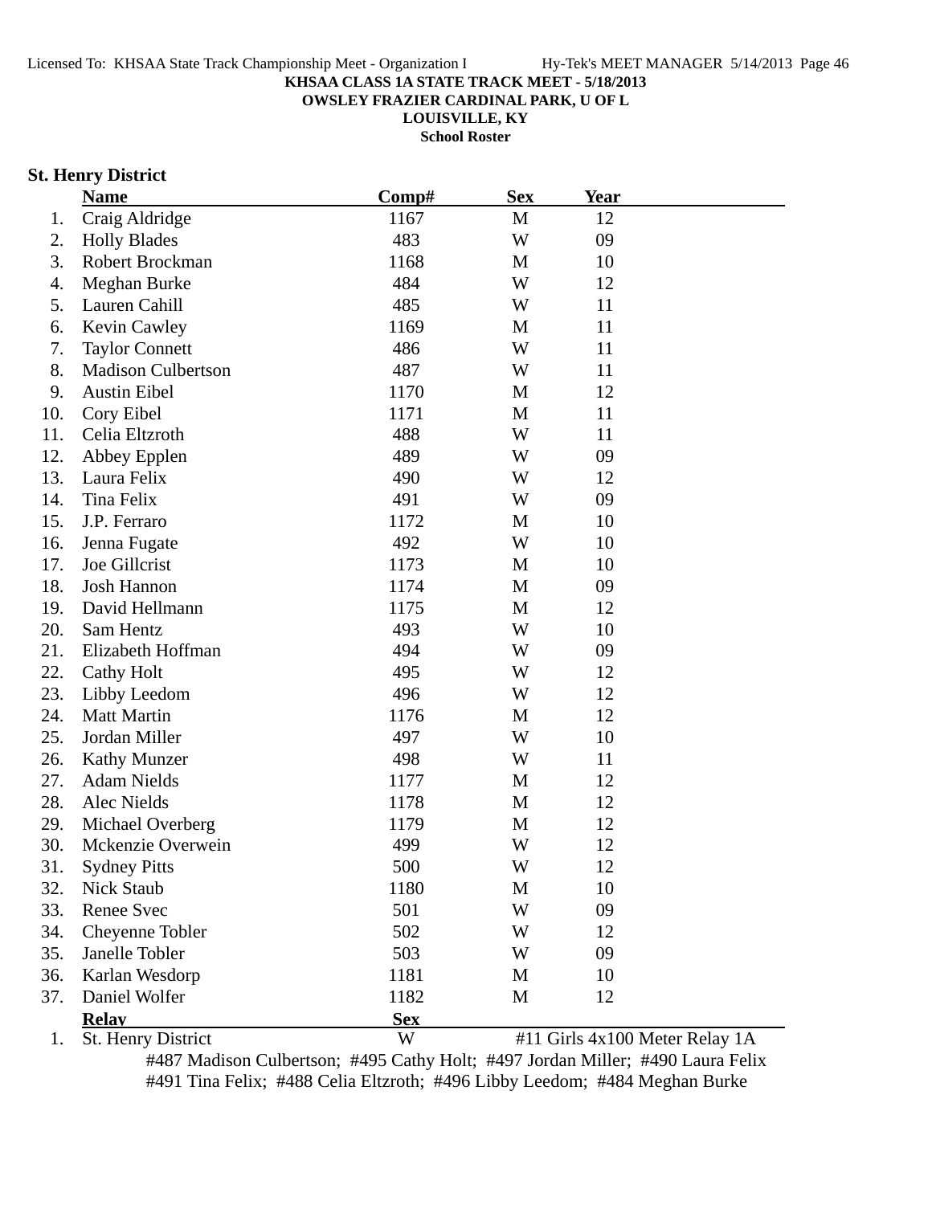**KHSAA CLASS 1A STATE TRACK MEET - 5/18/2013**
**OWSLEY FRAZIER CARDINAL PARK, U OF L**
**LOUISVILLE, KY**
**School Roster**

## St. Henry District

| | Name | Comp# | Sex | Year |
|---|---|---|---|---|
| 1. | Craig Aldridge | 1167 | M | 12 |
| 2. | Holly Blades | 483 | W | 09 |
| 3. | Robert Brockman | 1168 | M | 10 |
| 4. | Meghan Burke | 484 | W | 12 |
| 5. | Lauren Cahill | 485 | W | 11 |
| 6. | Kevin Cawley | 1169 | M | 11 |
| 7. | Taylor Connett | 486 | W | 11 |
| 8. | Madison Culbertson | 487 | W | 11 |
| 9. | Austin Eibel | 1170 | M | 12 |
| 10. | Cory Eibel | 1171 | M | 11 |
| 11. | Celia Eltzroth | 488 | W | 11 |
| 12. | Abbey Epplen | 489 | W | 09 |
| 13. | Laura Felix | 490 | W | 12 |
| 14. | Tina Felix | 491 | W | 09 |
| 15. | J.P. Ferraro | 1172 | M | 10 |
| 16. | Jenna Fugate | 492 | W | 10 |
| 17. | Joe Gillcrist | 1173 | M | 10 |
| 18. | Josh Hannon | 1174 | M | 09 |
| 19. | David Hellmann | 1175 | M | 12 |
| 20. | Sam Hentz | 493 | W | 10 |
| 21. | Elizabeth Hoffman | 494 | W | 09 |
| 22. | Cathy Holt | 495 | W | 12 |
| 23. | Libby Leedom | 496 | W | 12 |
| 24. | Matt Martin | 1176 | M | 12 |
| 25. | Jordan Miller | 497 | W | 10 |
| 26. | Kathy Munzer | 498 | W | 11 |
| 27. | Adam Nields | 1177 | M | 12 |
| 28. | Alec Nields | 1178 | M | 12 |
| 29. | Michael Overberg | 1179 | M | 12 |
| 30. | Mckenzie Overwein | 499 | W | 12 |
| 31. | Sydney Pitts | 500 | W | 12 |
| 32. | Nick Staub | 1180 | M | 10 |
| 33. | Renee Svec | 501 | W | 09 |
| 34. | Cheyenne Tobler | 502 | W | 12 |
| 35. | Janelle Tobler | 503 | W | 09 |
| 36. | Karlan Wesdorp | 1181 | M | 10 |
| 37. | Daniel Wolfer | 1182 | M | 12 |

| | Relay | Sex | |
|---|---|---|---|
| 1. | St. Henry District | W | #11 Girls 4x100 Meter Relay 1A |

#487 Madison Culbertson; #495 Cathy Holt; #497 Jordan Miller; #490 Laura Felix
#491 Tina Felix; #488 Celia Eltzroth; #496 Libby Leedom; #484 Meghan Burke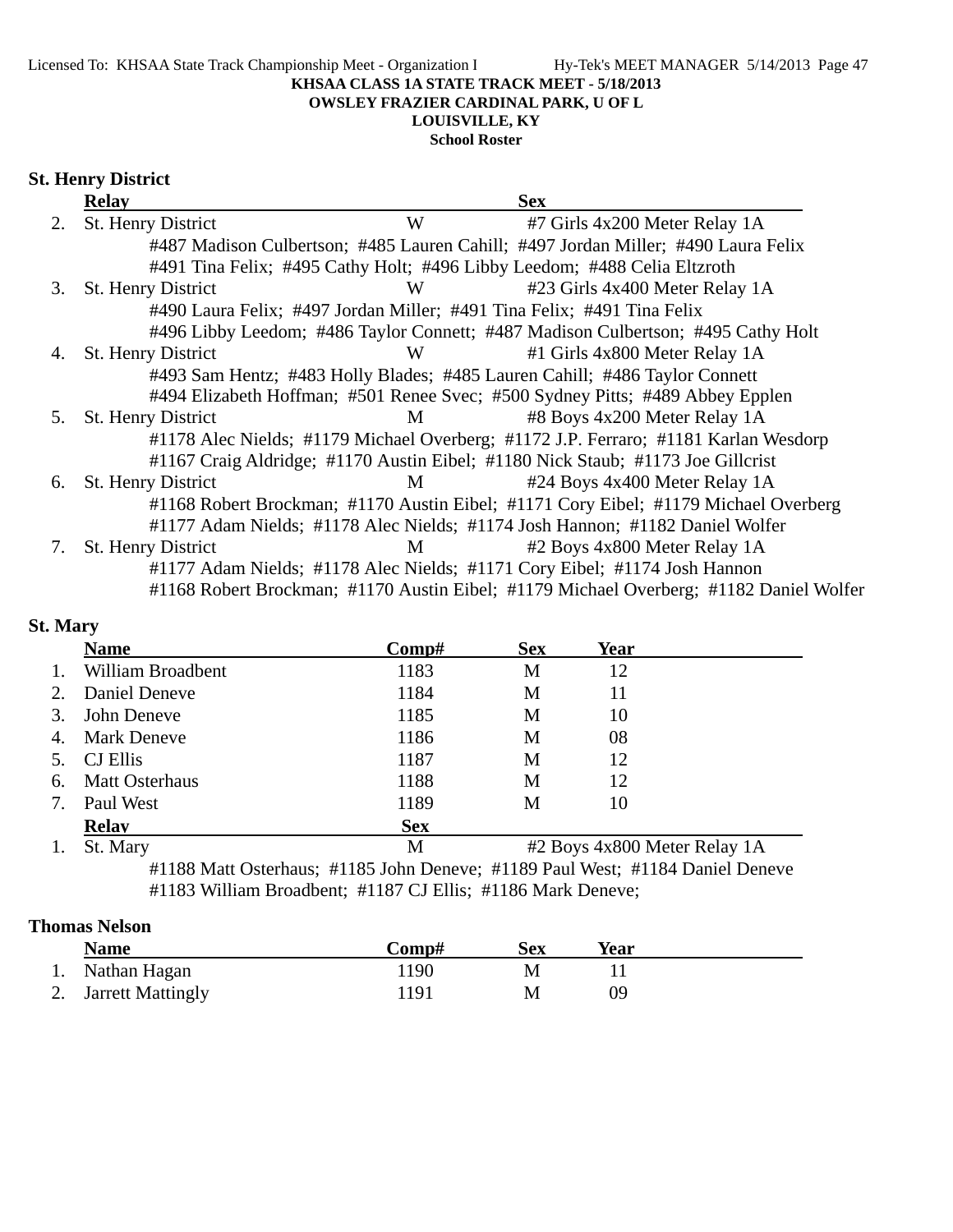KHSAA CLASS 1A STATE TRACK MEET - 5/18/2013
OWSLEY FRAZIER CARDINAL PARK, U OF L
LOUISVILLE, KY
School Roster

## St. Henry District

| | Relay | Sex | |
|---|---|---|---|
| 2. | St. Henry District | W | #7 Girls 4x200 Meter Relay 1A |
| | #487 Madison Culbertson; #485 Lauren Cahill; #497 Jordan Miller; #490 Laura Felix<br>#491 Tina Felix; #495 Cathy Holt; #496 Libby Leedom; #488 Celia Eltzroth | | |
| 3. | St. Henry District | W | #23 Girls 4x400 Meter Relay 1A |
| | #490 Laura Felix; #497 Jordan Miller; #491 Tina Felix; #491 Tina Felix<br>#496 Libby Leedom; #486 Taylor Connett; #487 Madison Culbertson; #495 Cathy Holt | | |
| 4. | St. Henry District | W | #1 Girls 4x800 Meter Relay 1A |
| | #493 Sam Hentz; #483 Holly Blades; #485 Lauren Cahill; #486 Taylor Connett<br>#494 Elizabeth Hoffman; #501 Renee Svec; #500 Sydney Pitts; #489 Abbey Epplen | | |
| 5. | St. Henry District | M | #8 Boys 4x200 Meter Relay 1A |
| | #1178 Alec Nields; #1179 Michael Overberg; #1172 J.P. Ferraro; #1181 Karlan Wesdorp<br>#1167 Craig Aldridge; #1170 Austin Eibel; #1180 Nick Staub; #1173 Joe Gillcrist | | |
| 6. | St. Henry District | M | #24 Boys 4x400 Meter Relay 1A |
| | #1168 Robert Brockman; #1170 Austin Eibel; #1171 Cory Eibel; #1179 Michael Overberg<br>#1177 Adam Nields; #1178 Alec Nields; #1174 Josh Hannon; #1182 Daniel Wolfer | | |
| 7. | St. Henry District | M | #2 Boys 4x800 Meter Relay 1A |
| | #1177 Adam Nields; #1178 Alec Nields; #1171 Cory Eibel; #1174 Josh Hannon<br>#1168 Robert Brockman; #1170 Austin Eibel; #1179 Michael Overberg; #1182 Daniel Wolfer | | |

## St. Mary

| | Name | Comp# | Sex | Year |
|---|---|---|---|---|
| 1. | William Broadbent | 1183 | M | 12 |
| 2. | Daniel Deneve | 1184 | M | 11 |
| 3. | John Deneve | 1185 | M | 10 |
| 4. | Mark Deneve | 1186 | M | 08 |
| 5. | CJ Ellis | 1187 | M | 12 |
| 6. | Matt Osterhaus | 1188 | M | 12 |
| 7. | Paul West | 1189 | M | 10 |

| | Relay | Sex | |
|---|---|---|---|
| 1. | St. Mary | M | #2 Boys 4x800 Meter Relay 1A |
| | #1188 Matt Osterhaus; #1185 John Deneve; #1189 Paul West; #1184 Daniel Deneve<br>#1183 William Broadbent; #1187 CJ Ellis; #1186 Mark Deneve; | | |

## Thomas Nelson

| | Name | Comp# | Sex | Year |
|---|---|---|---|---|
| 1. | Nathan Hagan | 1190 | M | 11 |
| 2. | Jarrett Mattingly | 1191 | M | 09 |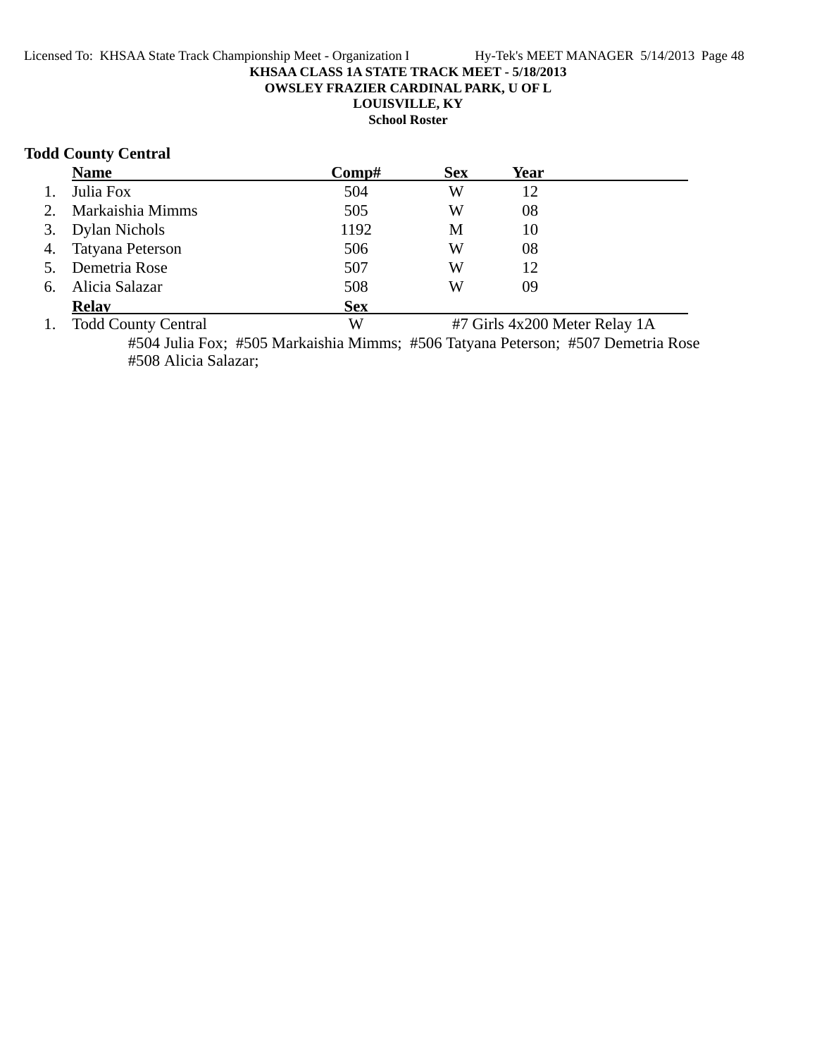**KHSAA CLASS 1A STATE TRACK MEET - 5/18/2013**
**OWSLEY FRAZIER CARDINAL PARK, U OF L**
**LOUISVILLE, KY**
**School Roster**

## Todd County Central

| | Name | Comp# | Sex | Year |
|---|---|---|---|---|
| 1. | Julia Fox | 504 | W | 12 |
| 2. | Markaishia Mimms | 505 | W | 08 |
| 3. | Dylan Nichols | 1192 | M | 10 |
| 4. | Tatyana Peterson | 506 | W | 08 |
| 5. | Demetria Rose | 507 | W | 12 |
| 6. | Alicia Salazar | 508 | W | 09 |

| | Relay | Sex | |
|---|---|---|---|
| 1. | Todd County Central | W | #7 Girls 4x200 Meter Relay 1A |

#504 Julia Fox; #505 Markaishia Mimms; #506 Tatyana Peterson; #507 Demetria Rose
#508 Alicia Salazar;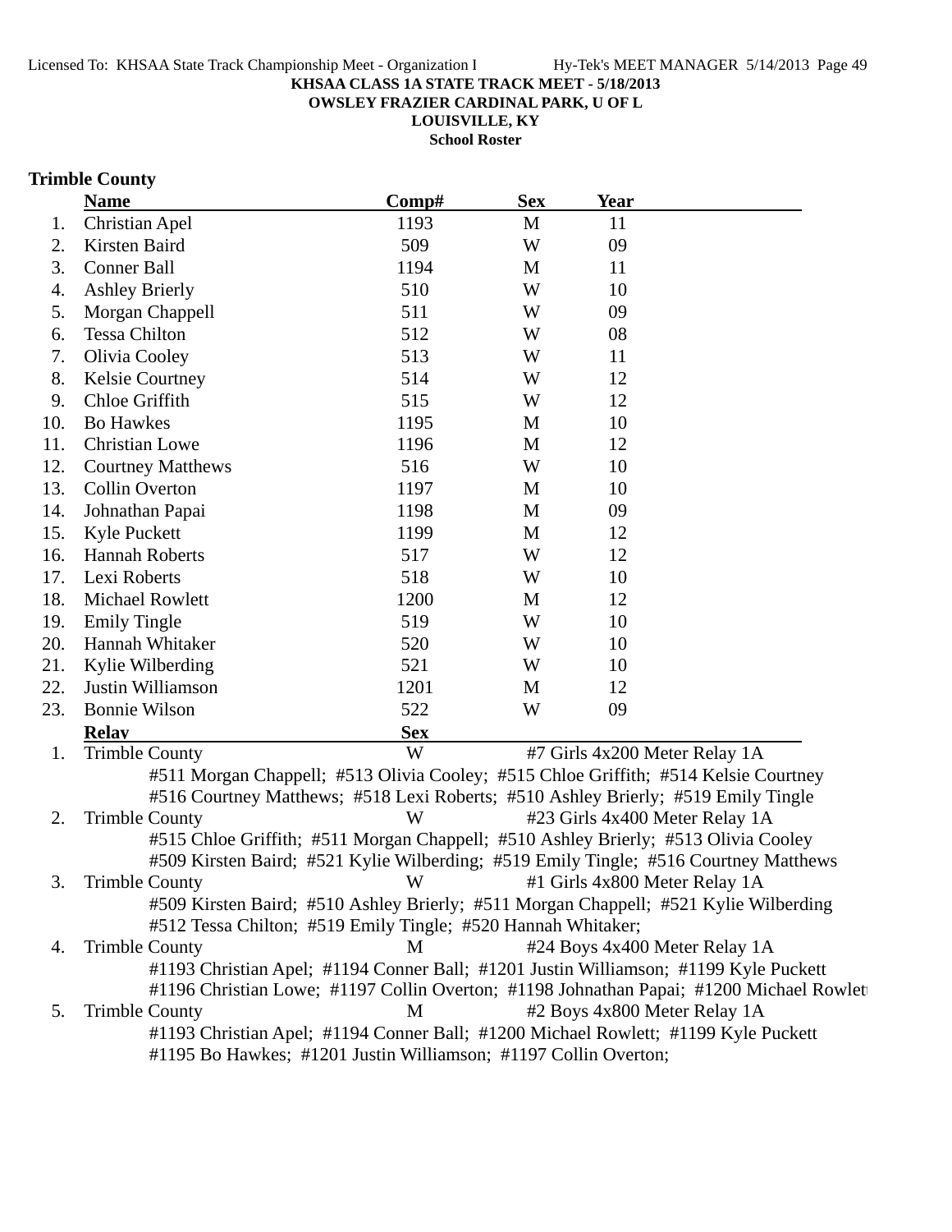**KHSAA CLASS 1A STATE TRACK MEET - 5/18/2013**
**OWSLEY FRAZIER CARDINAL PARK, U OF L**
**LOUISVILLE, KY**
**School Roster**

## Trimble County

| | Name | Comp# | Sex | Year |
|---|---|---|---|---|
| 1. | Christian Apel | 1193 | M | 11 |
| 2. | Kirsten Baird | 509 | W | 09 |
| 3. | Conner Ball | 1194 | M | 11 |
| 4. | Ashley Brierly | 510 | W | 10 |
| 5. | Morgan Chappell | 511 | W | 09 |
| 6. | Tessa Chilton | 512 | W | 08 |
| 7. | Olivia Cooley | 513 | W | 11 |
| 8. | Kelsie Courtney | 514 | W | 12 |
| 9. | Chloe Griffith | 515 | W | 12 |
| 10. | Bo Hawkes | 1195 | M | 10 |
| 11. | Christian Lowe | 1196 | M | 12 |
| 12. | Courtney Matthews | 516 | W | 10 |
| 13. | Collin Overton | 1197 | M | 10 |
| 14. | Johnathan Papai | 1198 | M | 09 |
| 15. | Kyle Puckett | 1199 | M | 12 |
| 16. | Hannah Roberts | 517 | W | 12 |
| 17. | Lexi Roberts | 518 | W | 10 |
| 18. | Michael Rowlett | 1200 | M | 12 |
| 19. | Emily Tingle | 519 | W | 10 |
| 20. | Hannah Whitaker | 520 | W | 10 |
| 21. | Kylie Wilberding | 521 | W | 10 |
| 22. | Justin Williamson | 1201 | M | 12 |
| 23. | Bonnie Wilson | 522 | W | 09 |

| | Relay | Sex | Event |
|---|---|---|---|
| 1. | Trimble County | W | #7 Girls 4x200 Meter Relay 1A |
| | #511 Morgan Chappell; #513 Olivia Cooley; #515 Chloe Griffith; #514 Kelsie Courtney; #516 Courtney Matthews; #518 Lexi Roberts; #510 Ashley Brierly; #519 Emily Tingle | | |
| 2. | Trimble County | W | #23 Girls 4x400 Meter Relay 1A |
| | #515 Chloe Griffith; #511 Morgan Chappell; #510 Ashley Brierly; #513 Olivia Cooley; #509 Kirsten Baird; #521 Kylie Wilberding; #519 Emily Tingle; #516 Courtney Matthews | | |
| 3. | Trimble County | W | #1 Girls 4x800 Meter Relay 1A |
| | #509 Kirsten Baird; #510 Ashley Brierly; #511 Morgan Chappell; #521 Kylie Wilberding; #512 Tessa Chilton; #519 Emily Tingle; #520 Hannah Whitaker; | | |
| 4. | Trimble County | M | #24 Boys 4x400 Meter Relay 1A |
| | #1193 Christian Apel; #1194 Conner Ball; #1201 Justin Williamson; #1199 Kyle Puckett; #1196 Christian Lowe; #1197 Collin Overton; #1198 Johnathan Papai; #1200 Michael Rowlett | | |
| 5. | Trimble County | M | #2 Boys 4x800 Meter Relay 1A |
| | #1193 Christian Apel; #1194 Conner Ball; #1200 Michael Rowlett; #1199 Kyle Puckett; #1195 Bo Hawkes; #1201 Justin Williamson; #1197 Collin Overton; | | |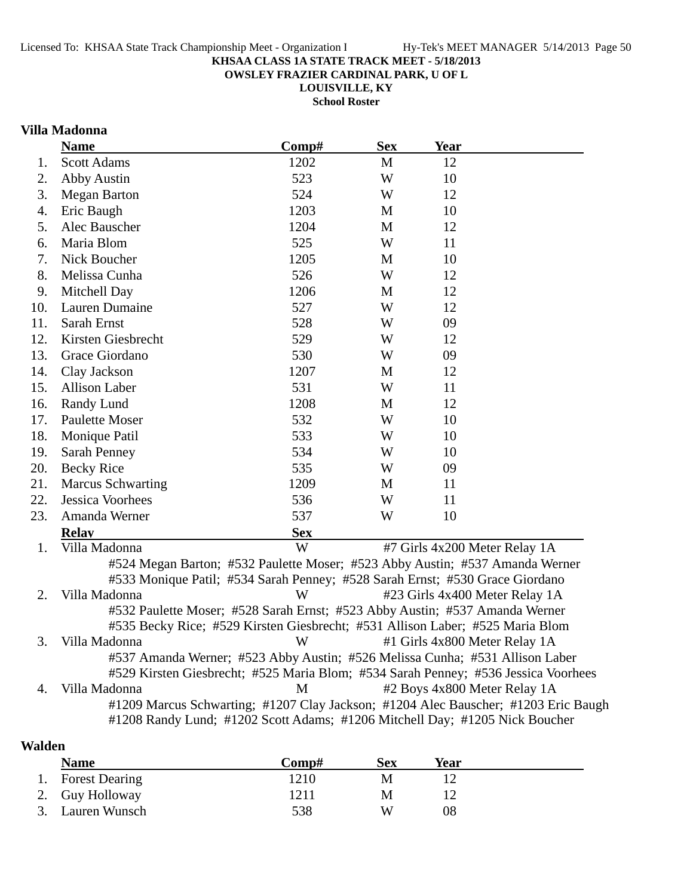**KHSAA CLASS 1A STATE TRACK MEET - 5/18/2013**
**OWSLEY FRAZIER CARDINAL PARK, U OF L**
**LOUISVILLE, KY**
**School Roster**

## Villa Madonna

| | Name | Comp# | Sex | Year |
|---|---|---|---|---|
| 1. | Scott Adams | 1202 | M | 12 |
| 2. | Abby Austin | 523 | W | 10 |
| 3. | Megan Barton | 524 | W | 12 |
| 4. | Eric Baugh | 1203 | M | 10 |
| 5. | Alec Bauscher | 1204 | M | 12 |
| 6. | Maria Blom | 525 | W | 11 |
| 7. | Nick Boucher | 1205 | M | 10 |
| 8. | Melissa Cunha | 526 | W | 12 |
| 9. | Mitchell Day | 1206 | M | 12 |
| 10. | Lauren Dumaine | 527 | W | 12 |
| 11. | Sarah Ernst | 528 | W | 09 |
| 12. | Kirsten Giesbrecht | 529 | W | 12 |
| 13. | Grace Giordano | 530 | W | 09 |
| 14. | Clay Jackson | 1207 | M | 12 |
| 15. | Allison Laber | 531 | W | 11 |
| 16. | Randy Lund | 1208 | M | 12 |
| 17. | Paulette Moser | 532 | W | 10 |
| 18. | Monique Patil | 533 | W | 10 |
| 19. | Sarah Penney | 534 | W | 10 |
| 20. | Becky Rice | 535 | W | 09 |
| 21. | Marcus Schwarting | 1209 | M | 11 |
| 22. | Jessica Voorhees | 536 | W | 11 |
| 23. | Amanda Werner | 537 | W | 10 |

| | Relay | Sex | Event |
|---|---|---|---|
| 1. | Villa Madonna | W | #7 Girls 4x200 Meter Relay 1A |
| | #524 Megan Barton; #532 Paulette Moser; #523 Abby Austin; #537 Amanda Werner; #533 Monique Patil; #534 Sarah Penney; #528 Sarah Ernst; #530 Grace Giordano | | |
| 2. | Villa Madonna | W | #23 Girls 4x400 Meter Relay 1A |
| | #532 Paulette Moser; #528 Sarah Ernst; #523 Abby Austin; #537 Amanda Werner; #535 Becky Rice; #529 Kirsten Giesbrecht; #531 Allison Laber; #525 Maria Blom | | |
| 3. | Villa Madonna | W | #1 Girls 4x800 Meter Relay 1A |
| | #537 Amanda Werner; #523 Abby Austin; #526 Melissa Cunha; #531 Allison Laber; #529 Kirsten Giesbrecht; #525 Maria Blom; #534 Sarah Penney; #536 Jessica Voorhees | | |
| 4. | Villa Madonna | M | #2 Boys 4x800 Meter Relay 1A |
| | #1209 Marcus Schwarting; #1207 Clay Jackson; #1204 Alec Bauscher; #1203 Eric Baugh; #1208 Randy Lund; #1202 Scott Adams; #1206 Mitchell Day; #1205 Nick Boucher | | |

## Walden

| | Name | Comp# | Sex | Year |
|---|---|---|---|---|
| 1. | Forest Dearing | 1210 | M | 12 |
| 2. | Guy Holloway | 1211 | M | 12 |
| 3. | Lauren Wunsch | 538 | W | 08 |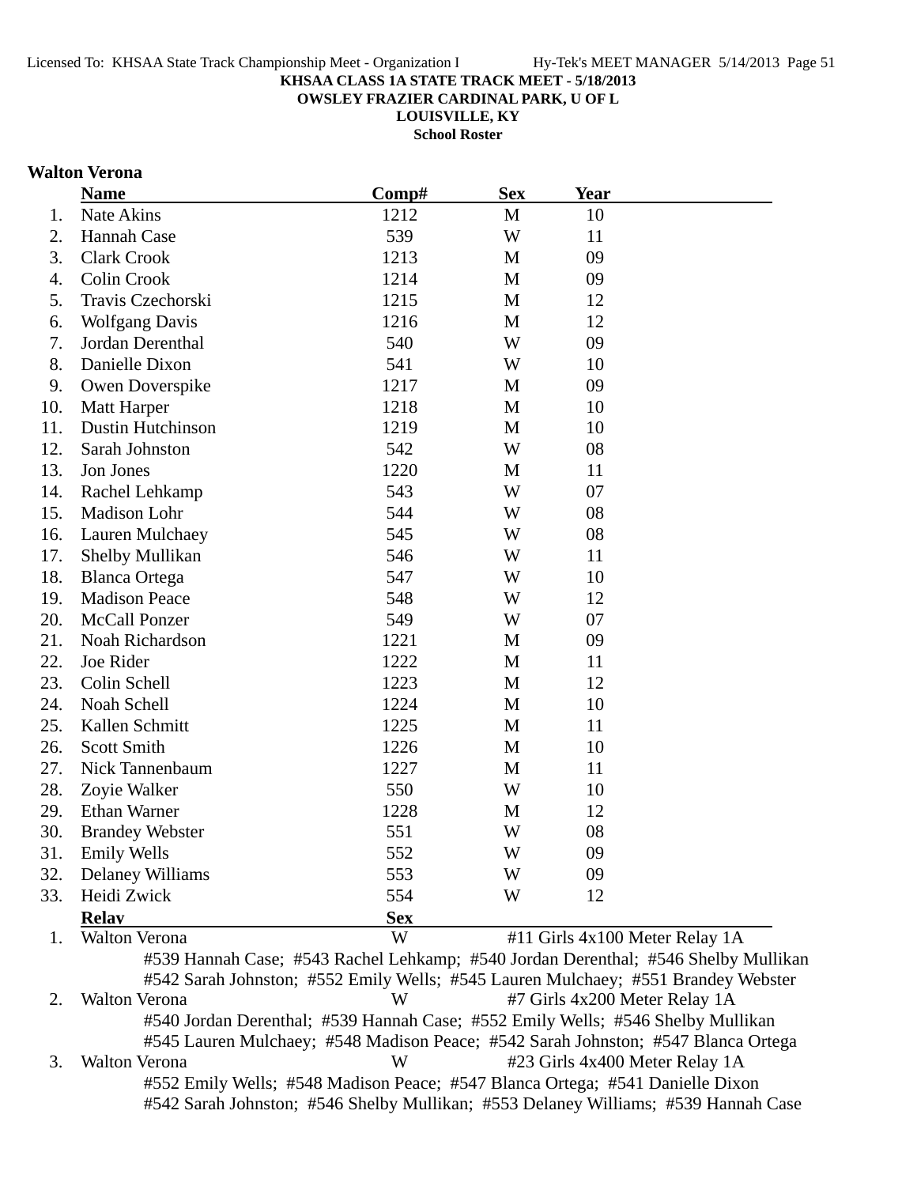KHSAA CLASS 1A STATE TRACK MEET - 5/18/2013
OWSLEY FRAZIER CARDINAL PARK, U OF L
LOUISVILLE, KY
School Roster

**Walton Verona**

| | Name | Comp# | Sex | Year |
|---|---|---|---|---|
| 1. | Nate Akins | 1212 | M | 10 |
| 2. | Hannah Case | 539 | W | 11 |
| 3. | Clark Crook | 1213 | M | 09 |
| 4. | Colin Crook | 1214 | M | 09 |
| 5. | Travis Czechorski | 1215 | M | 12 |
| 6. | Wolfgang Davis | 1216 | M | 12 |
| 7. | Jordan Derenthal | 540 | W | 09 |
| 8. | Danielle Dixon | 541 | W | 10 |
| 9. | Owen Doverspike | 1217 | M | 09 |
| 10. | Matt Harper | 1218 | M | 10 |
| 11. | Dustin Hutchinson | 1219 | M | 10 |
| 12. | Sarah Johnston | 542 | W | 08 |
| 13. | Jon Jones | 1220 | M | 11 |
| 14. | Rachel Lehkamp | 543 | W | 07 |
| 15. | Madison Lohr | 544 | W | 08 |
| 16. | Lauren Mulchaey | 545 | W | 08 |
| 17. | Shelby Mullikan | 546 | W | 11 |
| 18. | Blanca Ortega | 547 | W | 10 |
| 19. | Madison Peace | 548 | W | 12 |
| 20. | McCall Ponzer | 549 | W | 07 |
| 21. | Noah Richardson | 1221 | M | 09 |
| 22. | Joe Rider | 1222 | M | 11 |
| 23. | Colin Schell | 1223 | M | 12 |
| 24. | Noah Schell | 1224 | M | 10 |
| 25. | Kallen Schmitt | 1225 | M | 11 |
| 26. | Scott Smith | 1226 | M | 10 |
| 27. | Nick Tannenbaum | 1227 | M | 11 |
| 28. | Zoyie Walker | 550 | W | 10 |
| 29. | Ethan Warner | 1228 | M | 12 |
| 30. | Brandey Webster | 551 | W | 08 |
| 31. | Emily Wells | 552 | W | 09 |
| 32. | Delaney Williams | 553 | W | 09 |
| 33. | Heidi Zwick | 554 | W | 12 |

| | Relay | Sex | Event |
|---|---|---|---|
| 1. | Walton Verona | W | #11 Girls 4x100 Meter Relay 1A |
| | #539 Hannah Case; #543 Rachel Lehkamp; #540 Jordan Derenthal; #546 Shelby Mullikan; #542 Sarah Johnston; #552 Emily Wells; #545 Lauren Mulchaey; #551 Brandey Webster | | |
| 2. | Walton Verona | W | #7 Girls 4x200 Meter Relay 1A |
| | #540 Jordan Derenthal; #539 Hannah Case; #552 Emily Wells; #546 Shelby Mullikan; #545 Lauren Mulchaey; #548 Madison Peace; #542 Sarah Johnston; #547 Blanca Ortega | | |
| 3. | Walton Verona | W | #23 Girls 4x400 Meter Relay 1A |
| | #552 Emily Wells; #548 Madison Peace; #547 Blanca Ortega; #541 Danielle Dixon; #542 Sarah Johnston; #546 Shelby Mullikan; #553 Delaney Williams; #539 Hannah Case | | |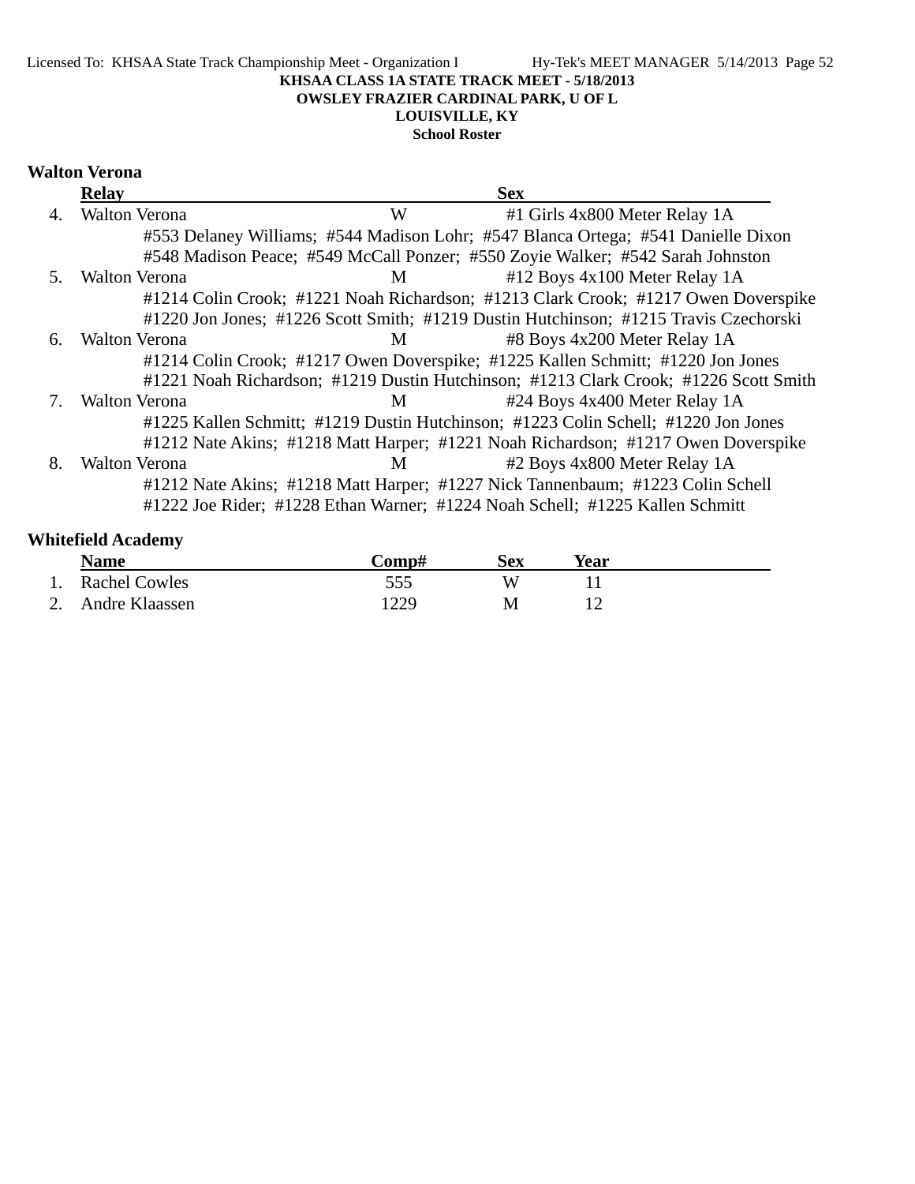KHSAA CLASS 1A STATE TRACK MEET - 5/18/2013
OWSLEY FRAZIER CARDINAL PARK, U OF L
LOUISVILLE, KY
School Roster

### Walton Verona

| | Relay | Sex | |
|---|---|---|---|
| 4. | Walton Verona | W | #1 Girls 4x800 Meter Relay 1A |
| | #553 Delaney Williams; #544 Madison Lohr; #547 Blanca Ortega; #541 Danielle Dixon<br>#548 Madison Peace; #549 McCall Ponzer; #550 Zoyie Walker; #542 Sarah Johnston | | |
| 5. | Walton Verona | M | #12 Boys 4x100 Meter Relay 1A |
| | #1214 Colin Crook; #1221 Noah Richardson; #1213 Clark Crook; #1217 Owen Doverspike<br>#1220 Jon Jones; #1226 Scott Smith; #1219 Dustin Hutchinson; #1215 Travis Czechorski | | |
| 6. | Walton Verona | M | #8 Boys 4x200 Meter Relay 1A |
| | #1214 Colin Crook; #1217 Owen Doverspike; #1225 Kallen Schmitt; #1220 Jon Jones<br>#1221 Noah Richardson; #1219 Dustin Hutchinson; #1213 Clark Crook; #1226 Scott Smith | | |
| 7. | Walton Verona | M | #24 Boys 4x400 Meter Relay 1A |
| | #1225 Kallen Schmitt; #1219 Dustin Hutchinson; #1223 Colin Schell; #1220 Jon Jones<br>#1212 Nate Akins; #1218 Matt Harper; #1221 Noah Richardson; #1217 Owen Doverspike | | |
| 8. | Walton Verona | M | #2 Boys 4x800 Meter Relay 1A |
| | #1212 Nate Akins; #1218 Matt Harper; #1227 Nick Tannenbaum; #1223 Colin Schell<br>#1222 Joe Rider; #1228 Ethan Warner; #1224 Noah Schell; #1225 Kallen Schmitt | | |

### Whitefield Academy

| | Name | Comp# | Sex | Year |
|---|---|---|---|---|
| 1. | Rachel Cowles | 555 | W | 11 |
| 2. | Andre Klaassen | 1229 | M | 12 |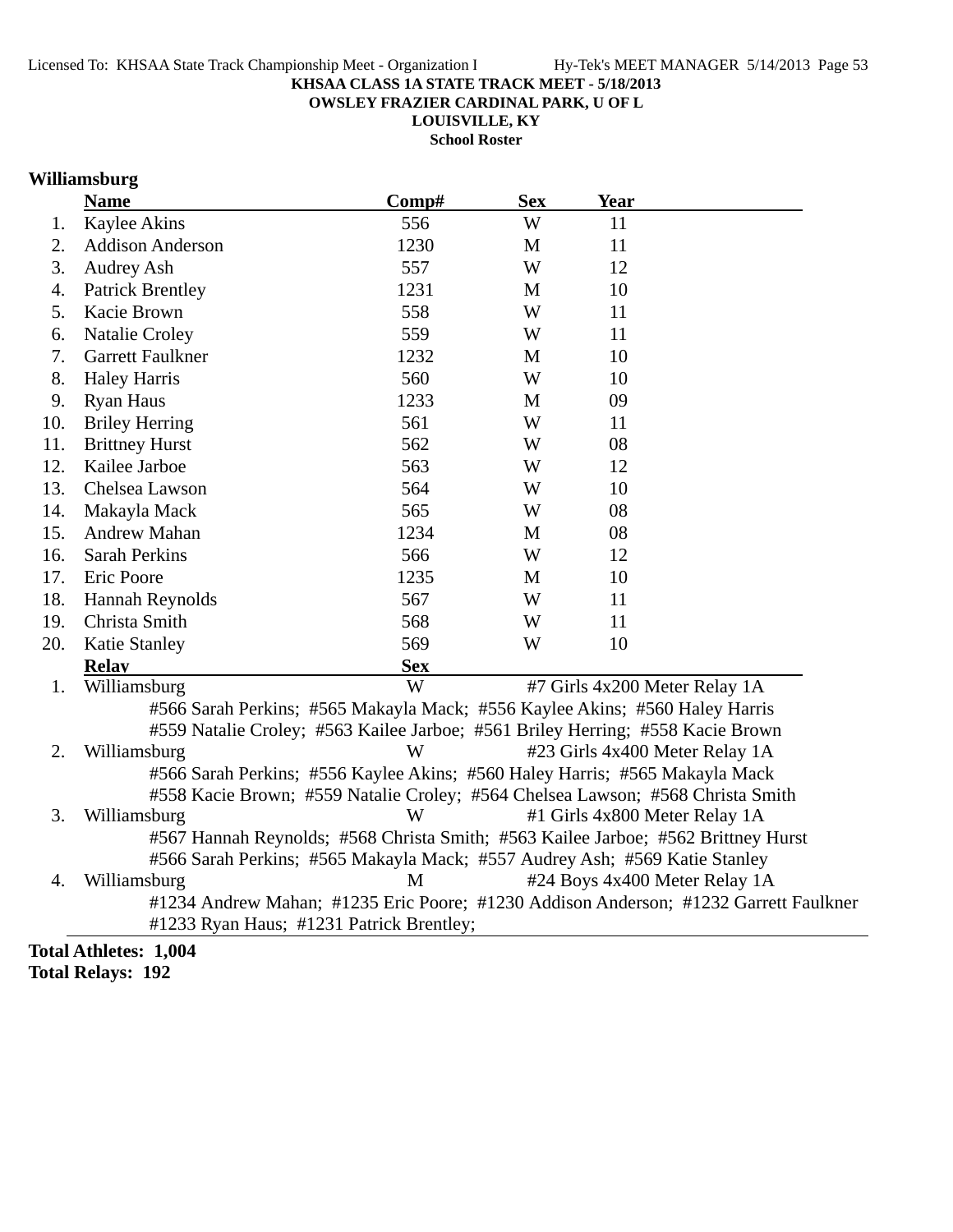**KHSAA CLASS 1A STATE TRACK MEET - 5/18/2013**
**OWSLEY FRAZIER CARDINAL PARK, U OF L**
**LOUISVILLE, KY**
**School Roster**

## Williamsburg

| | Name | Comp# | Sex | Year |
|---|---|---|---|---|
| 1. | Kaylee Akins | 556 | W | 11 |
| 2. | Addison Anderson | 1230 | M | 11 |
| 3. | Audrey Ash | 557 | W | 12 |
| 4. | Patrick Brentley | 1231 | M | 10 |
| 5. | Kacie Brown | 558 | W | 11 |
| 6. | Natalie Croley | 559 | W | 11 |
| 7. | Garrett Faulkner | 1232 | M | 10 |
| 8. | Haley Harris | 560 | W | 10 |
| 9. | Ryan Haus | 1233 | M | 09 |
| 10. | Briley Herring | 561 | W | 11 |
| 11. | Brittney Hurst | 562 | W | 08 |
| 12. | Kailee Jarboe | 563 | W | 12 |
| 13. | Chelsea Lawson | 564 | W | 10 |
| 14. | Makayla Mack | 565 | W | 08 |
| 15. | Andrew Mahan | 1234 | M | 08 |
| 16. | Sarah Perkins | 566 | W | 12 |
| 17. | Eric Poore | 1235 | M | 10 |
| 18. | Hannah Reynolds | 567 | W | 11 |
| 19. | Christa Smith | 568 | W | 11 |
| 20. | Katie Stanley | 569 | W | 10 |

| | Relay | Sex | Event |
|---|---|---|---|
| 1. | Williamsburg | W | #7 Girls 4x200 Meter Relay 1A |
| | #566 Sarah Perkins; #565 Makayla Mack; #556 Kaylee Akins; #560 Haley Harris; #559 Natalie Croley; #563 Kailee Jarboe; #561 Briley Herring; #558 Kacie Brown | | |
| 2. | Williamsburg | W | #23 Girls 4x400 Meter Relay 1A |
| | #566 Sarah Perkins; #556 Kaylee Akins; #560 Haley Harris; #565 Makayla Mack; #558 Kacie Brown; #559 Natalie Croley; #564 Chelsea Lawson; #568 Christa Smith | | |
| 3. | Williamsburg | W | #1 Girls 4x800 Meter Relay 1A |
| | #567 Hannah Reynolds; #568 Christa Smith; #563 Kailee Jarboe; #562 Brittney Hurst; #566 Sarah Perkins; #565 Makayla Mack; #557 Audrey Ash; #569 Katie Stanley | | |
| 4. | Williamsburg | M | #24 Boys 4x400 Meter Relay 1A |
| | #1234 Andrew Mahan; #1235 Eric Poore; #1230 Addison Anderson; #1232 Garrett Faulkner; #1233 Ryan Haus; #1231 Patrick Brentley; | | |

**Total Athletes: 1,004**
**Total Relays: 192**